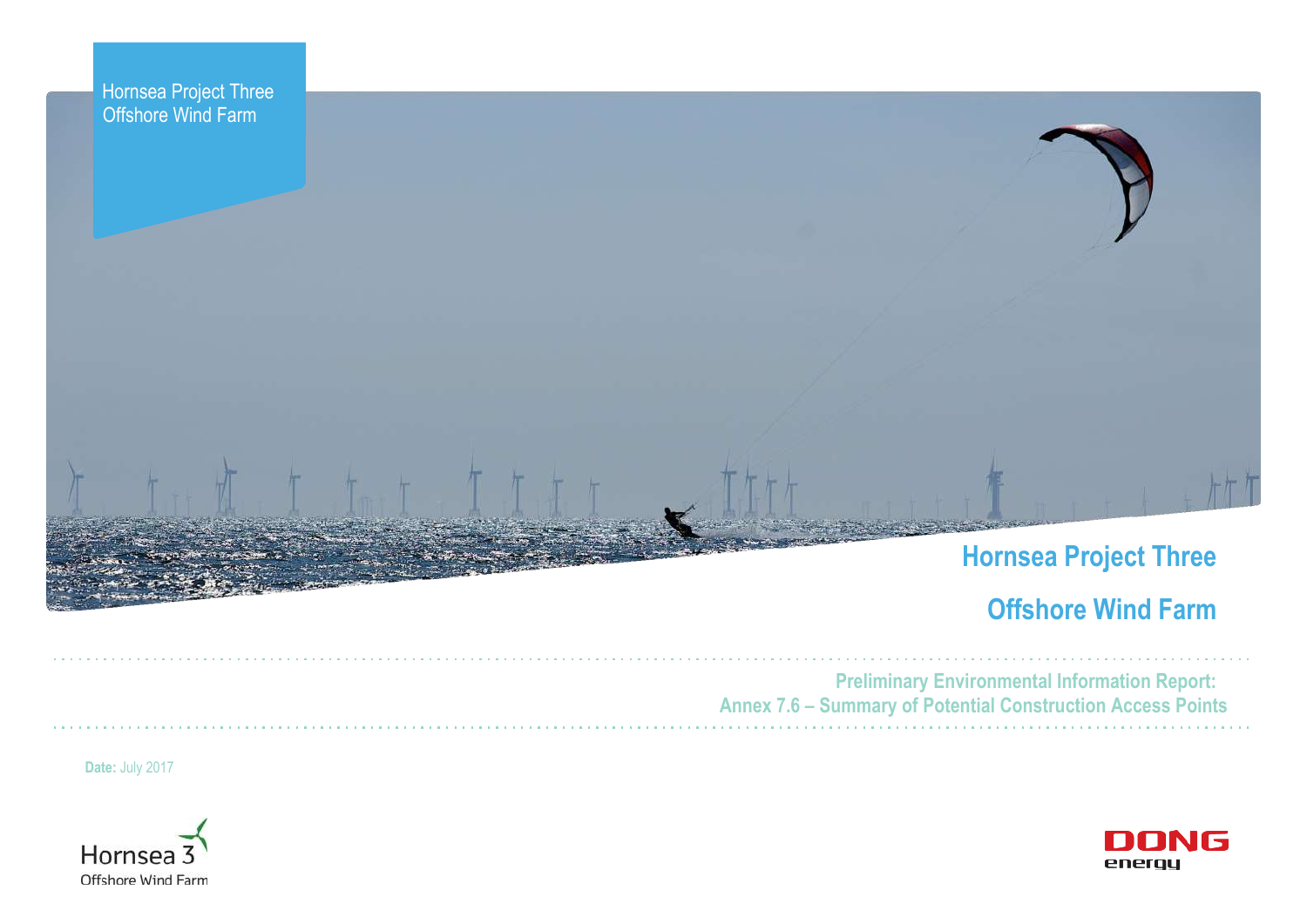Hornsea Project Three
Offshore Wind Farm

# Hornsea Project Three

# Offshore Wind Farm

## Preliminary Environmental Information Report: Annex 7.6 – Summary of Potential Construction Access Points

**Date:** July 2017

Hornsea 3
Offshore Wind Farm

DONG energy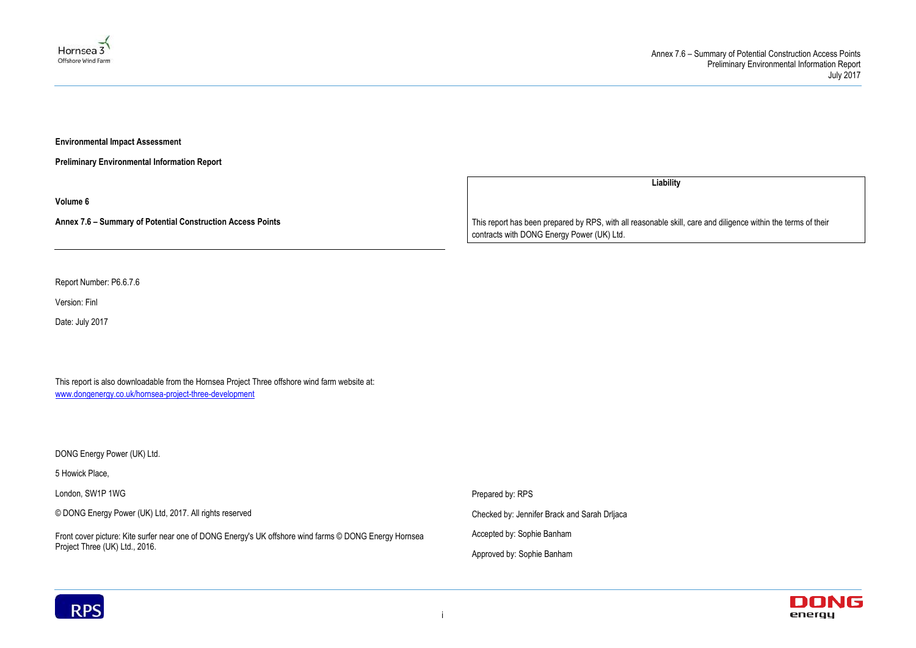**Environmental Impact Assessment**

**Preliminary Environmental Information Report**

**Volume 6**

**Annex 7.6 – Summary of Potential Construction Access Points**

| Liability |
|---|
| This report has been prepared by RPS, with all reasonable skill, care and diligence within the terms of their contracts with DONG Energy Power (UK) Ltd. |

Report Number: P6.6.7.6

Version: Finl

Date: July 2017

This report is also downloadable from the Hornsea Project Three offshore wind farm website at:
www.dongenergy.co.uk/hornsea-project-three-development

DONG Energy Power (UK) Ltd.

5 Howick Place,

London, SW1P 1WG

© DONG Energy Power (UK) Ltd, 2017. All rights reserved

Front cover picture: Kite surfer near one of DONG Energy's UK offshore wind farms © DONG Energy Hornsea Project Three (UK) Ltd., 2016.

Prepared by: RPS

Checked by: Jennifer Brack and Sarah Drljaca

Accepted by: Sophie Banham

Approved by: Sophie Banham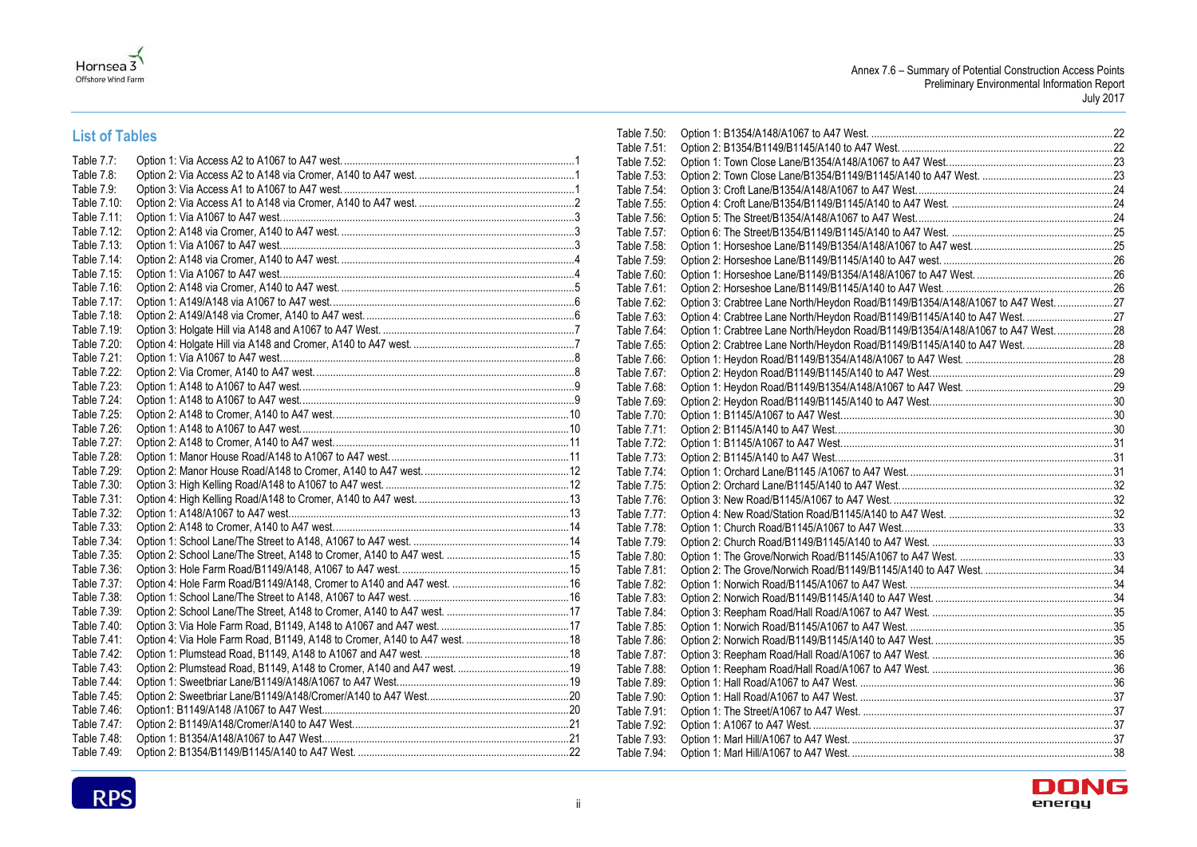## List of Tables

| Table | Title | Page |
|---|---|---|
| Table 7.7: | Option 1: Via Access A2 to A1067 to A47 west. | 1 |
| Table 7.8: | Option 2: Via Access A2 to A148 via Cromer, A140 to A47 west. | 1 |
| Table 7.9: | Option 3: Via Access A1 to A1067 to A47 west. | 1 |
| Table 7.10: | Option 2: Via Access A1 to A148 via Cromer, A140 to A47 west. | 2 |
| Table 7.11: | Option 1: Via A1067 to A47 west. | 3 |
| Table 7.12: | Option 2: A148 via Cromer, A140 to A47 west. | 3 |
| Table 7.13: | Option 1: Via A1067 to A47 west. | 3 |
| Table 7.14: | Option 2: A148 via Cromer, A140 to A47 west. | 4 |
| Table 7.15: | Option 1: Via A1067 to A47 west. | 4 |
| Table 7.16: | Option 2: A148 via Cromer, A140 to A47 west. | 5 |
| Table 7.17: | Option 1: A149/A148 via A1067 to A47 west. | 6 |
| Table 7.18: | Option 2: A149/A148 via Cromer, A140 to A47 west. | 6 |
| Table 7.19: | Option 3: Holgate Hill via A148 and A1067 to A47 West. | 7 |
| Table 7.20: | Option 4: Holgate Hill via A148 and Cromer, A140 to A47 west. | 7 |
| Table 7.21: | Option 1: Via A1067 to A47 west. | 8 |
| Table 7.22: | Option 2: Via Cromer, A140 to A47 west. | 8 |
| Table 7.23: | Option 1: A148 to A1067 to A47 west. | 9 |
| Table 7.24: | Option 1: A148 to A1067 to A47 west. | 9 |
| Table 7.25: | Option 2: A148 to Cromer, A140 to A47 west. | 10 |
| Table 7.26: | Option 1: A148 to A1067 to A47 west. | 10 |
| Table 7.27: | Option 2: A148 to Cromer, A140 to A47 west. | 11 |
| Table 7.28: | Option 1: Manor House Road/A148 to A1067 to A47 west. | 11 |
| Table 7.29: | Option 2: Manor House Road/A148 to Cromer, A140 to A47 west. | 12 |
| Table 7.30: | Option 3: High Kelling Road/A148 to A1067 to A47 west. | 12 |
| Table 7.31: | Option 4: High Kelling Road/A148 to Cromer, A140 to A47 west. | 13 |
| Table 7.32: | Option 1: A148/A1067 to A47 west. | 13 |
| Table 7.33: | Option 2: A148 to Cromer, A140 to A47 west. | 14 |
| Table 7.34: | Option 1: School Lane/The Street to A148, A1067 to A47 west. | 14 |
| Table 7.35: | Option 2: School Lane/The Street, A148 to Cromer, A140 to A47 west. | 15 |
| Table 7.36: | Option 3: Hole Farm Road/B1149/A148, A1067 to A47 west. | 15 |
| Table 7.37: | Option 4: Hole Farm Road/B1149/A148, Cromer to A140 and A47 west. | 16 |
| Table 7.38: | Option 1: School Lane/The Street to A148, A1067 to A47 west. | 16 |
| Table 7.39: | Option 2: School Lane/The Street, A148 to Cromer, A140 to A47 west. | 17 |
| Table 7.40: | Option 3: Via Hole Farm Road, B1149, A148 to A1067 and A47 west. | 17 |
| Table 7.41: | Option 4: Via Hole Farm Road, B1149, A148 to Cromer, A140 to A47 west. | 18 |
| Table 7.42: | Option 1: Plumstead Road, B1149, A148 to A1067 and A47 west. | 18 |
| Table 7.43: | Option 2: Plumstead Road, B1149, A148 to Cromer, A140 and A47 west. | 19 |
| Table 7.44: | Option 1: Sweetbriar Lane/B1149/A148/A1067 to A47 West. | 19 |
| Table 7.45: | Option 2: Sweetbriar Lane/B1149/A148/Cromer/A140 to A47 West. | 20 |
| Table 7.46: | Option1: B1149/A148 /A1067 to A47 West. | 20 |
| Table 7.47: | Option 2: B1149/A148/Cromer/A140 to A47 West. | 21 |
| Table 7.48: | Option 1: B1354/A148/A1067 to A47 West. | 21 |
| Table 7.49: | Option 2: B1354/B1149/B1145/A140 to A47 West. | 22 |
| Table 7.50: | Option 1: B1354/A148/A1067 to A47 West. | 22 |
| Table 7.51: | Option 2: B1354/B1149/B1145/A140 to A47 West. | 22 |
| Table 7.52: | Option 1: Town Close Lane/B1354/A148/A1067 to A47 West. | 23 |
| Table 7.53: | Option 2: Town Close Lane/B1354/B1149/B1145/A140 to A47 West. | 23 |
| Table 7.54: | Option 3: Croft Lane/B1354/A148/A1067 to A47 West. | 24 |
| Table 7.55: | Option 4: Croft Lane/B1354/B1149/B1145/A140 to A47 West. | 24 |
| Table 7.56: | Option 5: The Street/B1354/A148/A1067 to A47 West. | 24 |
| Table 7.57: | Option 6: The Street/B1354/B1149/B1145/A140 to A47 West. | 25 |
| Table 7.58: | Option 1: Horseshoe Lane/B1149/B1354/A148/A1067 to A47 west. | 25 |
| Table 7.59: | Option 2: Horseshoe Lane/B1149/B1145/A140 to A47 west. | 26 |
| Table 7.60: | Option 1: Horseshoe Lane/B1149/B1354/A148/A1067 to A47 West. | 26 |
| Table 7.61: | Option 2: Horseshoe Lane/B1149/B1145/A140 to A47 West. | 26 |
| Table 7.62: | Option 3: Crabtree Lane North/Heydon Road/B1149/B1354/A148/A1067 to A47 West. | 27 |
| Table 7.63: | Option 4: Crabtree Lane North/Heydon Road/B1149/B1145/A140 to A47 West. | 27 |
| Table 7.64: | Option 1: Crabtree Lane North/Heydon Road/B1149/B1354/A148/A1067 to A47 West. | 28 |
| Table 7.65: | Option 2: Crabtree Lane North/Heydon Road/B1149/B1145/A140 to A47 West. | 28 |
| Table 7.66: | Option 1: Heydon Road/B1149/B1354/A148/A1067 to A47 West. | 28 |
| Table 7.67: | Option 2: Heydon Road/B1149/B1145/A140 to A47 West. | 29 |
| Table 7.68: | Option 1: Heydon Road/B1149/B1354/A148/A1067 to A47 West. | 29 |
| Table 7.69: | Option 2: Heydon Road/B1149/B1145/A140 to A47 West. | 30 |
| Table 7.70: | Option 1: B1145/A1067 to A47 West. | 30 |
| Table 7.71: | Option 2: B1145/A140 to A47 West. | 30 |
| Table 7.72: | Option 1: B1145/A1067 to A47 West. | 31 |
| Table 7.73: | Option 2: B1145/A140 to A47 West. | 31 |
| Table 7.74: | Option 1: Orchard Lane/B1145 /A1067 to A47 West. | 31 |
| Table 7.75: | Option 2: Orchard Lane/B1145/A140 to A47 West. | 32 |
| Table 7.76: | Option 3: New Road/B1145/A1067 to A47 West. | 32 |
| Table 7.77: | Option 4: New Road/Station Road/B1145/A140 to A47 West. | 32 |
| Table 7.78: | Option 1: Church Road/B1145/A1067 to A47 West. | 33 |
| Table 7.79: | Option 2: Church Road/B1149/B1145/A140 to A47 West. | 33 |
| Table 7.80: | Option 1: The Grove/Norwich Road/B1145/A1067 to A47 West. | 33 |
| Table 7.81: | Option 2: The Grove/Norwich Road/B1149/B1145/A140 to A47 West. | 34 |
| Table 7.82: | Option 1: Norwich Road/B1145/A1067 to A47 West. | 34 |
| Table 7.83: | Option 2: Norwich Road/B1149/B1145/A140 to A47 West. | 34 |
| Table 7.84: | Option 3: Reepham Road/Hall Road/A1067 to A47 West. | 35 |
| Table 7.85: | Option 1: Norwich Road/B1145/A1067 to A47 West. | 35 |
| Table 7.86: | Option 2: Norwich Road/B1149/B1145/A140 to A47 West. | 35 |
| Table 7.87: | Option 3: Reepham Road/Hall Road/A1067 to A47 West. | 36 |
| Table 7.88: | Option 1: Reepham Road/Hall Road/A1067 to A47 West. | 36 |
| Table 7.89: | Option 1: Hall Road/A1067 to A47 West. | 36 |
| Table 7.90: | Option 1: Hall Road/A1067 to A47 West. | 37 |
| Table 7.91: | Option 1: The Street/A1067 to A47 West. | 37 |
| Table 7.92: | Option 1: A1067 to A47 West. | 37 |
| Table 7.93: | Option 1: Marl Hill/A1067 to A47 West. | 37 |
| Table 7.94: | Option 1: Marl Hill/A1067 to A47 West. | 38 |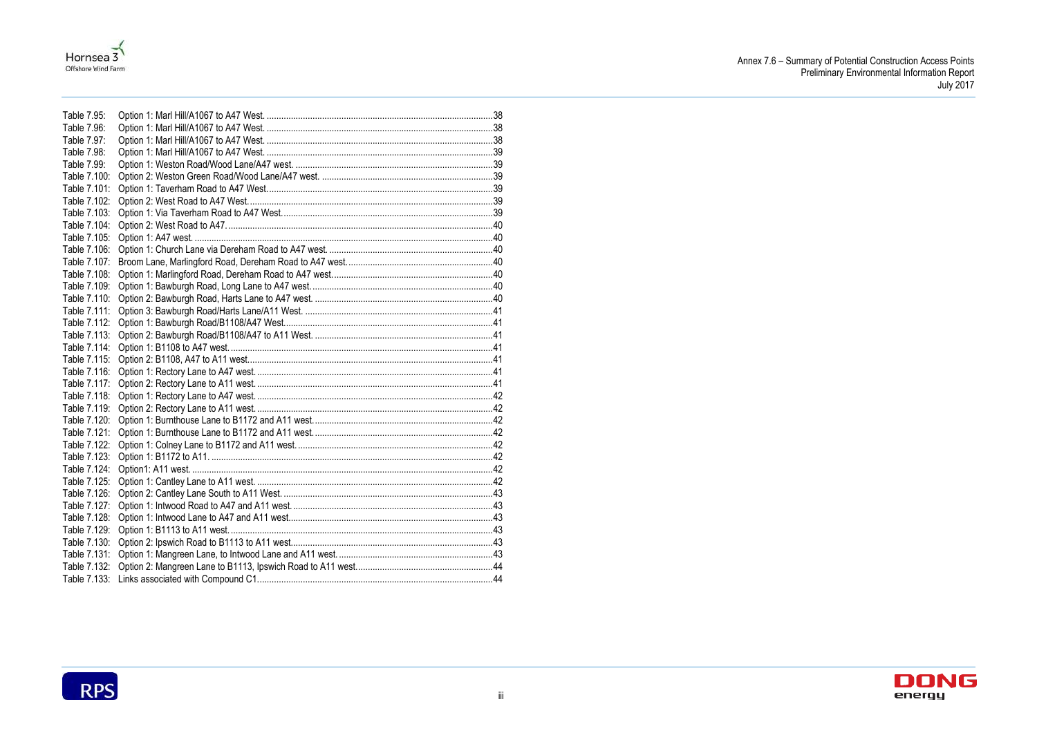| | | |
|---|---|---|
| Table 7.95: | Option 1: Marl Hill/A1067 to A47 West. | 38 |
| Table 7.96: | Option 1: Marl Hill/A1067 to A47 West. | 38 |
| Table 7.97: | Option 1: Marl Hill/A1067 to A47 West. | 38 |
| Table 7.98: | Option 1: Marl Hill/A1067 to A47 West. | 39 |
| Table 7.99: | Option 1: Weston Road/Wood Lane/A47 west. | 39 |
| Table 7.100: | Option 2: Weston Green Road/Wood Lane/A47 west. | 39 |
| Table 7.101: | Option 1: Taverham Road to A47 West. | 39 |
| Table 7.102: | Option 2: West Road to A47 West. | 39 |
| Table 7.103: | Option 1: Via Taverham Road to A47 West. | 39 |
| Table 7.104: | Option 2: West Road to A47. | 40 |
| Table 7.105: | Option 1: A47 west. | 40 |
| Table 7.106: | Option 1: Church Lane via Dereham Road to A47 west. | 40 |
| Table 7.107: | Broom Lane, Marlingford Road, Dereham Road to A47 west. | 40 |
| Table 7.108: | Option 1: Marlingford Road, Dereham Road to A47 west. | 40 |
| Table 7.109: | Option 1: Bawburgh Road, Long Lane to A47 west. | 40 |
| Table 7.110: | Option 2: Bawburgh Road, Harts Lane to A47 west. | 40 |
| Table 7.111: | Option 3: Bawburgh Road/Harts Lane/A11 West. | 41 |
| Table 7.112: | Option 1: Bawburgh Road/B1108/A47 West. | 41 |
| Table 7.113: | Option 2: Bawburgh Road/B1108/A47 to A11 West. | 41 |
| Table 7.114: | Option 1: B1108 to A47 west. | 41 |
| Table 7.115: | Option 2: B1108, A47 to A11 west. | 41 |
| Table 7.116: | Option 1: Rectory Lane to A47 west. | 41 |
| Table 7.117: | Option 2: Rectory Lane to A11 west. | 41 |
| Table 7.118: | Option 1: Rectory Lane to A47 west. | 42 |
| Table 7.119: | Option 2: Rectory Lane to A11 west. | 42 |
| Table 7.120: | Option 1: Burnthouse Lane to B1172 and A11 west. | 42 |
| Table 7.121: | Option 1: Burnthouse Lane to B1172 and A11 west. | 42 |
| Table 7.122: | Option 1: Colney Lane to B1172 and A11 west. | 42 |
| Table 7.123: | Option 1: B1172 to A11. | 42 |
| Table 7.124: | Option1: A11 west. | 42 |
| Table 7.125: | Option 1: Cantley Lane to A11 west. | 42 |
| Table 7.126: | Option 2: Cantley Lane South to A11 West. | 43 |
| Table 7.127: | Option 1: Intwood Road to A47 and A11 west. | 43 |
| Table 7.128: | Option 1: Intwood Lane to A47 and A11 west. | 43 |
| Table 7.129: | Option 1: B1113 to A11 west. | 43 |
| Table 7.130: | Option 2: Ipswich Road to B1113 to A11 west. | 43 |
| Table 7.131: | Option 1: Mangreen Lane, to Intwood Lane and A11 west. | 43 |
| Table 7.132: | Option 2: Mangreen Lane to B1113, Ipswich Road to A11 west. | 44 |
| Table 7.133: | Links associated with Compound C1 | 44 |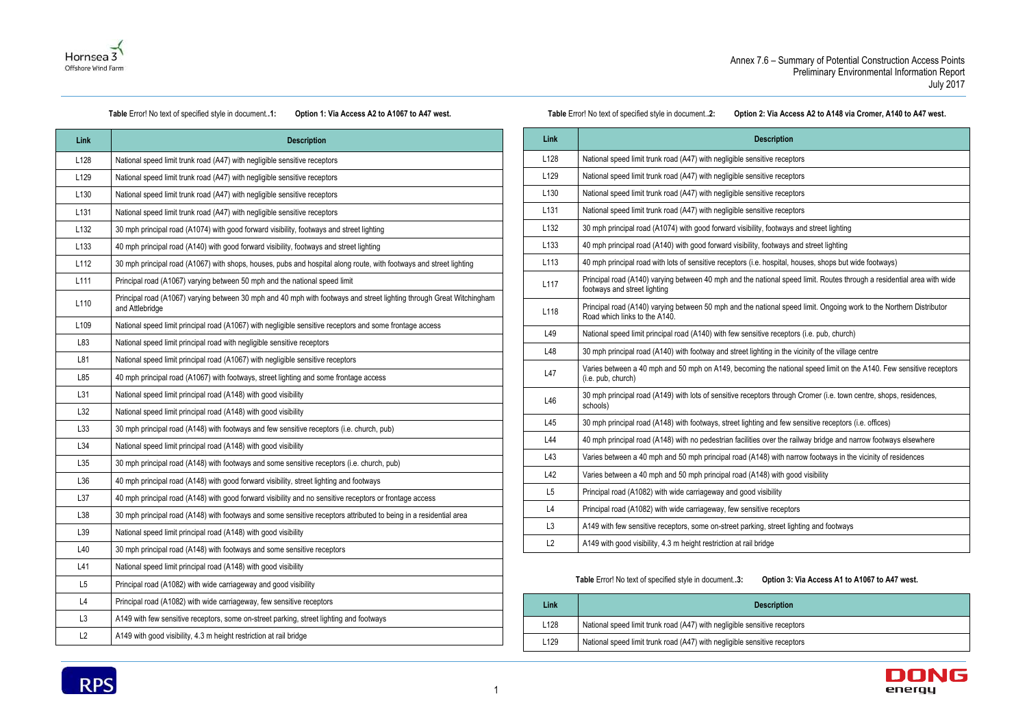**Table** Error! No text of specified style in document..**1: Option 1: Via Access A2 to A1067 to A47 west.**

| Link | Description |
|---|---|
| L128 | National speed limit trunk road (A47) with negligible sensitive receptors |
| L129 | National speed limit trunk road (A47) with negligible sensitive receptors |
| L130 | National speed limit trunk road (A47) with negligible sensitive receptors |
| L131 | National speed limit trunk road (A47) with negligible sensitive receptors |
| L132 | 30 mph principal road (A1074) with good forward visibility, footways and street lighting |
| L133 | 40 mph principal road (A140) with good forward visibility, footways and street lighting |
| L112 | 30 mph principal road (A1067) with shops, houses, pubs and hospital along route, with footways and street lighting |
| L111 | Principal road (A1067) varying between 50 mph and the national speed limit |
| L110 | Principal road (A1067) varying between 30 mph and 40 mph with footways and street lighting through Great Witchingham and Attlebridge |
| L109 | National speed limit principal road (A1067) with negligible sensitive receptors and some frontage access |
| L83 | National speed limit principal road with negligible sensitive receptors |
| L81 | National speed limit principal road (A1067) with negligible sensitive receptors |
| L85 | 40 mph principal road (A1067) with footways, street lighting and some frontage access |
| L31 | National speed limit principal road (A148) with good visibility |
| L32 | National speed limit principal road (A148) with good visibility |
| L33 | 30 mph principal road (A148) with footways and few sensitive receptors (i.e. church, pub) |
| L34 | National speed limit principal road (A148) with good visibility |
| L35 | 30 mph principal road (A148) with footways and some sensitive receptors (i.e. church, pub) |
| L36 | 40 mph principal road (A148) with good forward visibility, street lighting and footways |
| L37 | 40 mph principal road (A148) with good forward visibility and no sensitive receptors or frontage access |
| L38 | 30 mph principal road (A148) with footways and some sensitive receptors attributed to being in a residential area |
| L39 | National speed limit principal road (A148) with good visibility |
| L40 | 30 mph principal road (A148) with footways and some sensitive receptors |
| L41 | National speed limit principal road (A148) with good visibility |
| L5 | Principal road (A1082) with wide carriageway and good visibility |
| L4 | Principal road (A1082) with wide carriageway, few sensitive receptors |
| L3 | A149 with few sensitive receptors, some on-street parking, street lighting and footways |
| L2 | A149 with good visibility, 4.3 m height restriction at rail bridge |

**Table** Error! No text of specified style in document..**2: Option 2: Via Access A2 to A148 via Cromer, A140 to A47 west.**

| Link | Description |
|---|---|
| L128 | National speed limit trunk road (A47) with negligible sensitive receptors |
| L129 | National speed limit trunk road (A47) with negligible sensitive receptors |
| L130 | National speed limit trunk road (A47) with negligible sensitive receptors |
| L131 | National speed limit trunk road (A47) with negligible sensitive receptors |
| L132 | 30 mph principal road (A1074) with good forward visibility, footways and street lighting |
| L133 | 40 mph principal road (A140) with good forward visibility, footways and street lighting |
| L113 | 40 mph principal road with lots of sensitive receptors (i.e. hospital, houses, shops but wide footways) |
| L117 | Principal road (A140) varying between 40 mph and the national speed limit. Routes through a residential area with wide footways and street lighting |
| L118 | Principal road (A140) varying between 50 mph and the national speed limit. Ongoing work to the Northern Distributor Road which links to the A140. |
| L49 | National speed limit principal road (A140) with few sensitive receptors (i.e. pub, church) |
| L48 | 30 mph principal road (A140) with footway and street lighting in the vicinity of the village centre |
| L47 | Varies between a 40 mph and 50 mph on A149, becoming the national speed limit on the A140. Few sensitive receptors (i.e. pub, church) |
| L46 | 30 mph principal road (A149) with lots of sensitive receptors through Cromer (i.e. town centre, shops, residences, schools) |
| L45 | 30 mph principal road (A148) with footways, street lighting and few sensitive receptors (i.e. offices) |
| L44 | 40 mph principal road (A148) with no pedestrian facilities over the railway bridge and narrow footways elsewhere |
| L43 | Varies between a 40 mph and 50 mph principal road (A148) with narrow footways in the vicinity of residences |
| L42 | Varies between a 40 mph and 50 mph principal road (A148) with good visibility |
| L5 | Principal road (A1082) with wide carriageway and good visibility |
| L4 | Principal road (A1082) with wide carriageway, few sensitive receptors |
| L3 | A149 with few sensitive receptors, some on-street parking, street lighting and footways |
| L2 | A149 with good visibility, 4.3 m height restriction at rail bridge |

**Table** Error! No text of specified style in document..**3: Option 3: Via Access A1 to A1067 to A47 west.**

| Link | Description |
|---|---|
| L128 | National speed limit trunk road (A47) with negligible sensitive receptors |
| L129 | National speed limit trunk road (A47) with negligible sensitive receptors |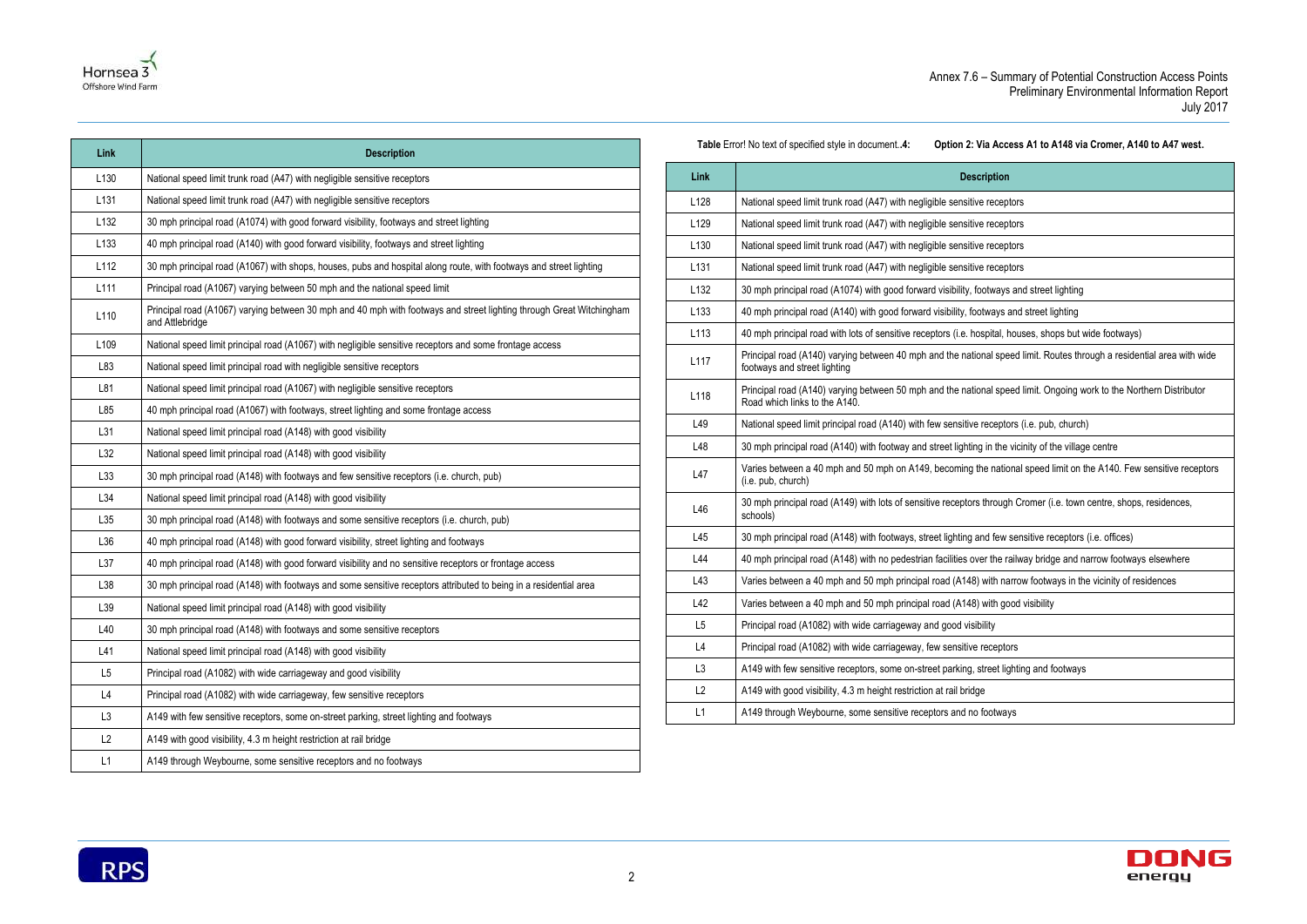| Link | Description |
|---|---|
| L130 | National speed limit trunk road (A47) with negligible sensitive receptors |
| L131 | National speed limit trunk road (A47) with negligible sensitive receptors |
| L132 | 30 mph principal road (A1074) with good forward visibility, footways and street lighting |
| L133 | 40 mph principal road (A140) with good forward visibility, footways and street lighting |
| L112 | 30 mph principal road (A1067) with shops, houses, pubs and hospital along route, with footways and street lighting |
| L111 | Principal road (A1067) varying between 50 mph and the national speed limit |
| L110 | Principal road (A1067) varying between 30 mph and 40 mph with footways and street lighting through Great Witchingham and Attlebridge |
| L109 | National speed limit principal road (A1067) with negligible sensitive receptors and some frontage access |
| L83 | National speed limit principal road with negligible sensitive receptors |
| L81 | National speed limit principal road (A1067) with negligible sensitive receptors |
| L85 | 40 mph principal road (A1067) with footways, street lighting and some frontage access |
| L31 | National speed limit principal road (A148) with good visibility |
| L32 | National speed limit principal road (A148) with good visibility |
| L33 | 30 mph principal road (A148) with footways and few sensitive receptors (i.e. church, pub) |
| L34 | National speed limit principal road (A148) with good visibility |
| L35 | 30 mph principal road (A148) with footways and some sensitive receptors (i.e. church, pub) |
| L36 | 40 mph principal road (A148) with good forward visibility, street lighting and footways |
| L37 | 40 mph principal road (A148) with good forward visibility and no sensitive receptors or frontage access |
| L38 | 30 mph principal road (A148) with footways and some sensitive receptors attributed to being in a residential area |
| L39 | National speed limit principal road (A148) with good visibility |
| L40 | 30 mph principal road (A148) with footways and some sensitive receptors |
| L41 | National speed limit principal road (A148) with good visibility |
| L5 | Principal road (A1082) with wide carriageway and good visibility |
| L4 | Principal road (A1082) with wide carriageway, few sensitive receptors |
| L3 | A149 with few sensitive receptors, some on-street parking, street lighting and footways |
| L2 | A149 with good visibility, 4.3 m height restriction at rail bridge |
| L1 | A149 through Weybourne, some sensitive receptors and no footways |

**Table** Error! No text of specified style in document..**4: Option 2: Via Access A1 to A148 via Cromer, A140 to A47 west.**

| Link | Description |
|---|---|
| L128 | National speed limit trunk road (A47) with negligible sensitive receptors |
| L129 | National speed limit trunk road (A47) with negligible sensitive receptors |
| L130 | National speed limit trunk road (A47) with negligible sensitive receptors |
| L131 | National speed limit trunk road (A47) with negligible sensitive receptors |
| L132 | 30 mph principal road (A1074) with good forward visibility, footways and street lighting |
| L133 | 40 mph principal road (A140) with good forward visibility, footways and street lighting |
| L113 | 40 mph principal road with lots of sensitive receptors (i.e. hospital, houses, shops but wide footways) |
| L117 | Principal road (A140) varying between 40 mph and the national speed limit. Routes through a residential area with wide footways and street lighting |
| L118 | Principal road (A140) varying between 50 mph and the national speed limit. Ongoing work to the Northern Distributor Road which links to the A140. |
| L49 | National speed limit principal road (A140) with few sensitive receptors (i.e. pub, church) |
| L48 | 30 mph principal road (A140) with footway and street lighting in the vicinity of the village centre |
| L47 | Varies between a 40 mph and 50 mph on A149, becoming the national speed limit on the A140. Few sensitive receptors (i.e. pub, church) |
| L46 | 30 mph principal road (A149) with lots of sensitive receptors through Cromer (i.e. town centre, shops, residences, schools) |
| L45 | 30 mph principal road (A148) with footways, street lighting and few sensitive receptors (i.e. offices) |
| L44 | 40 mph principal road (A148) with no pedestrian facilities over the railway bridge and narrow footways elsewhere |
| L43 | Varies between a 40 mph and 50 mph principal road (A148) with narrow footways in the vicinity of residences |
| L42 | Varies between a 40 mph and 50 mph principal road (A148) with good visibility |
| L5 | Principal road (A1082) with wide carriageway and good visibility |
| L4 | Principal road (A1082) with wide carriageway, few sensitive receptors |
| L3 | A149 with few sensitive receptors, some on-street parking, street lighting and footways |
| L2 | A149 with good visibility, 4.3 m height restriction at rail bridge |
| L1 | A149 through Weybourne, some sensitive receptors and no footways |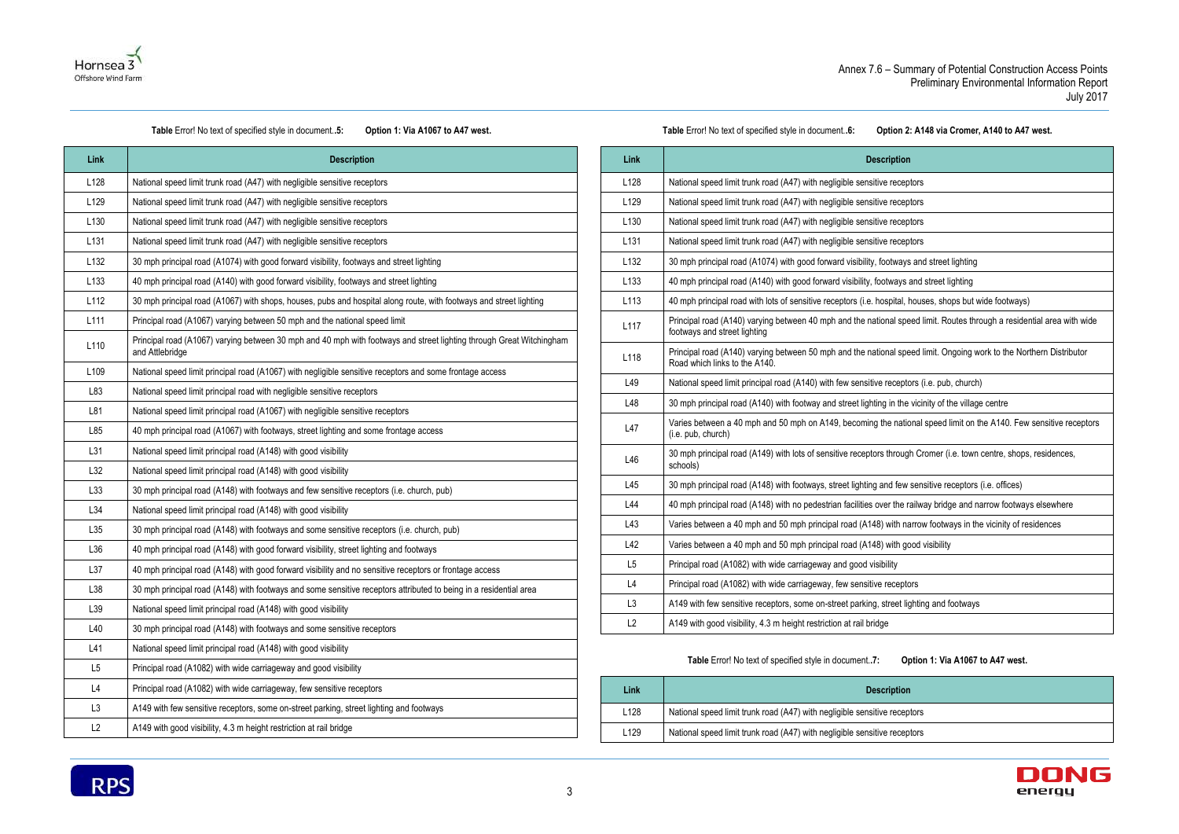**Table** Error! No text of specified style in document.**.5: Option 1: Via A1067 to A47 west.**

| Link | Description |
|---|---|
| L128 | National speed limit trunk road (A47) with negligible sensitive receptors |
| L129 | National speed limit trunk road (A47) with negligible sensitive receptors |
| L130 | National speed limit trunk road (A47) with negligible sensitive receptors |
| L131 | National speed limit trunk road (A47) with negligible sensitive receptors |
| L132 | 30 mph principal road (A1074) with good forward visibility, footways and street lighting |
| L133 | 40 mph principal road (A140) with good forward visibility, footways and street lighting |
| L112 | 30 mph principal road (A1067) with shops, houses, pubs and hospital along route, with footways and street lighting |
| L111 | Principal road (A1067) varying between 50 mph and the national speed limit |
| L110 | Principal road (A1067) varying between 30 mph and 40 mph with footways and street lighting through Great Witchingham and Attlebridge |
| L109 | National speed limit principal road (A1067) with negligible sensitive receptors and some frontage access |
| L83 | National speed limit principal road with negligible sensitive receptors |
| L81 | National speed limit principal road (A1067) with negligible sensitive receptors |
| L85 | 40 mph principal road (A1067) with footways, street lighting and some frontage access |
| L31 | National speed limit principal road (A148) with good visibility |
| L32 | National speed limit principal road (A148) with good visibility |
| L33 | 30 mph principal road (A148) with footways and few sensitive receptors (i.e. church, pub) |
| L34 | National speed limit principal road (A148) with good visibility |
| L35 | 30 mph principal road (A148) with footways and some sensitive receptors (i.e. church, pub) |
| L36 | 40 mph principal road (A148) with good forward visibility, street lighting and footways |
| L37 | 40 mph principal road (A148) with good forward visibility and no sensitive receptors or frontage access |
| L38 | 30 mph principal road (A148) with footways and some sensitive receptors attributed to being in a residential area |
| L39 | National speed limit principal road (A148) with good visibility |
| L40 | 30 mph principal road (A148) with footways and some sensitive receptors |
| L41 | National speed limit principal road (A148) with good visibility |
| L5 | Principal road (A1082) with wide carriageway and good visibility |
| L4 | Principal road (A1082) with wide carriageway, few sensitive receptors |
| L3 | A149 with few sensitive receptors, some on-street parking, street lighting and footways |
| L2 | A149 with good visibility, 4.3 m height restriction at rail bridge |

**Table** Error! No text of specified style in document.**.6: Option 2: A148 via Cromer, A140 to A47 west.**

| Link | Description |
|---|---|
| L128 | National speed limit trunk road (A47) with negligible sensitive receptors |
| L129 | National speed limit trunk road (A47) with negligible sensitive receptors |
| L130 | National speed limit trunk road (A47) with negligible sensitive receptors |
| L131 | National speed limit trunk road (A47) with negligible sensitive receptors |
| L132 | 30 mph principal road (A1074) with good forward visibility, footways and street lighting |
| L133 | 40 mph principal road (A140) with good forward visibility, footways and street lighting |
| L113 | 40 mph principal road with lots of sensitive receptors (i.e. hospital, houses, shops but wide footways) |
| L117 | Principal road (A140) varying between 40 mph and the national speed limit. Routes through a residential area with wide footways and street lighting |
| L118 | Principal road (A140) varying between 50 mph and the national speed limit. Ongoing work to the Northern Distributor Road which links to the A140. |
| L49 | National speed limit principal road (A140) with few sensitive receptors (i.e. pub, church) |
| L48 | 30 mph principal road (A140) with footway and street lighting in the vicinity of the village centre |
| L47 | Varies between a 40 mph and 50 mph on A149, becoming the national speed limit on the A140. Few sensitive receptors (i.e. pub, church) |
| L46 | 30 mph principal road (A149) with lots of sensitive receptors through Cromer (i.e. town centre, shops, residences, schools) |
| L45 | 30 mph principal road (A148) with footways, street lighting and few sensitive receptors (i.e. offices) |
| L44 | 40 mph principal road (A148) with no pedestrian facilities over the railway bridge and narrow footways elsewhere |
| L43 | Varies between a 40 mph and 50 mph principal road (A148) with narrow footways in the vicinity of residences |
| L42 | Varies between a 40 mph and 50 mph principal road (A148) with good visibility |
| L5 | Principal road (A1082) with wide carriageway and good visibility |
| L4 | Principal road (A1082) with wide carriageway, few sensitive receptors |
| L3 | A149 with few sensitive receptors, some on-street parking, street lighting and footways |
| L2 | A149 with good visibility, 4.3 m height restriction at rail bridge |

**Table** Error! No text of specified style in document.**.7: Option 1: Via A1067 to A47 west.**

| Link | Description |
|---|---|
| L128 | National speed limit trunk road (A47) with negligible sensitive receptors |
| L129 | National speed limit trunk road (A47) with negligible sensitive receptors |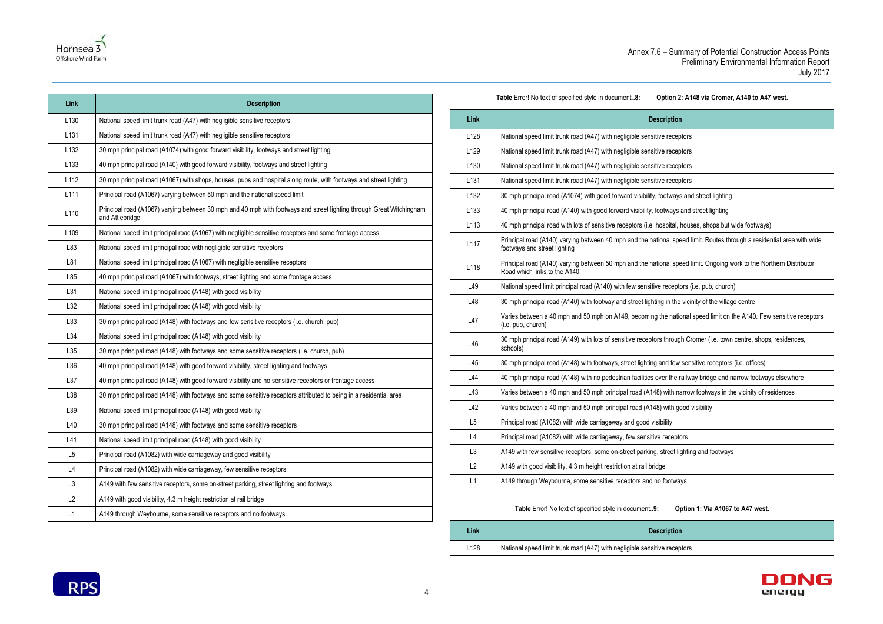| Link | Description |
|---|---|
| L130 | National speed limit trunk road (A47) with negligible sensitive receptors |
| L131 | National speed limit trunk road (A47) with negligible sensitive receptors |
| L132 | 30 mph principal road (A1074) with good forward visibility, footways and street lighting |
| L133 | 40 mph principal road (A140) with good forward visibility, footways and street lighting |
| L112 | 30 mph principal road (A1067) with shops, houses, pubs and hospital along route, with footways and street lighting |
| L111 | Principal road (A1067) varying between 50 mph and the national speed limit |
| L110 | Principal road (A1067) varying between 30 mph and 40 mph with footways and street lighting through Great Witchingham and Attlebridge |
| L109 | National speed limit principal road (A1067) with negligible sensitive receptors and some frontage access |
| L83 | National speed limit principal road with negligible sensitive receptors |
| L81 | National speed limit principal road (A1067) with negligible sensitive receptors |
| L85 | 40 mph principal road (A1067) with footways, street lighting and some frontage access |
| L31 | National speed limit principal road (A148) with good visibility |
| L32 | National speed limit principal road (A148) with good visibility |
| L33 | 30 mph principal road (A148) with footways and few sensitive receptors (i.e. church, pub) |
| L34 | National speed limit principal road (A148) with good visibility |
| L35 | 30 mph principal road (A148) with footways and some sensitive receptors (i.e. church, pub) |
| L36 | 40 mph principal road (A148) with good forward visibility, street lighting and footways |
| L37 | 40 mph principal road (A148) with good forward visibility and no sensitive receptors or frontage access |
| L38 | 30 mph principal road (A148) with footways and some sensitive receptors attributed to being in a residential area |
| L39 | National speed limit principal road (A148) with good visibility |
| L40 | 30 mph principal road (A148) with footways and some sensitive receptors |
| L41 | National speed limit principal road (A148) with good visibility |
| L5 | Principal road (A1082) with wide carriageway and good visibility |
| L4 | Principal road (A1082) with wide carriageway, few sensitive receptors |
| L3 | A149 with few sensitive receptors, some on-street parking, street lighting and footways |
| L2 | A149 with good visibility, 4.3 m height restriction at rail bridge |
| L1 | A149 through Weybourne, some sensitive receptors and no footways |

**Table** Error! No text of specified style in document.**.8: Option 2: A148 via Cromer, A140 to A47 west.**

| Link | Description |
|---|---|
| L128 | National speed limit trunk road (A47) with negligible sensitive receptors |
| L129 | National speed limit trunk road (A47) with negligible sensitive receptors |
| L130 | National speed limit trunk road (A47) with negligible sensitive receptors |
| L131 | National speed limit trunk road (A47) with negligible sensitive receptors |
| L132 | 30 mph principal road (A1074) with good forward visibility, footways and street lighting |
| L133 | 40 mph principal road (A140) with good forward visibility, footways and street lighting |
| L113 | 40 mph principal road with lots of sensitive receptors (i.e. hospital, houses, shops but wide footways) |
| L117 | Principal road (A140) varying between 40 mph and the national speed limit. Routes through a residential area with wide footways and street lighting |
| L118 | Principal road (A140) varying between 50 mph and the national speed limit. Ongoing work to the Northern Distributor Road which links to the A140. |
| L49 | National speed limit principal road (A140) with few sensitive receptors (i.e. pub, church) |
| L48 | 30 mph principal road (A140) with footway and street lighting in the vicinity of the village centre |
| L47 | Varies between a 40 mph and 50 mph on A149, becoming the national speed limit on the A140. Few sensitive receptors (i.e. pub, church) |
| L46 | 30 mph principal road (A149) with lots of sensitive receptors through Cromer (i.e. town centre, shops, residences, schools) |
| L45 | 30 mph principal road (A148) with footways, street lighting and few sensitive receptors (i.e. offices) |
| L44 | 40 mph principal road (A148) with no pedestrian facilities over the railway bridge and narrow footways elsewhere |
| L43 | Varies between a 40 mph and 50 mph principal road (A148) with narrow footways in the vicinity of residences |
| L42 | Varies between a 40 mph and 50 mph principal road (A148) with good visibility |
| L5 | Principal road (A1082) with wide carriageway and good visibility |
| L4 | Principal road (A1082) with wide carriageway, few sensitive receptors |
| L3 | A149 with few sensitive receptors, some on-street parking, street lighting and footways |
| L2 | A149 with good visibility, 4.3 m height restriction at rail bridge |
| L1 | A149 through Weybourne, some sensitive receptors and no footways |

**Table** Error! No text of specified style in document.**.9: Option 1: Via A1067 to A47 west.**

| Link | Description |
|---|---|
| L128 | National speed limit trunk road (A47) with negligible sensitive receptors |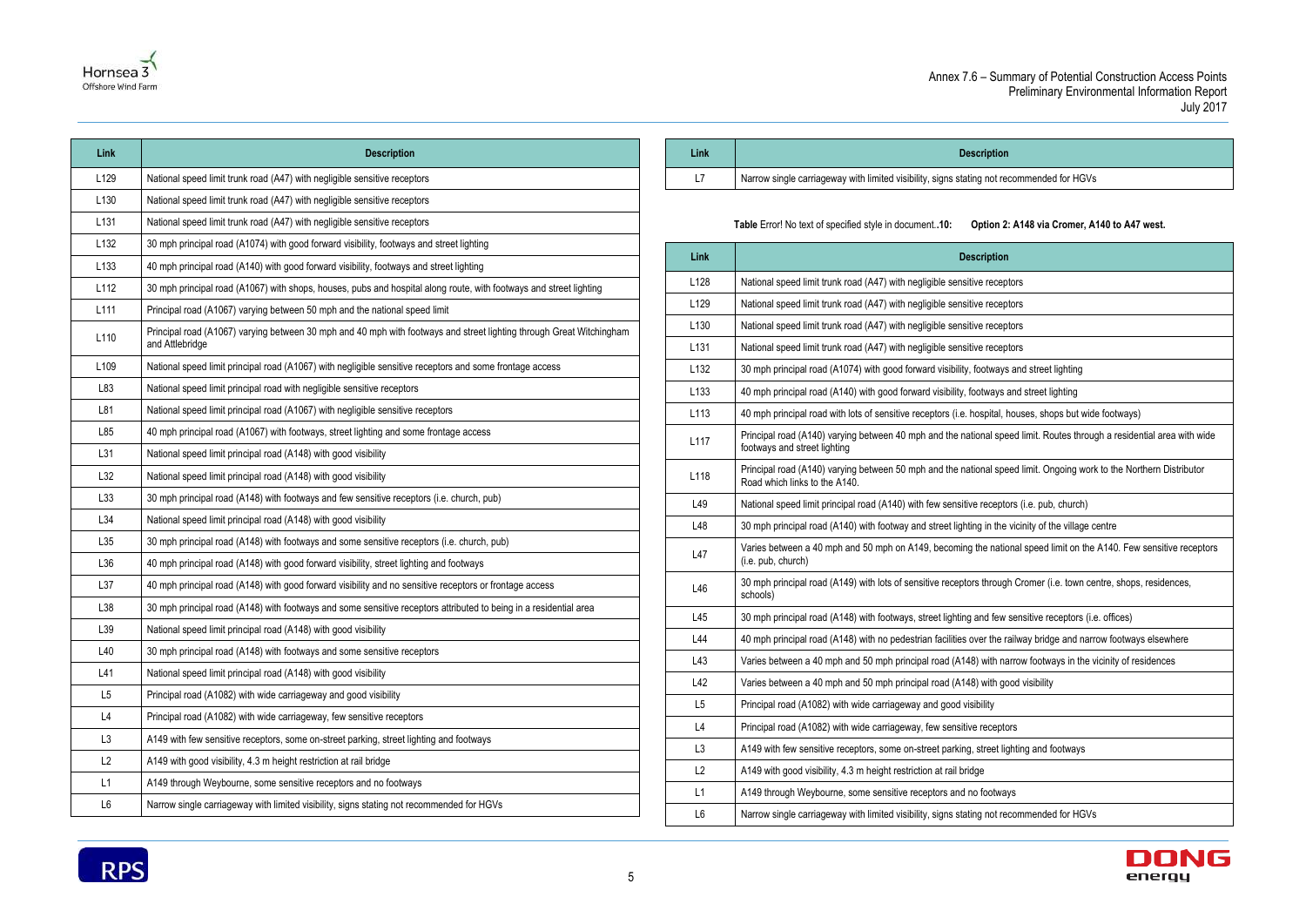| Link | Description |
|---|---|
| L129 | National speed limit trunk road (A47) with negligible sensitive receptors |
| L130 | National speed limit trunk road (A47) with negligible sensitive receptors |
| L131 | National speed limit trunk road (A47) with negligible sensitive receptors |
| L132 | 30 mph principal road (A1074) with good forward visibility, footways and street lighting |
| L133 | 40 mph principal road (A140) with good forward visibility, footways and street lighting |
| L112 | 30 mph principal road (A1067) with shops, houses, pubs and hospital along route, with footways and street lighting |
| L111 | Principal road (A1067) varying between 50 mph and the national speed limit |
| L110 | Principal road (A1067) varying between 30 mph and 40 mph with footways and street lighting through Great Witchingham and Attlebridge |
| L109 | National speed limit principal road (A1067) with negligible sensitive receptors and some frontage access |
| L83 | National speed limit principal road with negligible sensitive receptors |
| L81 | National speed limit principal road (A1067) with negligible sensitive receptors |
| L85 | 40 mph principal road (A1067) with footways, street lighting and some frontage access |
| L31 | National speed limit principal road (A148) with good visibility |
| L32 | National speed limit principal road (A148) with good visibility |
| L33 | 30 mph principal road (A148) with footways and few sensitive receptors (i.e. church, pub) |
| L34 | National speed limit principal road (A148) with good visibility |
| L35 | 30 mph principal road (A148) with footways and some sensitive receptors (i.e. church, pub) |
| L36 | 40 mph principal road (A148) with good forward visibility, street lighting and footways |
| L37 | 40 mph principal road (A148) with good forward visibility and no sensitive receptors or frontage access |
| L38 | 30 mph principal road (A148) with footways and some sensitive receptors attributed to being in a residential area |
| L39 | National speed limit principal road (A148) with good visibility |
| L40 | 30 mph principal road (A148) with footways and some sensitive receptors |
| L41 | National speed limit principal road (A148) with good visibility |
| L5 | Principal road (A1082) with wide carriageway and good visibility |
| L4 | Principal road (A1082) with wide carriageway, few sensitive receptors |
| L3 | A149 with few sensitive receptors, some on-street parking, street lighting and footways |
| L2 | A149 with good visibility, 4.3 m height restriction at rail bridge |
| L1 | A149 through Weybourne, some sensitive receptors and no footways |
| L6 | Narrow single carriageway with limited visibility, signs stating not recommended for HGVs |

| Link | Description |
|---|---|
| L7 | Narrow single carriageway with limited visibility, signs stating not recommended for HGVs |

**Table** Error! No text of specified style in document.**.10: Option 2: A148 via Cromer, A140 to A47 west.**

| Link | Description |
|---|---|
| L128 | National speed limit trunk road (A47) with negligible sensitive receptors |
| L129 | National speed limit trunk road (A47) with negligible sensitive receptors |
| L130 | National speed limit trunk road (A47) with negligible sensitive receptors |
| L131 | National speed limit trunk road (A47) with negligible sensitive receptors |
| L132 | 30 mph principal road (A1074) with good forward visibility, footways and street lighting |
| L133 | 40 mph principal road (A140) with good forward visibility, footways and street lighting |
| L113 | 40 mph principal road with lots of sensitive receptors (i.e. hospital, houses, shops but wide footways) |
| L117 | Principal road (A140) varying between 40 mph and the national speed limit. Routes through a residential area with wide footways and street lighting |
| L118 | Principal road (A140) varying between 50 mph and the national speed limit. Ongoing work to the Northern Distributor Road which links to the A140. |
| L49 | National speed limit principal road (A140) with few sensitive receptors (i.e. pub, church) |
| L48 | 30 mph principal road (A140) with footway and street lighting in the vicinity of the village centre |
| L47 | Varies between a 40 mph and 50 mph on A149, becoming the national speed limit on the A140. Few sensitive receptors (i.e. pub, church) |
| L46 | 30 mph principal road (A149) with lots of sensitive receptors through Cromer (i.e. town centre, shops, residences, schools) |
| L45 | 30 mph principal road (A148) with footways, street lighting and few sensitive receptors (i.e. offices) |
| L44 | 40 mph principal road (A148) with no pedestrian facilities over the railway bridge and narrow footways elsewhere |
| L43 | Varies between a 40 mph and 50 mph principal road (A148) with narrow footways in the vicinity of residences |
| L42 | Varies between a 40 mph and 50 mph principal road (A148) with good visibility |
| L5 | Principal road (A1082) with wide carriageway and good visibility |
| L4 | Principal road (A1082) with wide carriageway, few sensitive receptors |
| L3 | A149 with few sensitive receptors, some on-street parking, street lighting and footways |
| L2 | A149 with good visibility, 4.3 m height restriction at rail bridge |
| L1 | A149 through Weybourne, some sensitive receptors and no footways |
| L6 | Narrow single carriageway with limited visibility, signs stating not recommended for HGVs |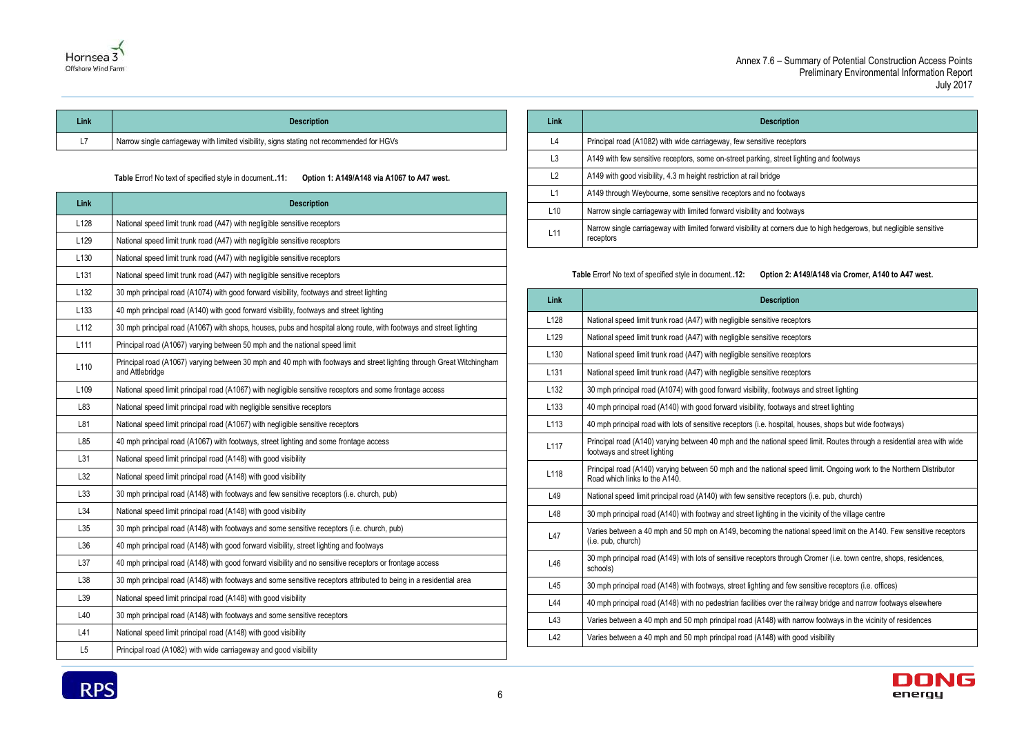| Link | Description |
|---|---|
| L7 | Narrow single carriageway with limited visibility, signs stating not recommended for HGVs |

**Table** Error! No text of specified style in document.**.11: Option 1: A149/A148 via A1067 to A47 west.**

| Link | Description |
|---|---|
| L128 | National speed limit trunk road (A47) with negligible sensitive receptors |
| L129 | National speed limit trunk road (A47) with negligible sensitive receptors |
| L130 | National speed limit trunk road (A47) with negligible sensitive receptors |
| L131 | National speed limit trunk road (A47) with negligible sensitive receptors |
| L132 | 30 mph principal road (A1074) with good forward visibility, footways and street lighting |
| L133 | 40 mph principal road (A140) with good forward visibility, footways and street lighting |
| L112 | 30 mph principal road (A1067) with shops, houses, pubs and hospital along route, with footways and street lighting |
| L111 | Principal road (A1067) varying between 50 mph and the national speed limit |
| L110 | Principal road (A1067) varying between 30 mph and 40 mph with footways and street lighting through Great Witchingham and Attlebridge |
| L109 | National speed limit principal road (A1067) with negligible sensitive receptors and some frontage access |
| L83 | National speed limit principal road with negligible sensitive receptors |
| L81 | National speed limit principal road (A1067) with negligible sensitive receptors |
| L85 | 40 mph principal road (A1067) with footways, street lighting and some frontage access |
| L31 | National speed limit principal road (A148) with good visibility |
| L32 | National speed limit principal road (A148) with good visibility |
| L33 | 30 mph principal road (A148) with footways and few sensitive receptors (i.e. church, pub) |
| L34 | National speed limit principal road (A148) with good visibility |
| L35 | 30 mph principal road (A148) with footways and some sensitive receptors (i.e. church, pub) |
| L36 | 40 mph principal road (A148) with good forward visibility, street lighting and footways |
| L37 | 40 mph principal road (A148) with good forward visibility and no sensitive receptors or frontage access |
| L38 | 30 mph principal road (A148) with footways and some sensitive receptors attributed to being in a residential area |
| L39 | National speed limit principal road (A148) with good visibility |
| L40 | 30 mph principal road (A148) with footways and some sensitive receptors |
| L41 | National speed limit principal road (A148) with good visibility |
| L5 | Principal road (A1082) with wide carriageway and good visibility |
| L4 | Principal road (A1082) with wide carriageway, few sensitive receptors |
| L3 | A149 with few sensitive receptors, some on-street parking, street lighting and footways |
| L2 | A149 with good visibility, 4.3 m height restriction at rail bridge |
| L1 | A149 through Weybourne, some sensitive receptors and no footways |
| L10 | Narrow single carriageway with limited forward visibility and footways |
| L11 | Narrow single carriageway with limited forward visibility at corners due to high hedgerows, but negligible sensitive receptors |

**Table** Error! No text of specified style in document.**.12: Option 2: A149/A148 via Cromer, A140 to A47 west.**

| Link | Description |
|---|---|
| L128 | National speed limit trunk road (A47) with negligible sensitive receptors |
| L129 | National speed limit trunk road (A47) with negligible sensitive receptors |
| L130 | National speed limit trunk road (A47) with negligible sensitive receptors |
| L131 | National speed limit trunk road (A47) with negligible sensitive receptors |
| L132 | 30 mph principal road (A1074) with good forward visibility, footways and street lighting |
| L133 | 40 mph principal road (A140) with good forward visibility, footways and street lighting |
| L113 | 40 mph principal road with lots of sensitive receptors (i.e. hospital, houses, shops but wide footways) |
| L117 | Principal road (A140) varying between 40 mph and the national speed limit. Routes through a residential area with wide footways and street lighting |
| L118 | Principal road (A140) varying between 50 mph and the national speed limit. Ongoing work to the Northern Distributor Road which links to the A140. |
| L49 | National speed limit principal road (A140) with few sensitive receptors (i.e. pub, church) |
| L48 | 30 mph principal road (A140) with footway and street lighting in the vicinity of the village centre |
| L47 | Varies between a 40 mph and 50 mph on A149, becoming the national speed limit on the A140. Few sensitive receptors (i.e. pub, church) |
| L46 | 30 mph principal road (A149) with lots of sensitive receptors through Cromer (i.e. town centre, shops, residences, schools) |
| L45 | 30 mph principal road (A148) with footways, street lighting and few sensitive receptors (i.e. offices) |
| L44 | 40 mph principal road (A148) with no pedestrian facilities over the railway bridge and narrow footways elsewhere |
| L43 | Varies between a 40 mph and 50 mph principal road (A148) with narrow footways in the vicinity of residences |
| L42 | Varies between a 40 mph and 50 mph principal road (A148) with good visibility |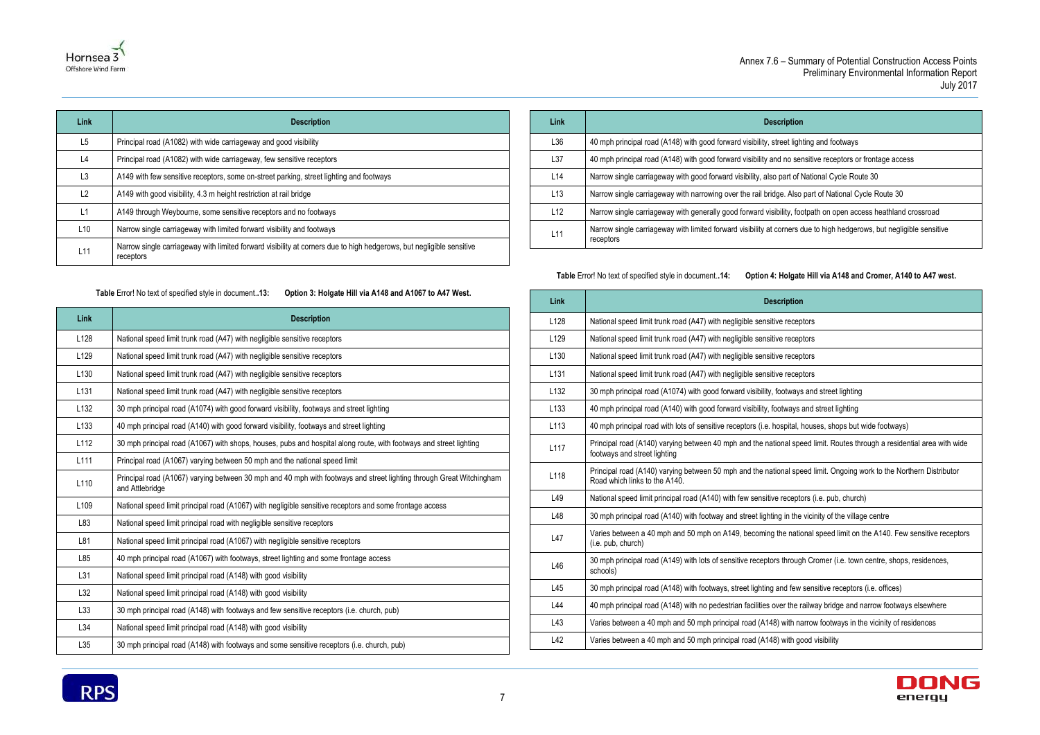| Link | Description |
| --- | --- |
| L5 | Principal road (A1082) with wide carriageway and good visibility |
| L4 | Principal road (A1082) with wide carriageway, few sensitive receptors |
| L3 | A149 with few sensitive receptors, some on-street parking, street lighting and footways |
| L2 | A149 with good visibility, 4.3 m height restriction at rail bridge |
| L1 | A149 through Weybourne, some sensitive receptors and no footways |
| L10 | Narrow single carriageway with limited forward visibility and footways |
| L11 | Narrow single carriageway with limited forward visibility at corners due to high hedgerows, but negligible sensitive receptors |

**Table** Error! No text of specified style in document.**.13: Option 3: Holgate Hill via A148 and A1067 to A47 West.**

| Link | Description |
| --- | --- |
| L128 | National speed limit trunk road (A47) with negligible sensitive receptors |
| L129 | National speed limit trunk road (A47) with negligible sensitive receptors |
| L130 | National speed limit trunk road (A47) with negligible sensitive receptors |
| L131 | National speed limit trunk road (A47) with negligible sensitive receptors |
| L132 | 30 mph principal road (A1074) with good forward visibility, footways and street lighting |
| L133 | 40 mph principal road (A140) with good forward visibility, footways and street lighting |
| L112 | 30 mph principal road (A1067) with shops, houses, pubs and hospital along route, with footways and street lighting |
| L111 | Principal road (A1067) varying between 50 mph and the national speed limit |
| L110 | Principal road (A1067) varying between 30 mph and 40 mph with footways and street lighting through Great Witchingham and Attlebridge |
| L109 | National speed limit principal road (A1067) with negligible sensitive receptors and some frontage access |
| L83 | National speed limit principal road with negligible sensitive receptors |
| L81 | National speed limit principal road (A1067) with negligible sensitive receptors |
| L85 | 40 mph principal road (A1067) with footways, street lighting and some frontage access |
| L31 | National speed limit principal road (A148) with good visibility |
| L32 | National speed limit principal road (A148) with good visibility |
| L33 | 30 mph principal road (A148) with footways and few sensitive receptors (i.e. church, pub) |
| L34 | National speed limit principal road (A148) with good visibility |
| L35 | 30 mph principal road (A148) with footways and some sensitive receptors (i.e. church, pub) |
| L36 | 40 mph principal road (A148) with good forward visibility, street lighting and footways |
| L37 | 40 mph principal road (A148) with good forward visibility and no sensitive receptors or frontage access |
| L14 | Narrow single carriageway with good forward visibility, also part of National Cycle Route 30 |
| L13 | Narrow single carriageway with narrowing over the rail bridge. Also part of National Cycle Route 30 |
| L12 | Narrow single carriageway with generally good forward visibility, footpath on open access heathland crossroad |
| L11 | Narrow single carriageway with limited forward visibility at corners due to high hedgerows, but negligible sensitive receptors |

**Table** Error! No text of specified style in document.**.14: Option 4: Holgate Hill via A148 and Cromer, A140 to A47 west.**

| Link | Description |
| --- | --- |
| L128 | National speed limit trunk road (A47) with negligible sensitive receptors |
| L129 | National speed limit trunk road (A47) with negligible sensitive receptors |
| L130 | National speed limit trunk road (A47) with negligible sensitive receptors |
| L131 | National speed limit trunk road (A47) with negligible sensitive receptors |
| L132 | 30 mph principal road (A1074) with good forward visibility, footways and street lighting |
| L133 | 40 mph principal road (A140) with good forward visibility, footways and street lighting |
| L113 | 40 mph principal road with lots of sensitive receptors (i.e. hospital, houses, shops but wide footways) |
| L117 | Principal road (A140) varying between 40 mph and the national speed limit. Routes through a residential area with wide footways and street lighting |
| L118 | Principal road (A140) varying between 50 mph and the national speed limit. Ongoing work to the Northern Distributor Road which links to the A140. |
| L49 | National speed limit principal road (A140) with few sensitive receptors (i.e. pub, church) |
| L48 | 30 mph principal road (A140) with footway and street lighting in the vicinity of the village centre |
| L47 | Varies between a 40 mph and 50 mph on A149, becoming the national speed limit on the A140. Few sensitive receptors (i.e. pub, church) |
| L46 | 30 mph principal road (A149) with lots of sensitive receptors through Cromer (i.e. town centre, shops, residences, schools) |
| L45 | 30 mph principal road (A148) with footways, street lighting and few sensitive receptors (i.e. offices) |
| L44 | 40 mph principal road (A148) with no pedestrian facilities over the railway bridge and narrow footways elsewhere |
| L43 | Varies between a 40 mph and 50 mph principal road (A148) with narrow footways in the vicinity of residences |
| L42 | Varies between a 40 mph and 50 mph principal road (A148) with good visibility |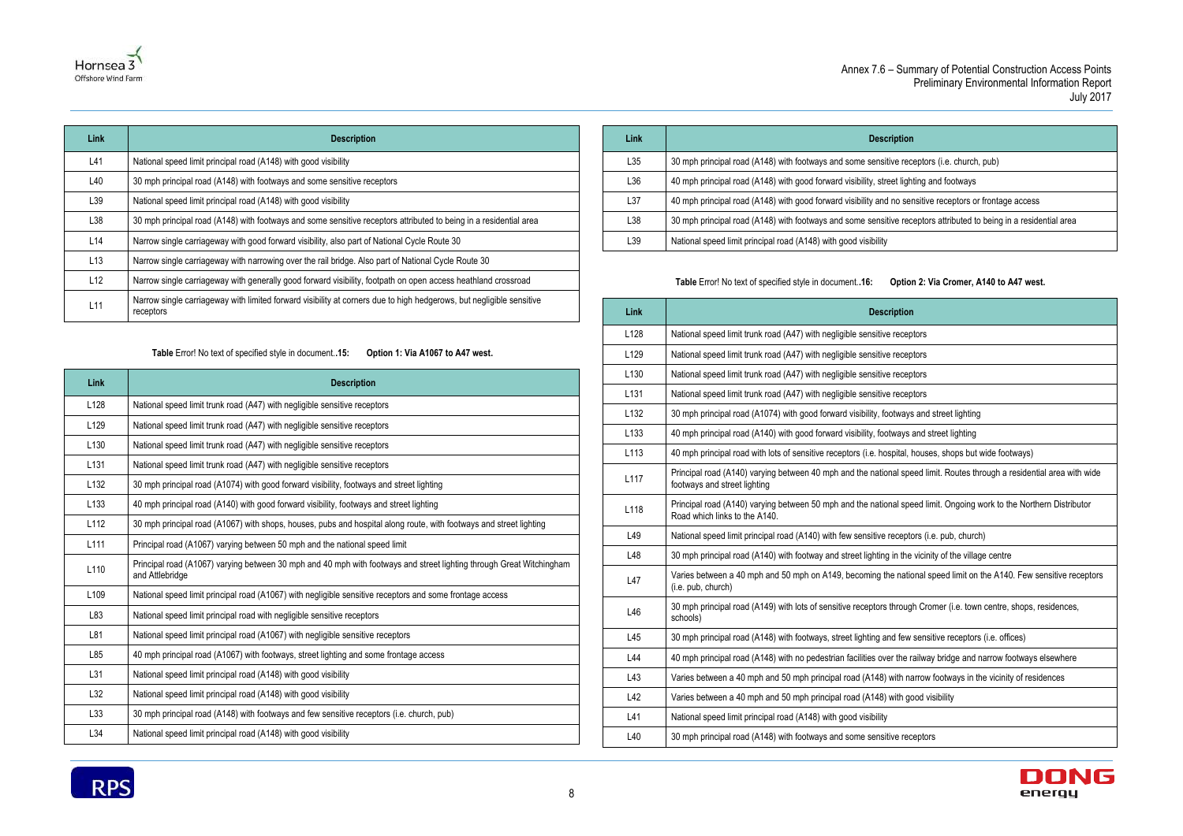| Link | Description |
|---|---|
| L41 | National speed limit principal road (A148) with good visibility |
| L40 | 30 mph principal road (A148) with footways and some sensitive receptors |
| L39 | National speed limit principal road (A148) with good visibility |
| L38 | 30 mph principal road (A148) with footways and some sensitive receptors attributed to being in a residential area |
| L14 | Narrow single carriageway with good forward visibility, also part of National Cycle Route 30 |
| L13 | Narrow single carriageway with narrowing over the rail bridge. Also part of National Cycle Route 30 |
| L12 | Narrow single carriageway with generally good forward visibility, footpath on open access heathland crossroad |
| L11 | Narrow single carriageway with limited forward visibility at corners due to high hedgerows, but negligible sensitive receptors |

**Table** Error! No text of specified style in document.**.15: Option 1: Via A1067 to A47 west.**

| Link | Description |
|---|---|
| L128 | National speed limit trunk road (A47) with negligible sensitive receptors |
| L129 | National speed limit trunk road (A47) with negligible sensitive receptors |
| L130 | National speed limit trunk road (A47) with negligible sensitive receptors |
| L131 | National speed limit trunk road (A47) with negligible sensitive receptors |
| L132 | 30 mph principal road (A1074) with good forward visibility, footways and street lighting |
| L133 | 40 mph principal road (A140) with good forward visibility, footways and street lighting |
| L112 | 30 mph principal road (A1067) with shops, houses, pubs and hospital along route, with footways and street lighting |
| L111 | Principal road (A1067) varying between 50 mph and the national speed limit |
| L110 | Principal road (A1067) varying between 30 mph and 40 mph with footways and street lighting through Great Witchingham and Attlebridge |
| L109 | National speed limit principal road (A1067) with negligible sensitive receptors and some frontage access |
| L83 | National speed limit principal road with negligible sensitive receptors |
| L81 | National speed limit principal road (A1067) with negligible sensitive receptors |
| L85 | 40 mph principal road (A1067) with footways, street lighting and some frontage access |
| L31 | National speed limit principal road (A148) with good visibility |
| L32 | National speed limit principal road (A148) with good visibility |
| L33 | 30 mph principal road (A148) with footways and few sensitive receptors (i.e. church, pub) |
| L34 | National speed limit principal road (A148) with good visibility |
| L35 | 30 mph principal road (A148) with footways and some sensitive receptors (i.e. church, pub) |
| L36 | 40 mph principal road (A148) with good forward visibility, street lighting and footways |
| L37 | 40 mph principal road (A148) with good forward visibility and no sensitive receptors or frontage access |
| L38 | 30 mph principal road (A148) with footways and some sensitive receptors attributed to being in a residential area |
| L39 | National speed limit principal road (A148) with good visibility |

**Table** Error! No text of specified style in document.**.16: Option 2: Via Cromer, A140 to A47 west.**

| Link | Description |
|---|---|
| L128 | National speed limit trunk road (A47) with negligible sensitive receptors |
| L129 | National speed limit trunk road (A47) with negligible sensitive receptors |
| L130 | National speed limit trunk road (A47) with negligible sensitive receptors |
| L131 | National speed limit trunk road (A47) with negligible sensitive receptors |
| L132 | 30 mph principal road (A1074) with good forward visibility, footways and street lighting |
| L133 | 40 mph principal road (A140) with good forward visibility, footways and street lighting |
| L113 | 40 mph principal road with lots of sensitive receptors (i.e. hospital, houses, shops but wide footways) |
| L117 | Principal road (A140) varying between 40 mph and the national speed limit. Routes through a residential area with wide footways and street lighting |
| L118 | Principal road (A140) varying between 50 mph and the national speed limit. Ongoing work to the Northern Distributor Road which links to the A140. |
| L49 | National speed limit principal road (A140) with few sensitive receptors (i.e. pub, church) |
| L48 | 30 mph principal road (A140) with footway and street lighting in the vicinity of the village centre |
| L47 | Varies between a 40 mph and 50 mph on A149, becoming the national speed limit on the A140. Few sensitive receptors (i.e. pub, church) |
| L46 | 30 mph principal road (A149) with lots of sensitive receptors through Cromer (i.e. town centre, shops, residences, schools) |
| L45 | 30 mph principal road (A148) with footways, street lighting and few sensitive receptors (i.e. offices) |
| L44 | 40 mph principal road (A148) with no pedestrian facilities over the railway bridge and narrow footways elsewhere |
| L43 | Varies between a 40 mph and 50 mph principal road (A148) with narrow footways in the vicinity of residences |
| L42 | Varies between a 40 mph and 50 mph principal road (A148) with good visibility |
| L41 | National speed limit principal road (A148) with good visibility |
| L40 | 30 mph principal road (A148) with footways and some sensitive receptors |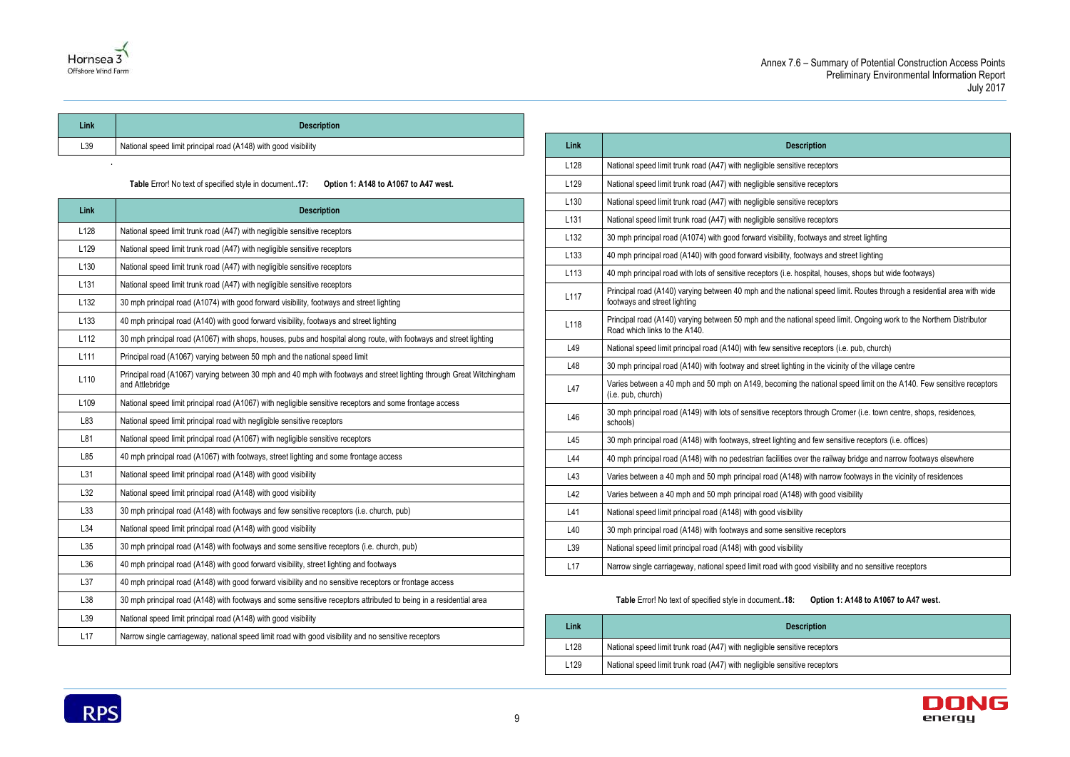| Link | Description |
|---|---|
| L39 | National speed limit principal road (A148) with good visibility |

.

**Table** Error! No text of specified style in document.**.17: Option 1: A148 to A1067 to A47 west.**

| Link | Description |
|---|---|
| L128 | National speed limit trunk road (A47) with negligible sensitive receptors |
| L129 | National speed limit trunk road (A47) with negligible sensitive receptors |
| L130 | National speed limit trunk road (A47) with negligible sensitive receptors |
| L131 | National speed limit trunk road (A47) with negligible sensitive receptors |
| L132 | 30 mph principal road (A1074) with good forward visibility, footways and street lighting |
| L133 | 40 mph principal road (A140) with good forward visibility, footways and street lighting |
| L112 | 30 mph principal road (A1067) with shops, houses, pubs and hospital along route, with footways and street lighting |
| L111 | Principal road (A1067) varying between 50 mph and the national speed limit |
| L110 | Principal road (A1067) varying between 30 mph and 40 mph with footways and street lighting through Great Witchingham and Attlebridge |
| L109 | National speed limit principal road (A1067) with negligible sensitive receptors and some frontage access |
| L83 | National speed limit principal road with negligible sensitive receptors |
| L81 | National speed limit principal road (A1067) with negligible sensitive receptors |
| L85 | 40 mph principal road (A1067) with footways, street lighting and some frontage access |
| L31 | National speed limit principal road (A148) with good visibility |
| L32 | National speed limit principal road (A148) with good visibility |
| L33 | 30 mph principal road (A148) with footways and few sensitive receptors (i.e. church, pub) |
| L34 | National speed limit principal road (A148) with good visibility |
| L35 | 30 mph principal road (A148) with footways and some sensitive receptors (i.e. church, pub) |
| L36 | 40 mph principal road (A148) with good forward visibility, street lighting and footways |
| L37 | 40 mph principal road (A148) with good forward visibility and no sensitive receptors or frontage access |
| L38 | 30 mph principal road (A148) with footways and some sensitive receptors attributed to being in a residential area |
| L39 | National speed limit principal road (A148) with good visibility |
| L17 | Narrow single carriageway, national speed limit road with good visibility and no sensitive receptors |

| Link | Description |
|---|---|
| L128 | National speed limit trunk road (A47) with negligible sensitive receptors |
| L129 | National speed limit trunk road (A47) with negligible sensitive receptors |
| L130 | National speed limit trunk road (A47) with negligible sensitive receptors |
| L131 | National speed limit trunk road (A47) with negligible sensitive receptors |
| L132 | 30 mph principal road (A1074) with good forward visibility, footways and street lighting |
| L133 | 40 mph principal road (A140) with good forward visibility, footways and street lighting |
| L113 | 40 mph principal road with lots of sensitive receptors (i.e. hospital, houses, shops but wide footways) |
| L117 | Principal road (A140) varying between 40 mph and the national speed limit. Routes through a residential area with wide footways and street lighting |
| L118 | Principal road (A140) varying between 50 mph and the national speed limit. Ongoing work to the Northern Distributor Road which links to the A140. |
| L49 | National speed limit principal road (A140) with few sensitive receptors (i.e. pub, church) |
| L48 | 30 mph principal road (A140) with footway and street lighting in the vicinity of the village centre |
| L47 | Varies between a 40 mph and 50 mph on A149, becoming the national speed limit on the A140. Few sensitive receptors (i.e. pub, church) |
| L46 | 30 mph principal road (A149) with lots of sensitive receptors through Cromer (i.e. town centre, shops, residences, schools) |
| L45 | 30 mph principal road (A148) with footways, street lighting and few sensitive receptors (i.e. offices) |
| L44 | 40 mph principal road (A148) with no pedestrian facilities over the railway bridge and narrow footways elsewhere |
| L43 | Varies between a 40 mph and 50 mph principal road (A148) with narrow footways in the vicinity of residences |
| L42 | Varies between a 40 mph and 50 mph principal road (A148) with good visibility |
| L41 | National speed limit principal road (A148) with good visibility |
| L40 | 30 mph principal road (A148) with footways and some sensitive receptors |
| L39 | National speed limit principal road (A148) with good visibility |
| L17 | Narrow single carriageway, national speed limit road with good visibility and no sensitive receptors |

**Table** Error! No text of specified style in document.**.18: Option 1: A148 to A1067 to A47 west.**

| Link | Description |
|---|---|
| L128 | National speed limit trunk road (A47) with negligible sensitive receptors |
| L129 | National speed limit trunk road (A47) with negligible sensitive receptors |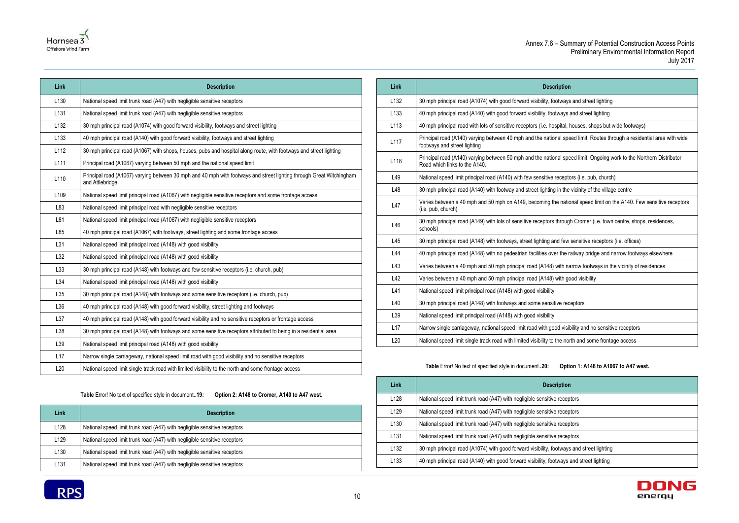| Link | Description |
|---|---|
| L130 | National speed limit trunk road (A47) with negligible sensitive receptors |
| L131 | National speed limit trunk road (A47) with negligible sensitive receptors |
| L132 | 30 mph principal road (A1074) with good forward visibility, footways and street lighting |
| L133 | 40 mph principal road (A140) with good forward visibility, footways and street lighting |
| L112 | 30 mph principal road (A1067) with shops, houses, pubs and hospital along route, with footways and street lighting |
| L111 | Principal road (A1067) varying between 50 mph and the national speed limit |
| L110 | Principal road (A1067) varying between 30 mph and 40 mph with footways and street lighting through Great Witchingham and Attlebridge |
| L109 | National speed limit principal road (A1067) with negligible sensitive receptors and some frontage access |
| L83 | National speed limit principal road with negligible sensitive receptors |
| L81 | National speed limit principal road (A1067) with negligible sensitive receptors |
| L85 | 40 mph principal road (A1067) with footways, street lighting and some frontage access |
| L31 | National speed limit principal road (A148) with good visibility |
| L32 | National speed limit principal road (A148) with good visibility |
| L33 | 30 mph principal road (A148) with footways and few sensitive receptors (i.e. church, pub) |
| L34 | National speed limit principal road (A148) with good visibility |
| L35 | 30 mph principal road (A148) with footways and some sensitive receptors (i.e. church, pub) |
| L36 | 40 mph principal road (A148) with good forward visibility, street lighting and footways |
| L37 | 40 mph principal road (A148) with good forward visibility and no sensitive receptors or frontage access |
| L38 | 30 mph principal road (A148) with footways and some sensitive receptors attributed to being in a residential area |
| L39 | National speed limit principal road (A148) with good visibility |
| L17 | Narrow single carriageway, national speed limit road with good visibility and no sensitive receptors |
| L20 | National speed limit single track road with limited visibility to the north and some frontage access |

**Table** Error! No text of specified style in document.**.19: Option 2: A148 to Cromer, A140 to A47 west.**

| Link | Description |
|---|---|
| L128 | National speed limit trunk road (A47) with negligible sensitive receptors |
| L129 | National speed limit trunk road (A47) with negligible sensitive receptors |
| L130 | National speed limit trunk road (A47) with negligible sensitive receptors |
| L131 | National speed limit trunk road (A47) with negligible sensitive receptors |
| L132 | 30 mph principal road (A1074) with good forward visibility, footways and street lighting |
| L133 | 40 mph principal road (A140) with good forward visibility, footways and street lighting |
| L113 | 40 mph principal road with lots of sensitive receptors (i.e. hospital, houses, shops but wide footways) |
| L117 | Principal road (A140) varying between 40 mph and the national speed limit. Routes through a residential area with wide footways and street lighting |
| L118 | Principal road (A140) varying between 50 mph and the national speed limit. Ongoing work to the Northern Distributor Road which links to the A140. |
| L49 | National speed limit principal road (A140) with few sensitive receptors (i.e. pub, church) |
| L48 | 30 mph principal road (A140) with footway and street lighting in the vicinity of the village centre |
| L47 | Varies between a 40 mph and 50 mph on A149, becoming the national speed limit on the A140. Few sensitive receptors (i.e. pub, church) |
| L46 | 30 mph principal road (A149) with lots of sensitive receptors through Cromer (i.e. town centre, shops, residences, schools) |
| L45 | 30 mph principal road (A148) with footways, street lighting and few sensitive receptors (i.e. offices) |
| L44 | 40 mph principal road (A148) with no pedestrian facilities over the railway bridge and narrow footways elsewhere |
| L43 | Varies between a 40 mph and 50 mph principal road (A148) with narrow footways in the vicinity of residences |
| L42 | Varies between a 40 mph and 50 mph principal road (A148) with good visibility |
| L41 | National speed limit principal road (A148) with good visibility |
| L40 | 30 mph principal road (A148) with footways and some sensitive receptors |
| L39 | National speed limit principal road (A148) with good visibility |
| L17 | Narrow single carriageway, national speed limit road with good visibility and no sensitive receptors |
| L20 | National speed limit single track road with limited visibility to the north and some frontage access |

**Table** Error! No text of specified style in document.**.20: Option 1: A148 to A1067 to A47 west.**

| Link | Description |
|---|---|
| L128 | National speed limit trunk road (A47) with negligible sensitive receptors |
| L129 | National speed limit trunk road (A47) with negligible sensitive receptors |
| L130 | National speed limit trunk road (A47) with negligible sensitive receptors |
| L131 | National speed limit trunk road (A47) with negligible sensitive receptors |
| L132 | 30 mph principal road (A1074) with good forward visibility, footways and street lighting |
| L133 | 40 mph principal road (A140) with good forward visibility, footways and street lighting |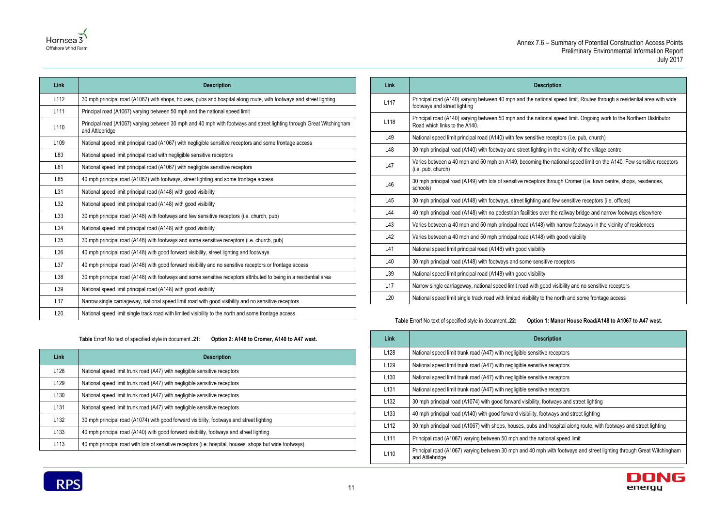| Link | Description |
| --- | --- |
| L112 | 30 mph principal road (A1067) with shops, houses, pubs and hospital along route, with footways and street lighting |
| L111 | Principal road (A1067) varying between 50 mph and the national speed limit |
| L110 | Principal road (A1067) varying between 30 mph and 40 mph with footways and street lighting through Great Witchingham and Attlebridge |
| L109 | National speed limit principal road (A1067) with negligible sensitive receptors and some frontage access |
| L83 | National speed limit principal road with negligible sensitive receptors |
| L81 | National speed limit principal road (A1067) with negligible sensitive receptors |
| L85 | 40 mph principal road (A1067) with footways, street lighting and some frontage access |
| L31 | National speed limit principal road (A148) with good visibility |
| L32 | National speed limit principal road (A148) with good visibility |
| L33 | 30 mph principal road (A148) with footways and few sensitive receptors (i.e. church, pub) |
| L34 | National speed limit principal road (A148) with good visibility |
| L35 | 30 mph principal road (A148) with footways and some sensitive receptors (i.e. church, pub) |
| L36 | 40 mph principal road (A148) with good forward visibility, street lighting and footways |
| L37 | 40 mph principal road (A148) with good forward visibility and no sensitive receptors or frontage access |
| L38 | 30 mph principal road (A148) with footways and some sensitive receptors attributed to being in a residential area |
| L39 | National speed limit principal road (A148) with good visibility |
| L17 | Narrow single carriageway, national speed limit road with good visibility and no sensitive receptors |
| L20 | National speed limit single track road with limited visibility to the north and some frontage access |

**Table** Error! No text of specified style in document.**.21: Option 2: A148 to Cromer, A140 to A47 west.**

| Link | Description |
| --- | --- |
| L128 | National speed limit trunk road (A47) with negligible sensitive receptors |
| L129 | National speed limit trunk road (A47) with negligible sensitive receptors |
| L130 | National speed limit trunk road (A47) with negligible sensitive receptors |
| L131 | National speed limit trunk road (A47) with negligible sensitive receptors |
| L132 | 30 mph principal road (A1074) with good forward visibility, footways and street lighting |
| L133 | 40 mph principal road (A140) with good forward visibility, footways and street lighting |
| L113 | 40 mph principal road with lots of sensitive receptors (i.e. hospital, houses, shops but wide footways) |
| L117 | Principal road (A140) varying between 40 mph and the national speed limit. Routes through a residential area with wide footways and street lighting |
| L118 | Principal road (A140) varying between 50 mph and the national speed limit. Ongoing work to the Northern Distributor Road which links to the A140. |
| L49 | National speed limit principal road (A140) with few sensitive receptors (i.e. pub, church) |
| L48 | 30 mph principal road (A140) with footway and street lighting in the vicinity of the village centre |
| L47 | Varies between a 40 mph and 50 mph on A149, becoming the national speed limit on the A140. Few sensitive receptors (i.e. pub, church) |
| L46 | 30 mph principal road (A149) with lots of sensitive receptors through Cromer (i.e. town centre, shops, residences, schools) |
| L45 | 30 mph principal road (A148) with footways, street lighting and few sensitive receptors (i.e. offices) |
| L44 | 40 mph principal road (A148) with no pedestrian facilities over the railway bridge and narrow footways elsewhere |
| L43 | Varies between a 40 mph and 50 mph principal road (A148) with narrow footways in the vicinity of residences |
| L42 | Varies between a 40 mph and 50 mph principal road (A148) with good visibility |
| L41 | National speed limit principal road (A148) with good visibility |
| L40 | 30 mph principal road (A148) with footways and some sensitive receptors |
| L39 | National speed limit principal road (A148) with good visibility |
| L17 | Narrow single carriageway, national speed limit road with good visibility and no sensitive receptors |
| L20 | National speed limit single track road with limited visibility to the north and some frontage access |

**Table** Error! No text of specified style in document.**.22: Option 1: Manor House Road/A148 to A1067 to A47 west.**

| Link | Description |
| --- | --- |
| L128 | National speed limit trunk road (A47) with negligible sensitive receptors |
| L129 | National speed limit trunk road (A47) with negligible sensitive receptors |
| L130 | National speed limit trunk road (A47) with negligible sensitive receptors |
| L131 | National speed limit trunk road (A47) with negligible sensitive receptors |
| L132 | 30 mph principal road (A1074) with good forward visibility, footways and street lighting |
| L133 | 40 mph principal road (A140) with good forward visibility, footways and street lighting |
| L112 | 30 mph principal road (A1067) with shops, houses, pubs and hospital along route, with footways and street lighting |
| L111 | Principal road (A1067) varying between 50 mph and the national speed limit |
| L110 | Principal road (A1067) varying between 30 mph and 40 mph with footways and street lighting through Great Witchingham and Attlebridge |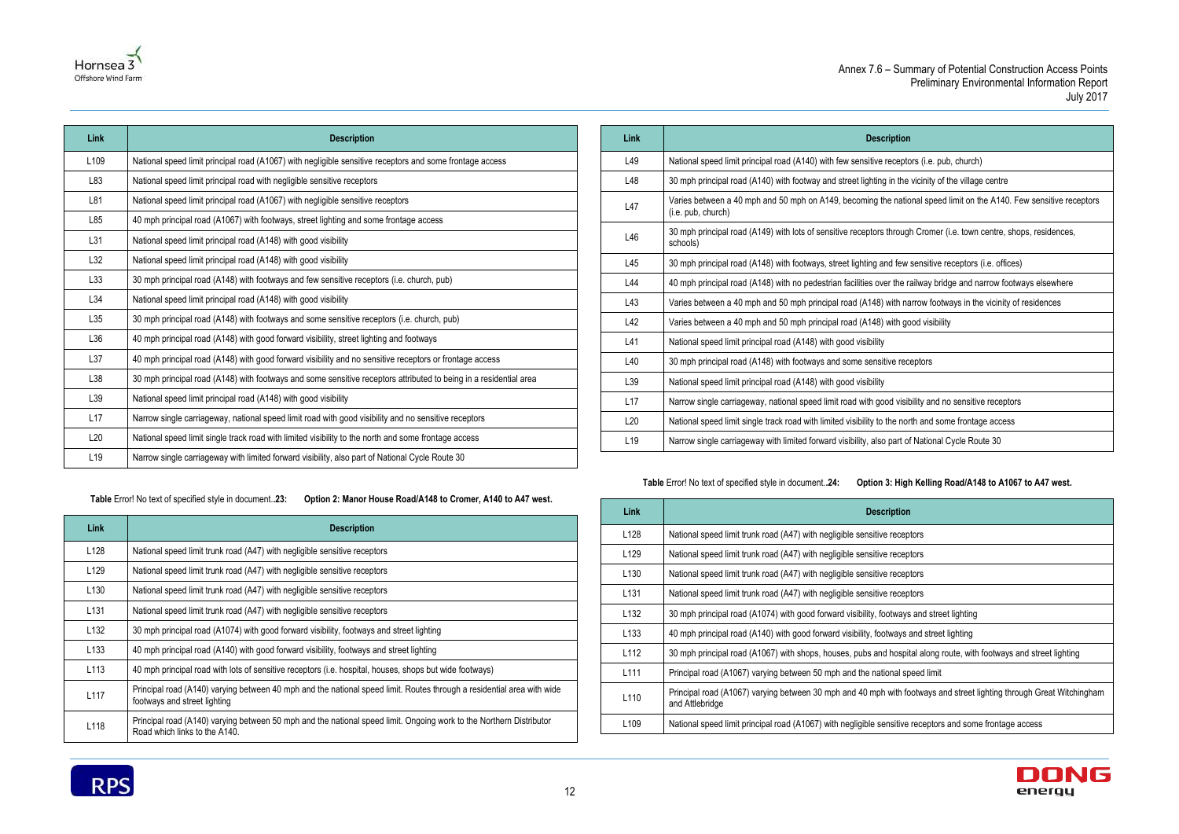| Link | Description |
|---|---|
| L109 | National speed limit principal road (A1067) with negligible sensitive receptors and some frontage access |
| L83 | National speed limit principal road with negligible sensitive receptors |
| L81 | National speed limit principal road (A1067) with negligible sensitive receptors |
| L85 | 40 mph principal road (A1067) with footways, street lighting and some frontage access |
| L31 | National speed limit principal road (A148) with good visibility |
| L32 | National speed limit principal road (A148) with good visibility |
| L33 | 30 mph principal road (A148) with footways and few sensitive receptors (i.e. church, pub) |
| L34 | National speed limit principal road (A148) with good visibility |
| L35 | 30 mph principal road (A148) with footways and some sensitive receptors (i.e. church, pub) |
| L36 | 40 mph principal road (A148) with good forward visibility, street lighting and footways |
| L37 | 40 mph principal road (A148) with good forward visibility and no sensitive receptors or frontage access |
| L38 | 30 mph principal road (A148) with footways and some sensitive receptors attributed to being in a residential area |
| L39 | National speed limit principal road (A148) with good visibility |
| L17 | Narrow single carriageway, national speed limit road with good visibility and no sensitive receptors |
| L20 | National speed limit single track road with limited visibility to the north and some frontage access |
| L19 | Narrow single carriageway with limited forward visibility, also part of National Cycle Route 30 |

**Table** Error! No text of specified style in document.**.23: Option 2: Manor House Road/A148 to Cromer, A140 to A47 west.**

| Link | Description |
|---|---|
| L128 | National speed limit trunk road (A47) with negligible sensitive receptors |
| L129 | National speed limit trunk road (A47) with negligible sensitive receptors |
| L130 | National speed limit trunk road (A47) with negligible sensitive receptors |
| L131 | National speed limit trunk road (A47) with negligible sensitive receptors |
| L132 | 30 mph principal road (A1074) with good forward visibility, footways and street lighting |
| L133 | 40 mph principal road (A140) with good forward visibility, footways and street lighting |
| L113 | 40 mph principal road with lots of sensitive receptors (i.e. hospital, houses, shops but wide footways) |
| L117 | Principal road (A140) varying between 40 mph and the national speed limit. Routes through a residential area with wide footways and street lighting |
| L118 | Principal road (A140) varying between 50 mph and the national speed limit. Ongoing work to the Northern Distributor Road which links to the A140. |
| L49 | National speed limit principal road (A140) with few sensitive receptors (i.e. pub, church) |
| L48 | 30 mph principal road (A140) with footway and street lighting in the vicinity of the village centre |
| L47 | Varies between a 40 mph and 50 mph on A149, becoming the national speed limit on the A140. Few sensitive receptors (i.e. pub, church) |
| L46 | 30 mph principal road (A149) with lots of sensitive receptors through Cromer (i.e. town centre, shops, residences, schools) |
| L45 | 30 mph principal road (A148) with footways, street lighting and few sensitive receptors (i.e. offices) |
| L44 | 40 mph principal road (A148) with no pedestrian facilities over the railway bridge and narrow footways elsewhere |
| L43 | Varies between a 40 mph and 50 mph principal road (A148) with narrow footways in the vicinity of residences |
| L42 | Varies between a 40 mph and 50 mph principal road (A148) with good visibility |
| L41 | National speed limit principal road (A148) with good visibility |
| L40 | 30 mph principal road (A148) with footways and some sensitive receptors |
| L39 | National speed limit principal road (A148) with good visibility |
| L17 | Narrow single carriageway, national speed limit road with good visibility and no sensitive receptors |
| L20 | National speed limit single track road with limited visibility to the north and some frontage access |
| L19 | Narrow single carriageway with limited forward visibility, also part of National Cycle Route 30 |

**Table** Error! No text of specified style in document.**.24: Option 3: High Kelling Road/A148 to A1067 to A47 west.**

| Link | Description |
|---|---|
| L128 | National speed limit trunk road (A47) with negligible sensitive receptors |
| L129 | National speed limit trunk road (A47) with negligible sensitive receptors |
| L130 | National speed limit trunk road (A47) with negligible sensitive receptors |
| L131 | National speed limit trunk road (A47) with negligible sensitive receptors |
| L132 | 30 mph principal road (A1074) with good forward visibility, footways and street lighting |
| L133 | 40 mph principal road (A140) with good forward visibility, footways and street lighting |
| L112 | 30 mph principal road (A1067) with shops, houses, pubs and hospital along route, with footways and street lighting |
| L111 | Principal road (A1067) varying between 50 mph and the national speed limit |
| L110 | Principal road (A1067) varying between 30 mph and 40 mph with footways and street lighting through Great Witchingham and Attlebridge |
| L109 | National speed limit principal road (A1067) with negligible sensitive receptors and some frontage access |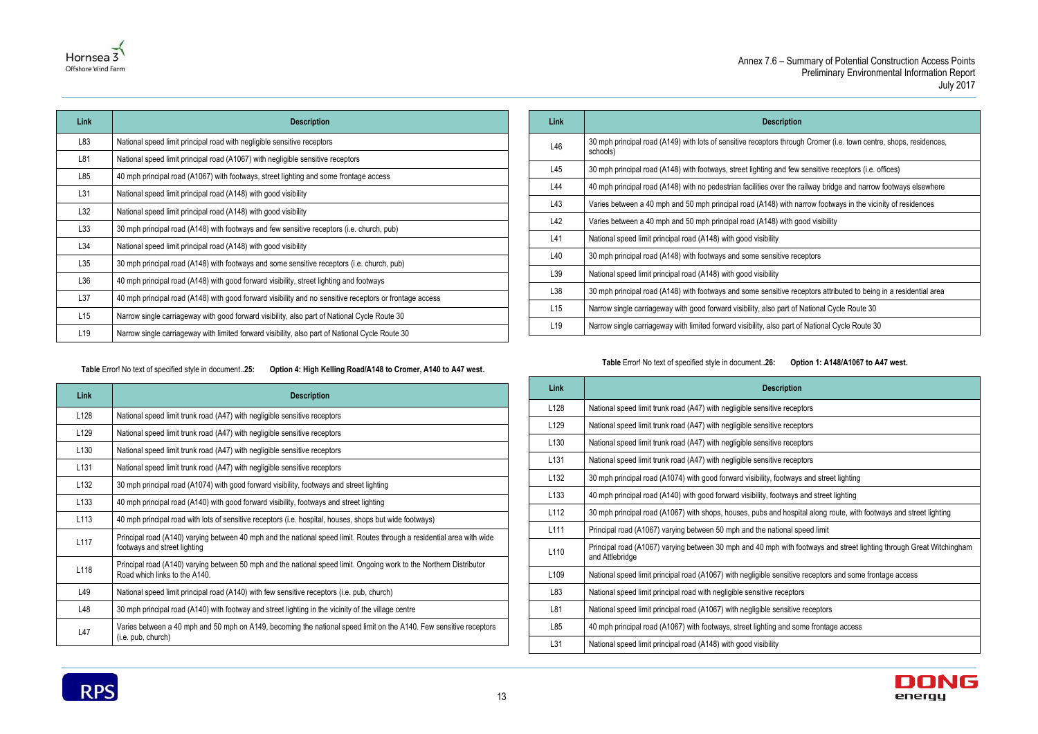| Link | Description |
|---|---|
| L83 | National speed limit principal road with negligible sensitive receptors |
| L81 | National speed limit principal road (A1067) with negligible sensitive receptors |
| L85 | 40 mph principal road (A1067) with footways, street lighting and some frontage access |
| L31 | National speed limit principal road (A148) with good visibility |
| L32 | National speed limit principal road (A148) with good visibility |
| L33 | 30 mph principal road (A148) with footways and few sensitive receptors (i.e. church, pub) |
| L34 | National speed limit principal road (A148) with good visibility |
| L35 | 30 mph principal road (A148) with footways and some sensitive receptors (i.e. church, pub) |
| L36 | 40 mph principal road (A148) with good forward visibility, street lighting and footways |
| L37 | 40 mph principal road (A148) with good forward visibility and no sensitive receptors or frontage access |
| L15 | Narrow single carriageway with good forward visibility, also part of National Cycle Route 30 |
| L19 | Narrow single carriageway with limited forward visibility, also part of National Cycle Route 30 |
| L46 | 30 mph principal road (A149) with lots of sensitive receptors through Cromer (i.e. town centre, shops, residences, schools) |
| L45 | 30 mph principal road (A148) with footways, street lighting and few sensitive receptors (i.e. offices) |
| L44 | 40 mph principal road (A148) with no pedestrian facilities over the railway bridge and narrow footways elsewhere |
| L43 | Varies between a 40 mph and 50 mph principal road (A148) with narrow footways in the vicinity of residences |
| L42 | Varies between a 40 mph and 50 mph principal road (A148) with good visibility |
| L41 | National speed limit principal road (A148) with good visibility |
| L40 | 30 mph principal road (A148) with footways and some sensitive receptors |
| L39 | National speed limit principal road (A148) with good visibility |
| L38 | 30 mph principal road (A148) with footways and some sensitive receptors attributed to being in a residential area |
| L15 | Narrow single carriageway with good forward visibility, also part of National Cycle Route 30 |
| L19 | Narrow single carriageway with limited forward visibility, also part of National Cycle Route 30 |

**Table** Error! No text of specified style in document.**.25: Option 4: High Kelling Road/A148 to Cromer, A140 to A47 west.**

| Link | Description |
|---|---|
| L128 | National speed limit trunk road (A47) with negligible sensitive receptors |
| L129 | National speed limit trunk road (A47) with negligible sensitive receptors |
| L130 | National speed limit trunk road (A47) with negligible sensitive receptors |
| L131 | National speed limit trunk road (A47) with negligible sensitive receptors |
| L132 | 30 mph principal road (A1074) with good forward visibility, footways and street lighting |
| L133 | 40 mph principal road (A140) with good forward visibility, footways and street lighting |
| L113 | 40 mph principal road with lots of sensitive receptors (i.e. hospital, houses, shops but wide footways) |
| L117 | Principal road (A140) varying between 40 mph and the national speed limit. Routes through a residential area with wide footways and street lighting |
| L118 | Principal road (A140) varying between 50 mph and the national speed limit. Ongoing work to the Northern Distributor Road which links to the A140. |
| L49 | National speed limit principal road (A140) with few sensitive receptors (i.e. pub, church) |
| L48 | 30 mph principal road (A140) with footway and street lighting in the vicinity of the village centre |
| L47 | Varies between a 40 mph and 50 mph on A149, becoming the national speed limit on the A140. Few sensitive receptors (i.e. pub, church) |

**Table** Error! No text of specified style in document.**.26: Option 1: A148/A1067 to A47 west.**

| Link | Description |
|---|---|
| L128 | National speed limit trunk road (A47) with negligible sensitive receptors |
| L129 | National speed limit trunk road (A47) with negligible sensitive receptors |
| L130 | National speed limit trunk road (A47) with negligible sensitive receptors |
| L131 | National speed limit trunk road (A47) with negligible sensitive receptors |
| L132 | 30 mph principal road (A1074) with good forward visibility, footways and street lighting |
| L133 | 40 mph principal road (A140) with good forward visibility, footways and street lighting |
| L112 | 30 mph principal road (A1067) with shops, houses, pubs and hospital along route, with footways and street lighting |
| L111 | Principal road (A1067) varying between 50 mph and the national speed limit |
| L110 | Principal road (A1067) varying between 30 mph and 40 mph with footways and street lighting through Great Witchingham and Attlebridge |
| L109 | National speed limit principal road (A1067) with negligible sensitive receptors and some frontage access |
| L83 | National speed limit principal road with negligible sensitive receptors |
| L81 | National speed limit principal road (A1067) with negligible sensitive receptors |
| L85 | 40 mph principal road (A1067) with footways, street lighting and some frontage access |
| L31 | National speed limit principal road (A148) with good visibility |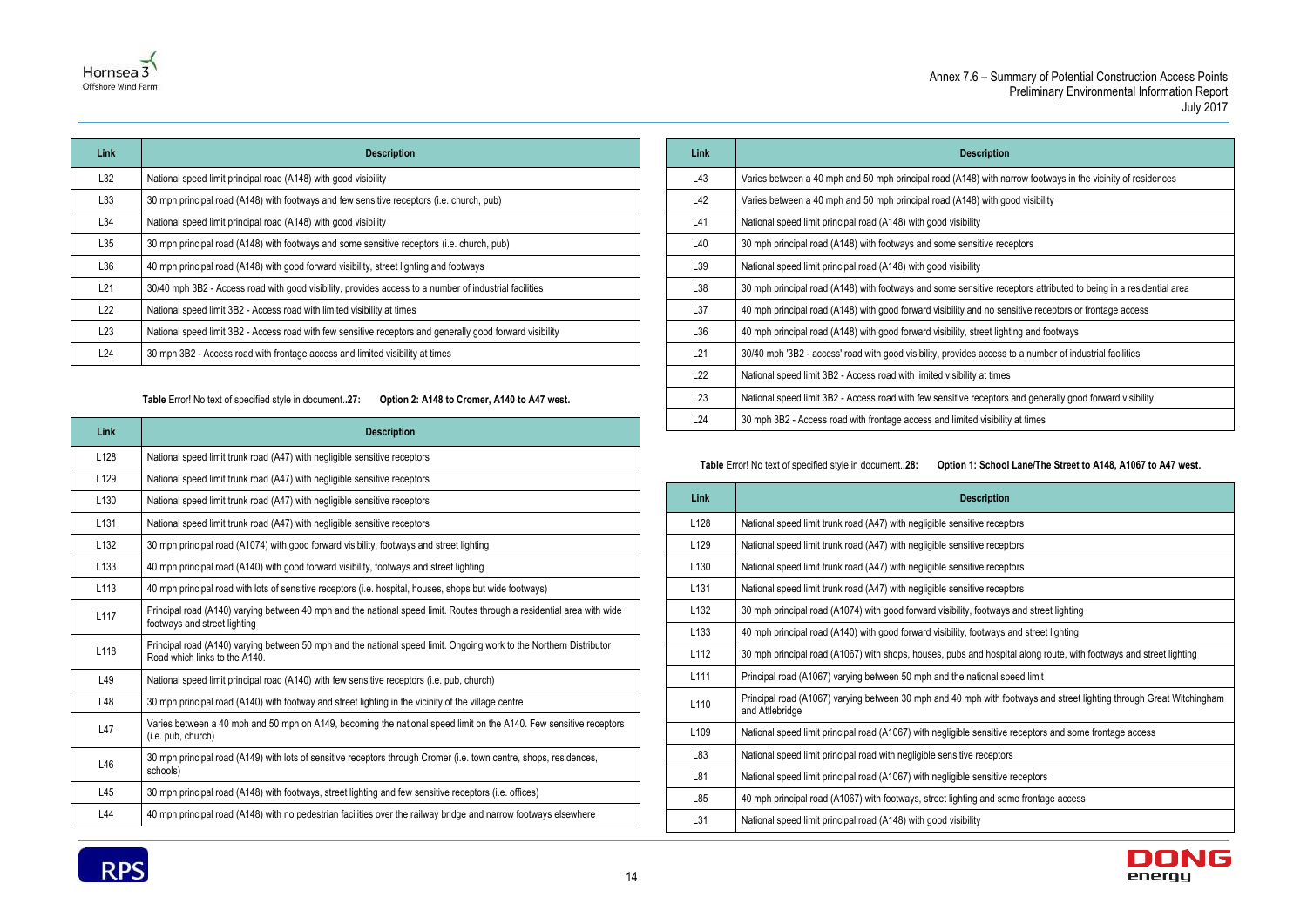| Link | Description |
|---|---|
| L32 | National speed limit principal road (A148) with good visibility |
| L33 | 30 mph principal road (A148) with footways and few sensitive receptors (i.e. church, pub) |
| L34 | National speed limit principal road (A148) with good visibility |
| L35 | 30 mph principal road (A148) with footways and some sensitive receptors (i.e. church, pub) |
| L36 | 40 mph principal road (A148) with good forward visibility, street lighting and footways |
| L21 | 30/40 mph 3B2 - Access road with good visibility, provides access to a number of industrial facilities |
| L22 | National speed limit 3B2 - Access road with limited visibility at times |
| L23 | National speed limit 3B2 - Access road with few sensitive receptors and generally good forward visibility |
| L24 | 30 mph 3B2 - Access road with frontage access and limited visibility at times |

**Table** Error! No text of specified style in document.**.27: Option 2: A148 to Cromer, A140 to A47 west.**

| Link | Description |
|---|---|
| L128 | National speed limit trunk road (A47) with negligible sensitive receptors |
| L129 | National speed limit trunk road (A47) with negligible sensitive receptors |
| L130 | National speed limit trunk road (A47) with negligible sensitive receptors |
| L131 | National speed limit trunk road (A47) with negligible sensitive receptors |
| L132 | 30 mph principal road (A1074) with good forward visibility, footways and street lighting |
| L133 | 40 mph principal road (A140) with good forward visibility, footways and street lighting |
| L113 | 40 mph principal road with lots of sensitive receptors (i.e. hospital, houses, shops but wide footways) |
| L117 | Principal road (A140) varying between 40 mph and the national speed limit. Routes through a residential area with wide footways and street lighting |
| L118 | Principal road (A140) varying between 50 mph and the national speed limit. Ongoing work to the Northern Distributor Road which links to the A140. |
| L49 | National speed limit principal road (A140) with few sensitive receptors (i.e. pub, church) |
| L48 | 30 mph principal road (A140) with footway and street lighting in the vicinity of the village centre |
| L47 | Varies between a 40 mph and 50 mph on A149, becoming the national speed limit on the A140. Few sensitive receptors (i.e. pub, church) |
| L46 | 30 mph principal road (A149) with lots of sensitive receptors through Cromer (i.e. town centre, shops, residences, schools) |
| L45 | 30 mph principal road (A148) with footways, street lighting and few sensitive receptors (i.e. offices) |
| L44 | 40 mph principal road (A148) with no pedestrian facilities over the railway bridge and narrow footways elsewhere |
| L43 | Varies between a 40 mph and 50 mph principal road (A148) with narrow footways in the vicinity of residences |
| L42 | Varies between a 40 mph and 50 mph principal road (A148) with good visibility |
| L41 | National speed limit principal road (A148) with good visibility |
| L40 | 30 mph principal road (A148) with footways and some sensitive receptors |
| L39 | National speed limit principal road (A148) with good visibility |
| L38 | 30 mph principal road (A148) with footways and some sensitive receptors attributed to being in a residential area |
| L37 | 40 mph principal road (A148) with good forward visibility and no sensitive receptors or frontage access |
| L36 | 40 mph principal road (A148) with good forward visibility, street lighting and footways |
| L21 | 30/40 mph '3B2 - access' road with good visibility, provides access to a number of industrial facilities |
| L22 | National speed limit 3B2 - Access road with limited visibility at times |
| L23 | National speed limit 3B2 - Access road with few sensitive receptors and generally good forward visibility |
| L24 | 30 mph 3B2 - Access road with frontage access and limited visibility at times |

**Table** Error! No text of specified style in document.**.28: Option 1: School Lane/The Street to A148, A1067 to A47 west.**

| Link | Description |
|---|---|
| L128 | National speed limit trunk road (A47) with negligible sensitive receptors |
| L129 | National speed limit trunk road (A47) with negligible sensitive receptors |
| L130 | National speed limit trunk road (A47) with negligible sensitive receptors |
| L131 | National speed limit trunk road (A47) with negligible sensitive receptors |
| L132 | 30 mph principal road (A1074) with good forward visibility, footways and street lighting |
| L133 | 40 mph principal road (A140) with good forward visibility, footways and street lighting |
| L112 | 30 mph principal road (A1067) with shops, houses, pubs and hospital along route, with footways and street lighting |
| L111 | Principal road (A1067) varying between 50 mph and the national speed limit |
| L110 | Principal road (A1067) varying between 30 mph and 40 mph with footways and street lighting through Great Witchingham and Attlebridge |
| L109 | National speed limit principal road (A1067) with negligible sensitive receptors and some frontage access |
| L83 | National speed limit principal road with negligible sensitive receptors |
| L81 | National speed limit principal road (A1067) with negligible sensitive receptors |
| L85 | 40 mph principal road (A1067) with footways, street lighting and some frontage access |
| L31 | National speed limit principal road (A148) with good visibility |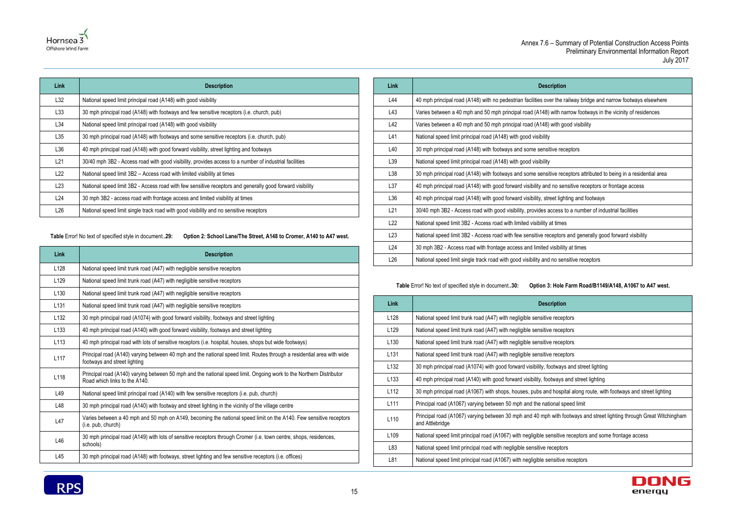| Link | Description |
| --- | --- |
| L32 | National speed limit principal road (A148) with good visibility |
| L33 | 30 mph principal road (A148) with footways and few sensitive receptors (i.e. church, pub) |
| L34 | National speed limit principal road (A148) with good visibility |
| L35 | 30 mph principal road (A148) with footways and some sensitive receptors (i.e. church, pub) |
| L36 | 40 mph principal road (A148) with good forward visibility, street lighting and footways |
| L21 | 30/40 mph 3B2 - Access road with good visibility, provides access to a number of industrial facilities |
| L22 | National speed limit 3B2 – Access road with limited visibility at times |
| L23 | National speed limit 3B2 - Access road with few sensitive receptors and generally good forward visibility |
| L24 | 30 mph 3B2 - access road with frontage access and limited visibility at times |
| L26 | National speed limit single track road with good visibility and no sensitive receptors |

**Table** Error! No text of specified style in document.**.29: Option 2: School Lane/The Street, A148 to Cromer, A140 to A47 west.**

| Link | Description |
| --- | --- |
| L128 | National speed limit trunk road (A47) with negligible sensitive receptors |
| L129 | National speed limit trunk road (A47) with negligible sensitive receptors |
| L130 | National speed limit trunk road (A47) with negligible sensitive receptors |
| L131 | National speed limit trunk road (A47) with negligible sensitive receptors |
| L132 | 30 mph principal road (A1074) with good forward visibility, footways and street lighting |
| L133 | 40 mph principal road (A140) with good forward visibility, footways and street lighting |
| L113 | 40 mph principal road with lots of sensitive receptors (i.e. hospital, houses, shops but wide footways) |
| L117 | Principal road (A140) varying between 40 mph and the national speed limit. Routes through a residential area with wide footways and street lighting |
| L118 | Principal road (A140) varying between 50 mph and the national speed limit. Ongoing work to the Northern Distributor Road which links to the A140. |
| L49 | National speed limit principal road (A140) with few sensitive receptors (i.e. pub, church) |
| L48 | 30 mph principal road (A140) with footway and street lighting in the vicinity of the village centre |
| L47 | Varies between a 40 mph and 50 mph on A149, becoming the national speed limit on the A140. Few sensitive receptors (i.e. pub, church) |
| L46 | 30 mph principal road (A149) with lots of sensitive receptors through Cromer (i.e. town centre, shops, residences, schools) |
| L45 | 30 mph principal road (A148) with footways, street lighting and few sensitive receptors (i.e. offices) |
| L44 | 40 mph principal road (A148) with no pedestrian facilities over the railway bridge and narrow footways elsewhere |
| L43 | Varies between a 40 mph and 50 mph principal road (A148) with narrow footways in the vicinity of residences |
| L42 | Varies between a 40 mph and 50 mph principal road (A148) with good visibility |
| L41 | National speed limit principal road (A148) with good visibility |
| L40 | 30 mph principal road (A148) with footways and some sensitive receptors |
| L39 | National speed limit principal road (A148) with good visibility |
| L38 | 30 mph principal road (A148) with footways and some sensitive receptors attributed to being in a residential area |
| L37 | 40 mph principal road (A148) with good forward visibility and no sensitive receptors or frontage access |
| L36 | 40 mph principal road (A148) with good forward visibility, street lighting and footways |
| L21 | 30/40 mph 3B2 - Access road with good visibility, provides access to a number of industrial facilities |
| L22 | National speed limit 3B2 - Access road with limited visibility at times |
| L23 | National speed limit 3B2 - Access road with few sensitive receptors and generally good forward visibility |
| L24 | 30 mph 3B2 - Access road with frontage access and limited visibility at times |
| L26 | National speed limit single track road with good visibility and no sensitive receptors |

**Table** Error! No text of specified style in document.**.30: Option 3: Hole Farm Road/B1149/A148, A1067 to A47 west.**

| Link | Description |
| --- | --- |
| L128 | National speed limit trunk road (A47) with negligible sensitive receptors |
| L129 | National speed limit trunk road (A47) with negligible sensitive receptors |
| L130 | National speed limit trunk road (A47) with negligible sensitive receptors |
| L131 | National speed limit trunk road (A47) with negligible sensitive receptors |
| L132 | 30 mph principal road (A1074) with good forward visibility, footways and street lighting |
| L133 | 40 mph principal road (A140) with good forward visibility, footways and street lighting |
| L112 | 30 mph principal road (A1067) with shops, houses, pubs and hospital along route, with footways and street lighting |
| L111 | Principal road (A1067) varying between 50 mph and the national speed limit |
| L110 | Principal road (A1067) varying between 30 mph and 40 mph with footways and street lighting through Great Witchingham and Attlebridge |
| L109 | National speed limit principal road (A1067) with negligible sensitive receptors and some frontage access |
| L83 | National speed limit principal road with negligible sensitive receptors |
| L81 | National speed limit principal road (A1067) with negligible sensitive receptors |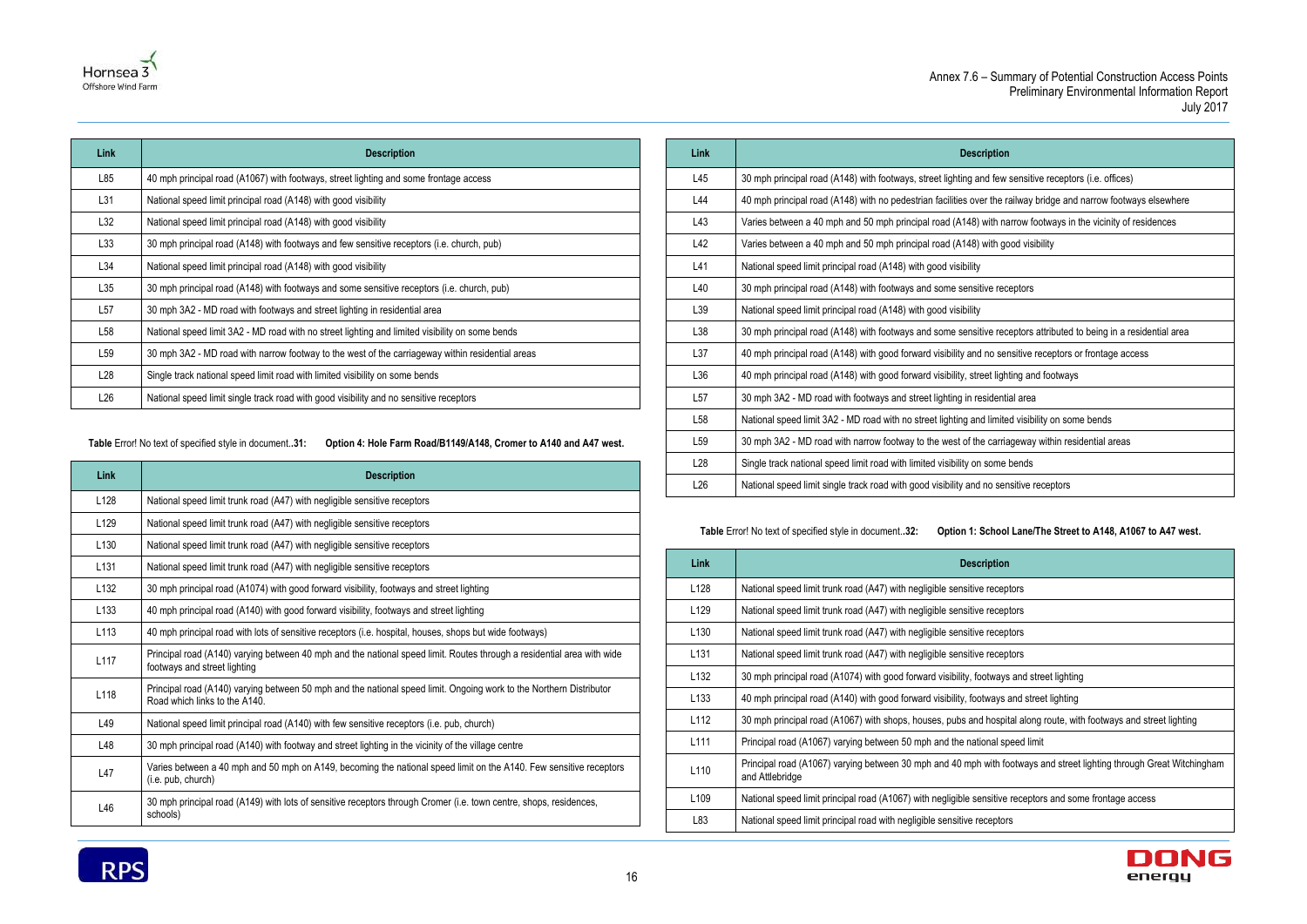| Link | Description |
|---|---|
| L85 | 40 mph principal road (A1067) with footways, street lighting and some frontage access |
| L31 | National speed limit principal road (A148) with good visibility |
| L32 | National speed limit principal road (A148) with good visibility |
| L33 | 30 mph principal road (A148) with footways and few sensitive receptors (i.e. church, pub) |
| L34 | National speed limit principal road (A148) with good visibility |
| L35 | 30 mph principal road (A148) with footways and some sensitive receptors (i.e. church, pub) |
| L57 | 30 mph 3A2 - MD road with footways and street lighting in residential area |
| L58 | National speed limit 3A2 - MD road with no street lighting and limited visibility on some bends |
| L59 | 30 mph 3A2 - MD road with narrow footway to the west of the carriageway within residential areas |
| L28 | Single track national speed limit road with limited visibility on some bends |
| L26 | National speed limit single track road with good visibility and no sensitive receptors |

**Table** Error! No text of specified style in document..**31: Option 4: Hole Farm Road/B1149/A148, Cromer to A140 and A47 west.**

| Link | Description |
|---|---|
| L128 | National speed limit trunk road (A47) with negligible sensitive receptors |
| L129 | National speed limit trunk road (A47) with negligible sensitive receptors |
| L130 | National speed limit trunk road (A47) with negligible sensitive receptors |
| L131 | National speed limit trunk road (A47) with negligible sensitive receptors |
| L132 | 30 mph principal road (A1074) with good forward visibility, footways and street lighting |
| L133 | 40 mph principal road (A140) with good forward visibility, footways and street lighting |
| L113 | 40 mph principal road with lots of sensitive receptors (i.e. hospital, houses, shops but wide footways) |
| L117 | Principal road (A140) varying between 40 mph and the national speed limit. Routes through a residential area with wide footways and street lighting |
| L118 | Principal road (A140) varying between 50 mph and the national speed limit. Ongoing work to the Northern Distributor Road which links to the A140. |
| L49 | National speed limit principal road (A140) with few sensitive receptors (i.e. pub, church) |
| L48 | 30 mph principal road (A140) with footway and street lighting in the vicinity of the village centre |
| L47 | Varies between a 40 mph and 50 mph on A149, becoming the national speed limit on the A140. Few sensitive receptors (i.e. pub, church) |
| L46 | 30 mph principal road (A149) with lots of sensitive receptors through Cromer (i.e. town centre, shops, residences, schools) |
| L45 | 30 mph principal road (A148) with footways, street lighting and few sensitive receptors (i.e. offices) |
| L44 | 40 mph principal road (A148) with no pedestrian facilities over the railway bridge and narrow footways elsewhere |
| L43 | Varies between a 40 mph and 50 mph principal road (A148) with narrow footways in the vicinity of residences |
| L42 | Varies between a 40 mph and 50 mph principal road (A148) with good visibility |
| L41 | National speed limit principal road (A148) with good visibility |
| L40 | 30 mph principal road (A148) with footways and some sensitive receptors |
| L39 | National speed limit principal road (A148) with good visibility |
| L38 | 30 mph principal road (A148) with footways and some sensitive receptors attributed to being in a residential area |
| L37 | 40 mph principal road (A148) with good forward visibility and no sensitive receptors or frontage access |
| L36 | 40 mph principal road (A148) with good forward visibility, street lighting and footways |
| L57 | 30 mph 3A2 - MD road with footways and street lighting in residential area |
| L58 | National speed limit 3A2 - MD road with no street lighting and limited visibility on some bends |
| L59 | 30 mph 3A2 - MD road with narrow footway to the west of the carriageway within residential areas |
| L28 | Single track national speed limit road with limited visibility on some bends |
| L26 | National speed limit single track road with good visibility and no sensitive receptors |

**Table** Error! No text of specified style in document..**32: Option 1: School Lane/The Street to A148, A1067 to A47 west.**

| Link | Description |
|---|---|
| L128 | National speed limit trunk road (A47) with negligible sensitive receptors |
| L129 | National speed limit trunk road (A47) with negligible sensitive receptors |
| L130 | National speed limit trunk road (A47) with negligible sensitive receptors |
| L131 | National speed limit trunk road (A47) with negligible sensitive receptors |
| L132 | 30 mph principal road (A1074) with good forward visibility, footways and street lighting |
| L133 | 40 mph principal road (A140) with good forward visibility, footways and street lighting |
| L112 | 30 mph principal road (A1067) with shops, houses, pubs and hospital along route, with footways and street lighting |
| L111 | Principal road (A1067) varying between 50 mph and the national speed limit |
| L110 | Principal road (A1067) varying between 30 mph and 40 mph with footways and street lighting through Great Witchingham and Attlebridge |
| L109 | National speed limit principal road (A1067) with negligible sensitive receptors and some frontage access |
| L83 | National speed limit principal road with negligible sensitive receptors |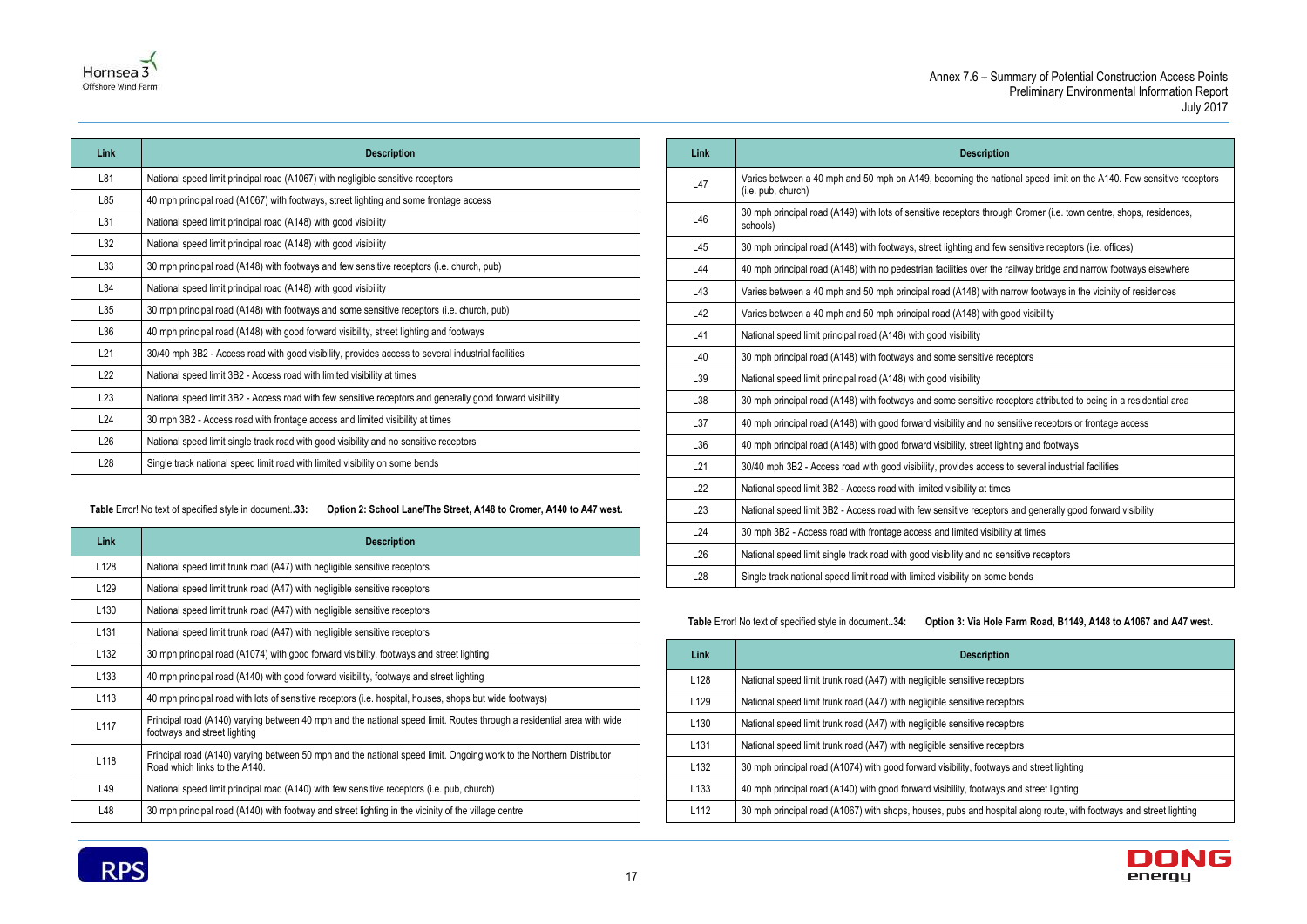| Link | Description |
|---|---|
| L81 | National speed limit principal road (A1067) with negligible sensitive receptors |
| L85 | 40 mph principal road (A1067) with footways, street lighting and some frontage access |
| L31 | National speed limit principal road (A148) with good visibility |
| L32 | National speed limit principal road (A148) with good visibility |
| L33 | 30 mph principal road (A148) with footways and few sensitive receptors (i.e. church, pub) |
| L34 | National speed limit principal road (A148) with good visibility |
| L35 | 30 mph principal road (A148) with footways and some sensitive receptors (i.e. church, pub) |
| L36 | 40 mph principal road (A148) with good forward visibility, street lighting and footways |
| L21 | 30/40 mph 3B2 - Access road with good visibility, provides access to several industrial facilities |
| L22 | National speed limit 3B2 - Access road with limited visibility at times |
| L23 | National speed limit 3B2 - Access road with few sensitive receptors and generally good forward visibility |
| L24 | 30 mph 3B2 - Access road with frontage access and limited visibility at times |
| L26 | National speed limit single track road with good visibility and no sensitive receptors |
| L28 | Single track national speed limit road with limited visibility on some bends |

**Table** Error! No text of specified style in document.**.33: Option 2: School Lane/The Street, A148 to Cromer, A140 to A47 west.**

| Link | Description |
|---|---|
| L128 | National speed limit trunk road (A47) with negligible sensitive receptors |
| L129 | National speed limit trunk road (A47) with negligible sensitive receptors |
| L130 | National speed limit trunk road (A47) with negligible sensitive receptors |
| L131 | National speed limit trunk road (A47) with negligible sensitive receptors |
| L132 | 30 mph principal road (A1074) with good forward visibility, footways and street lighting |
| L133 | 40 mph principal road (A140) with good forward visibility, footways and street lighting |
| L113 | 40 mph principal road with lots of sensitive receptors (i.e. hospital, houses, shops but wide footways) |
| L117 | Principal road (A140) varying between 40 mph and the national speed limit. Routes through a residential area with wide footways and street lighting |
| L118 | Principal road (A140) varying between 50 mph and the national speed limit. Ongoing work to the Northern Distributor Road which links to the A140. |
| L49 | National speed limit principal road (A140) with few sensitive receptors (i.e. pub, church) |
| L48 | 30 mph principal road (A140) with footway and street lighting in the vicinity of the village centre |
| L47 | Varies between a 40 mph and 50 mph on A149, becoming the national speed limit on the A140. Few sensitive receptors (i.e. pub, church) |
| L46 | 30 mph principal road (A149) with lots of sensitive receptors through Cromer (i.e. town centre, shops, residences, schools) |
| L45 | 30 mph principal road (A148) with footways, street lighting and few sensitive receptors (i.e. offices) |
| L44 | 40 mph principal road (A148) with no pedestrian facilities over the railway bridge and narrow footways elsewhere |
| L43 | Varies between a 40 mph and 50 mph principal road (A148) with narrow footways in the vicinity of residences |
| L42 | Varies between a 40 mph and 50 mph principal road (A148) with good visibility |
| L41 | National speed limit principal road (A148) with good visibility |
| L40 | 30 mph principal road (A148) with footways and some sensitive receptors |
| L39 | National speed limit principal road (A148) with good visibility |
| L38 | 30 mph principal road (A148) with footways and some sensitive receptors attributed to being in a residential area |
| L37 | 40 mph principal road (A148) with good forward visibility and no sensitive receptors or frontage access |
| L36 | 40 mph principal road (A148) with good forward visibility, street lighting and footways |
| L21 | 30/40 mph 3B2 - Access road with good visibility, provides access to several industrial facilities |
| L22 | National speed limit 3B2 - Access road with limited visibility at times |
| L23 | National speed limit 3B2 - Access road with few sensitive receptors and generally good forward visibility |
| L24 | 30 mph 3B2 - Access road with frontage access and limited visibility at times |
| L26 | National speed limit single track road with good visibility and no sensitive receptors |
| L28 | Single track national speed limit road with limited visibility on some bends |

**Table** Error! No text of specified style in document.**.34: Option 3: Via Hole Farm Road, B1149, A148 to A1067 and A47 west.**

| Link | Description |
|---|---|
| L128 | National speed limit trunk road (A47) with negligible sensitive receptors |
| L129 | National speed limit trunk road (A47) with negligible sensitive receptors |
| L130 | National speed limit trunk road (A47) with negligible sensitive receptors |
| L131 | National speed limit trunk road (A47) with negligible sensitive receptors |
| L132 | 30 mph principal road (A1074) with good forward visibility, footways and street lighting |
| L133 | 40 mph principal road (A140) with good forward visibility, footways and street lighting |
| L112 | 30 mph principal road (A1067) with shops, houses, pubs and hospital along route, with footways and street lighting |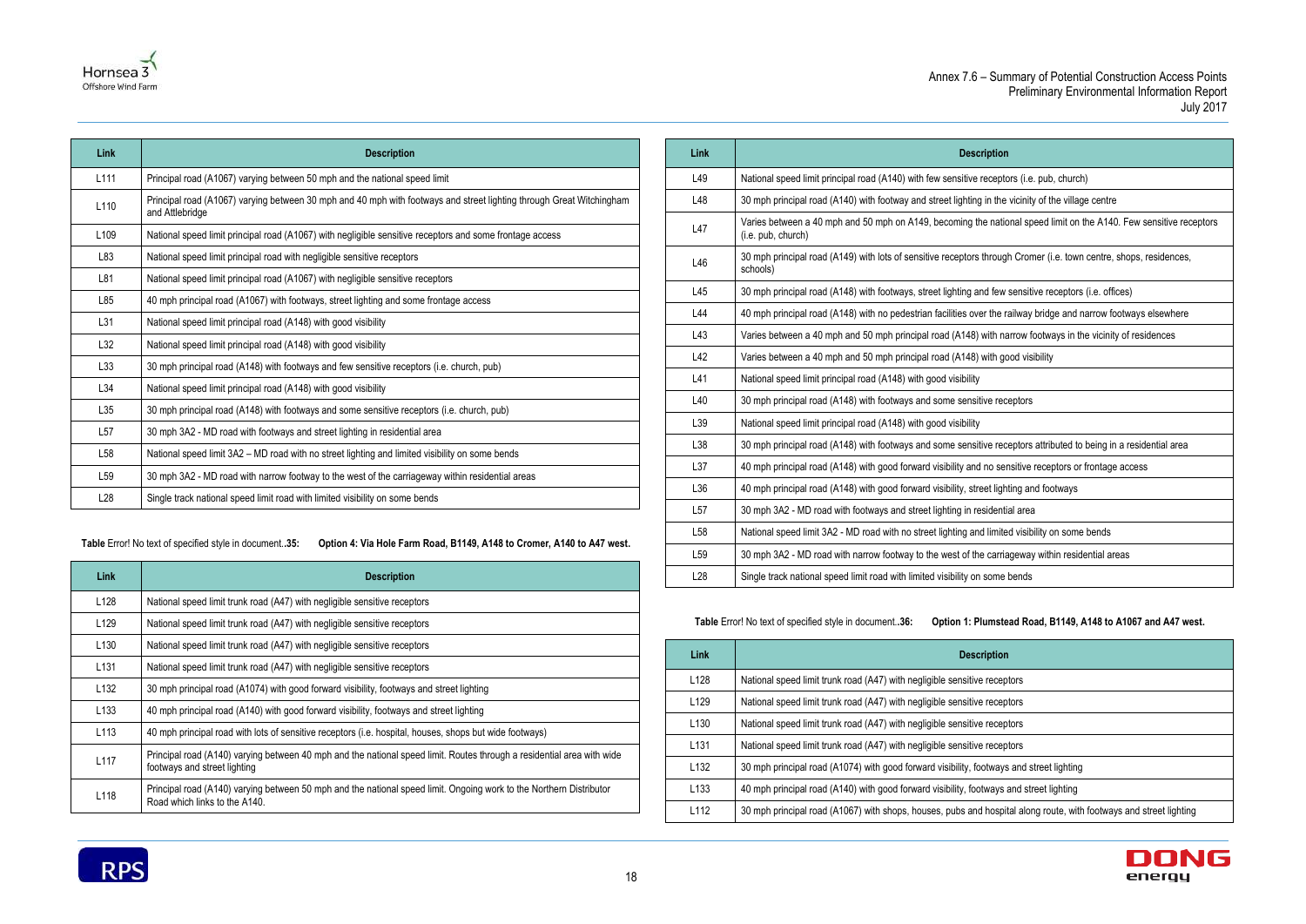| Link | Description |
|---|---|
| L111 | Principal road (A1067) varying between 50 mph and the national speed limit |
| L110 | Principal road (A1067) varying between 30 mph and 40 mph with footways and street lighting through Great Witchingham and Attlebridge |
| L109 | National speed limit principal road (A1067) with negligible sensitive receptors and some frontage access |
| L83 | National speed limit principal road with negligible sensitive receptors |
| L81 | National speed limit principal road (A1067) with negligible sensitive receptors |
| L85 | 40 mph principal road (A1067) with footways, street lighting and some frontage access |
| L31 | National speed limit principal road (A148) with good visibility |
| L32 | National speed limit principal road (A148) with good visibility |
| L33 | 30 mph principal road (A148) with footways and few sensitive receptors (i.e. church, pub) |
| L34 | National speed limit principal road (A148) with good visibility |
| L35 | 30 mph principal road (A148) with footways and some sensitive receptors (i.e. church, pub) |
| L57 | 30 mph 3A2 - MD road with footways and street lighting in residential area |
| L58 | National speed limit 3A2 – MD road with no street lighting and limited visibility on some bends |
| L59 | 30 mph 3A2 - MD road with narrow footway to the west of the carriageway within residential areas |
| L28 | Single track national speed limit road with limited visibility on some bends |

**Table** Error! No text of specified style in document.**.35: Option 4: Via Hole Farm Road, B1149, A148 to Cromer, A140 to A47 west.**

| Link | Description |
|---|---|
| L128 | National speed limit trunk road (A47) with negligible sensitive receptors |
| L129 | National speed limit trunk road (A47) with negligible sensitive receptors |
| L130 | National speed limit trunk road (A47) with negligible sensitive receptors |
| L131 | National speed limit trunk road (A47) with negligible sensitive receptors |
| L132 | 30 mph principal road (A1074) with good forward visibility, footways and street lighting |
| L133 | 40 mph principal road (A140) with good forward visibility, footways and street lighting |
| L113 | 40 mph principal road with lots of sensitive receptors (i.e. hospital, houses, shops but wide footways) |
| L117 | Principal road (A140) varying between 40 mph and the national speed limit. Routes through a residential area with wide footways and street lighting |
| L118 | Principal road (A140) varying between 50 mph and the national speed limit. Ongoing work to the Northern Distributor Road which links to the A140. |
| L49 | National speed limit principal road (A140) with few sensitive receptors (i.e. pub, church) |
| L48 | 30 mph principal road (A140) with footway and street lighting in the vicinity of the village centre |
| L47 | Varies between a 40 mph and 50 mph on A149, becoming the national speed limit on the A140. Few sensitive receptors (i.e. pub, church) |
| L46 | 30 mph principal road (A149) with lots of sensitive receptors through Cromer (i.e. town centre, shops, residences, schools) |
| L45 | 30 mph principal road (A148) with footways, street lighting and few sensitive receptors (i.e. offices) |
| L44 | 40 mph principal road (A148) with no pedestrian facilities over the railway bridge and narrow footways elsewhere |
| L43 | Varies between a 40 mph and 50 mph principal road (A148) with narrow footways in the vicinity of residences |
| L42 | Varies between a 40 mph and 50 mph principal road (A148) with good visibility |
| L41 | National speed limit principal road (A148) with good visibility |
| L40 | 30 mph principal road (A148) with footways and some sensitive receptors |
| L39 | National speed limit principal road (A148) with good visibility |
| L38 | 30 mph principal road (A148) with footways and some sensitive receptors attributed to being in a residential area |
| L37 | 40 mph principal road (A148) with good forward visibility and no sensitive receptors or frontage access |
| L36 | 40 mph principal road (A148) with good forward visibility, street lighting and footways |
| L57 | 30 mph 3A2 - MD road with footways and street lighting in residential area |
| L58 | National speed limit 3A2 - MD road with no street lighting and limited visibility on some bends |
| L59 | 30 mph 3A2 - MD road with narrow footway to the west of the carriageway within residential areas |
| L28 | Single track national speed limit road with limited visibility on some bends |

**Table** Error! No text of specified style in document.**.36: Option 1: Plumstead Road, B1149, A148 to A1067 and A47 west.**

| Link | Description |
|---|---|
| L128 | National speed limit trunk road (A47) with negligible sensitive receptors |
| L129 | National speed limit trunk road (A47) with negligible sensitive receptors |
| L130 | National speed limit trunk road (A47) with negligible sensitive receptors |
| L131 | National speed limit trunk road (A47) with negligible sensitive receptors |
| L132 | 30 mph principal road (A1074) with good forward visibility, footways and street lighting |
| L133 | 40 mph principal road (A140) with good forward visibility, footways and street lighting |
| L112 | 30 mph principal road (A1067) with shops, houses, pubs and hospital along route, with footways and street lighting |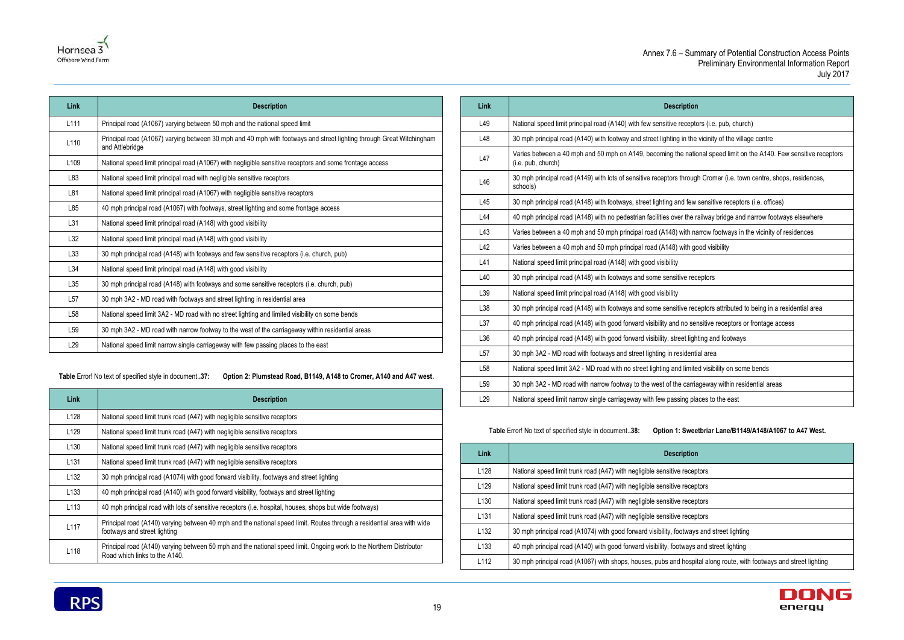| Link | Description |
| --- | --- |
| L111 | Principal road (A1067) varying between 50 mph and the national speed limit |
| L110 | Principal road (A1067) varying between 30 mph and 40 mph with footways and street lighting through Great Witchingham and Attlebridge |
| L109 | National speed limit principal road (A1067) with negligible sensitive receptors and some frontage access |
| L83 | National speed limit principal road with negligible sensitive receptors |
| L81 | National speed limit principal road (A1067) with negligible sensitive receptors |
| L85 | 40 mph principal road (A1067) with footways, street lighting and some frontage access |
| L31 | National speed limit principal road (A148) with good visibility |
| L32 | National speed limit principal road (A148) with good visibility |
| L33 | 30 mph principal road (A148) with footways and few sensitive receptors (i.e. church, pub) |
| L34 | National speed limit principal road (A148) with good visibility |
| L35 | 30 mph principal road (A148) with footways and some sensitive receptors (i.e. church, pub) |
| L57 | 30 mph 3A2 - MD road with footways and street lighting in residential area |
| L58 | National speed limit 3A2 - MD road with no street lighting and limited visibility on some bends |
| L59 | 30 mph 3A2 - MD road with narrow footway to the west of the carriageway within residential areas |
| L29 | National speed limit narrow single carriageway with few passing places to the east |

**Table Error! No text of specified style in document..37: Option 2: Plumstead Road, B1149, A148 to Cromer, A140 and A47 west.**

| Link | Description |
| --- | --- |
| L128 | National speed limit trunk road (A47) with negligible sensitive receptors |
| L129 | National speed limit trunk road (A47) with negligible sensitive receptors |
| L130 | National speed limit trunk road (A47) with negligible sensitive receptors |
| L131 | National speed limit trunk road (A47) with negligible sensitive receptors |
| L132 | 30 mph principal road (A1074) with good forward visibility, footways and street lighting |
| L133 | 40 mph principal road (A140) with good forward visibility, footways and street lighting |
| L113 | 40 mph principal road with lots of sensitive receptors (i.e. hospital, houses, shops but wide footways) |
| L117 | Principal road (A140) varying between 40 mph and the national speed limit. Routes through a residential area with wide footways and street lighting |
| L118 | Principal road (A140) varying between 50 mph and the national speed limit. Ongoing work to the Northern Distributor Road which links to the A140. |
| L49 | National speed limit principal road (A140) with few sensitive receptors (i.e. pub, church) |
| L48 | 30 mph principal road (A140) with footway and street lighting in the vicinity of the village centre |
| L47 | Varies between a 40 mph and 50 mph on A149, becoming the national speed limit on the A140. Few sensitive receptors (i.e. pub, church) |
| L46 | 30 mph principal road (A149) with lots of sensitive receptors through Cromer (i.e. town centre, shops, residences, schools) |
| L45 | 30 mph principal road (A148) with footways, street lighting and few sensitive receptors (i.e. offices) |
| L44 | 40 mph principal road (A148) with no pedestrian facilities over the railway bridge and narrow footways elsewhere |
| L43 | Varies between a 40 mph and 50 mph principal road (A148) with narrow footways in the vicinity of residences |
| L42 | Varies between a 40 mph and 50 mph principal road (A148) with good visibility |
| L41 | National speed limit principal road (A148) with good visibility |
| L40 | 30 mph principal road (A148) with footways and some sensitive receptors |
| L39 | National speed limit principal road (A148) with good visibility |
| L38 | 30 mph principal road (A148) with footways and some sensitive receptors attributed to being in a residential area |
| L37 | 40 mph principal road (A148) with good forward visibility and no sensitive receptors or frontage access |
| L36 | 40 mph principal road (A148) with good forward visibility, street lighting and footways |
| L57 | 30 mph 3A2 - MD road with footways and street lighting in residential area |
| L58 | National speed limit 3A2 - MD road with no street lighting and limited visibility on some bends |
| L59 | 30 mph 3A2 - MD road with narrow footway to the west of the carriageway within residential areas |
| L29 | National speed limit narrow single carriageway with few passing places to the east |

**Table Error! No text of specified style in document..38: Option 1: Sweetbriar Lane/B1149/A148/A1067 to A47 West.**

| Link | Description |
| --- | --- |
| L128 | National speed limit trunk road (A47) with negligible sensitive receptors |
| L129 | National speed limit trunk road (A47) with negligible sensitive receptors |
| L130 | National speed limit trunk road (A47) with negligible sensitive receptors |
| L131 | National speed limit trunk road (A47) with negligible sensitive receptors |
| L132 | 30 mph principal road (A1074) with good forward visibility, footways and street lighting |
| L133 | 40 mph principal road (A140) with good forward visibility, footways and street lighting |
| L112 | 30 mph principal road (A1067) with shops, houses, pubs and hospital along route, with footways and street lighting |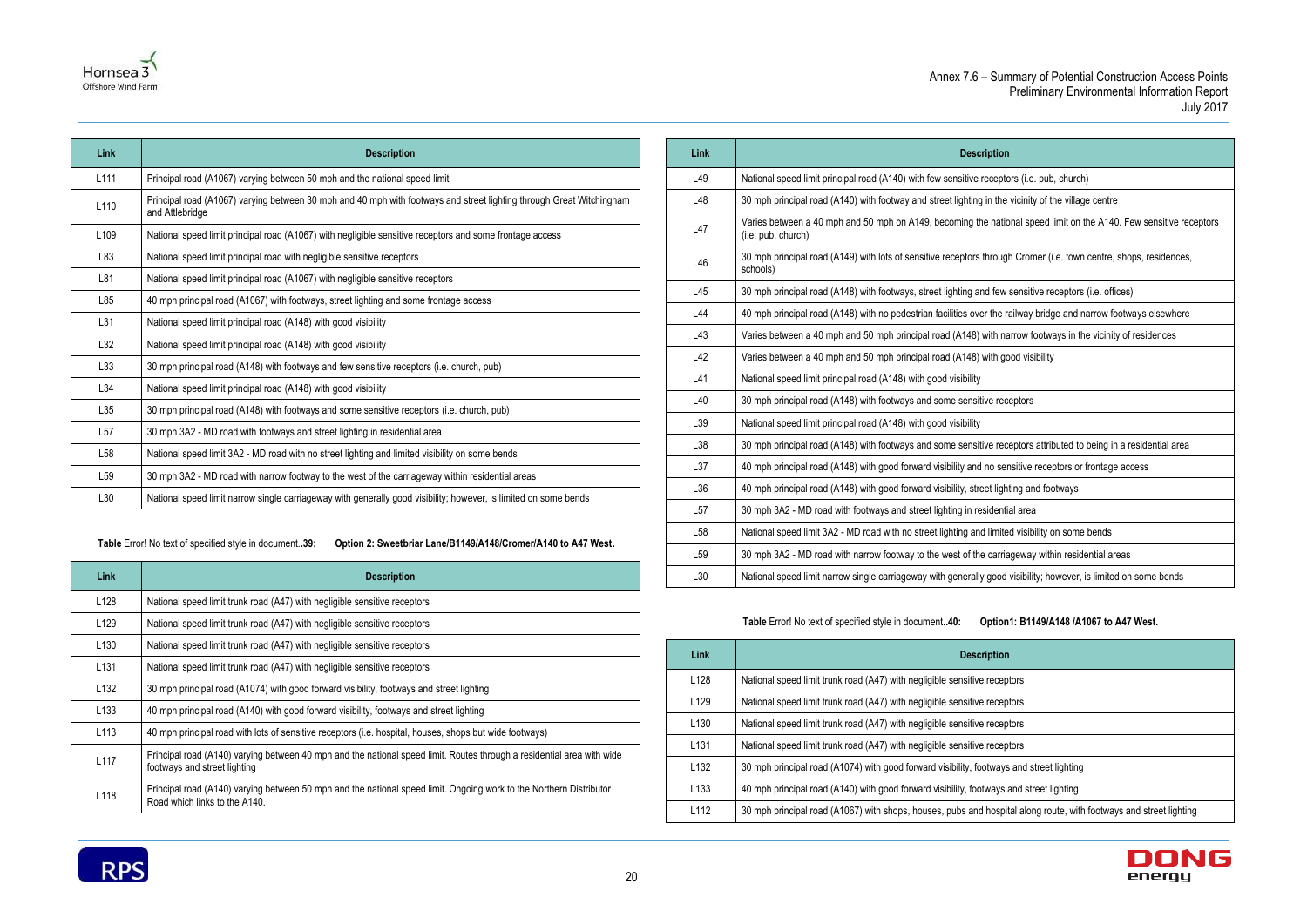| Link | Description |
|---|---|
| L111 | Principal road (A1067) varying between 50 mph and the national speed limit |
| L110 | Principal road (A1067) varying between 30 mph and 40 mph with footways and street lighting through Great Witchingham and Attlebridge |
| L109 | National speed limit principal road (A1067) with negligible sensitive receptors and some frontage access |
| L83 | National speed limit principal road with negligible sensitive receptors |
| L81 | National speed limit principal road (A1067) with negligible sensitive receptors |
| L85 | 40 mph principal road (A1067) with footways, street lighting and some frontage access |
| L31 | National speed limit principal road (A148) with good visibility |
| L32 | National speed limit principal road (A148) with good visibility |
| L33 | 30 mph principal road (A148) with footways and few sensitive receptors (i.e. church, pub) |
| L34 | National speed limit principal road (A148) with good visibility |
| L35 | 30 mph principal road (A148) with footways and some sensitive receptors (i.e. church, pub) |
| L57 | 30 mph 3A2 - MD road with footways and street lighting in residential area |
| L58 | National speed limit 3A2 - MD road with no street lighting and limited visibility on some bends |
| L59 | 30 mph 3A2 - MD road with narrow footway to the west of the carriageway within residential areas |
| L30 | National speed limit narrow single carriageway with generally good visibility; however, is limited on some bends |

**Table** Error! No text of specified style in document.**.39: Option 2: Sweetbriar Lane/B1149/A148/Cromer/A140 to A47 West.**

| Link | Description |
|---|---|
| L128 | National speed limit trunk road (A47) with negligible sensitive receptors |
| L129 | National speed limit trunk road (A47) with negligible sensitive receptors |
| L130 | National speed limit trunk road (A47) with negligible sensitive receptors |
| L131 | National speed limit trunk road (A47) with negligible sensitive receptors |
| L132 | 30 mph principal road (A1074) with good forward visibility, footways and street lighting |
| L133 | 40 mph principal road (A140) with good forward visibility, footways and street lighting |
| L113 | 40 mph principal road with lots of sensitive receptors (i.e. hospital, houses, shops but wide footways) |
| L117 | Principal road (A140) varying between 40 mph and the national speed limit. Routes through a residential area with wide footways and street lighting |
| L118 | Principal road (A140) varying between 50 mph and the national speed limit. Ongoing work to the Northern Distributor Road which links to the A140. |
| L49 | National speed limit principal road (A140) with few sensitive receptors (i.e. pub, church) |
| L48 | 30 mph principal road (A140) with footway and street lighting in the vicinity of the village centre |
| L47 | Varies between a 40 mph and 50 mph on A149, becoming the national speed limit on the A140. Few sensitive receptors (i.e. pub, church) |
| L46 | 30 mph principal road (A149) with lots of sensitive receptors through Cromer (i.e. town centre, shops, residences, schools) |
| L45 | 30 mph principal road (A148) with footways, street lighting and few sensitive receptors (i.e. offices) |
| L44 | 40 mph principal road (A148) with no pedestrian facilities over the railway bridge and narrow footways elsewhere |
| L43 | Varies between a 40 mph and 50 mph principal road (A148) with narrow footways in the vicinity of residences |
| L42 | Varies between a 40 mph and 50 mph principal road (A148) with good visibility |
| L41 | National speed limit principal road (A148) with good visibility |
| L40 | 30 mph principal road (A148) with footways and some sensitive receptors |
| L39 | National speed limit principal road (A148) with good visibility |
| L38 | 30 mph principal road (A148) with footways and some sensitive receptors attributed to being in a residential area |
| L37 | 40 mph principal road (A148) with good forward visibility and no sensitive receptors or frontage access |
| L36 | 40 mph principal road (A148) with good forward visibility, street lighting and footways |
| L57 | 30 mph 3A2 - MD road with footways and street lighting in residential area |
| L58 | National speed limit 3A2 - MD road with no street lighting and limited visibility on some bends |
| L59 | 30 mph 3A2 - MD road with narrow footway to the west of the carriageway within residential areas |
| L30 | National speed limit narrow single carriageway with generally good visibility; however, is limited on some bends |

**Table** Error! No text of specified style in document.**.40: Option1: B1149/A148 /A1067 to A47 West.**

| Link | Description |
|---|---|
| L128 | National speed limit trunk road (A47) with negligible sensitive receptors |
| L129 | National speed limit trunk road (A47) with negligible sensitive receptors |
| L130 | National speed limit trunk road (A47) with negligible sensitive receptors |
| L131 | National speed limit trunk road (A47) with negligible sensitive receptors |
| L132 | 30 mph principal road (A1074) with good forward visibility, footways and street lighting |
| L133 | 40 mph principal road (A140) with good forward visibility, footways and street lighting |
| L112 | 30 mph principal road (A1067) with shops, houses, pubs and hospital along route, with footways and street lighting |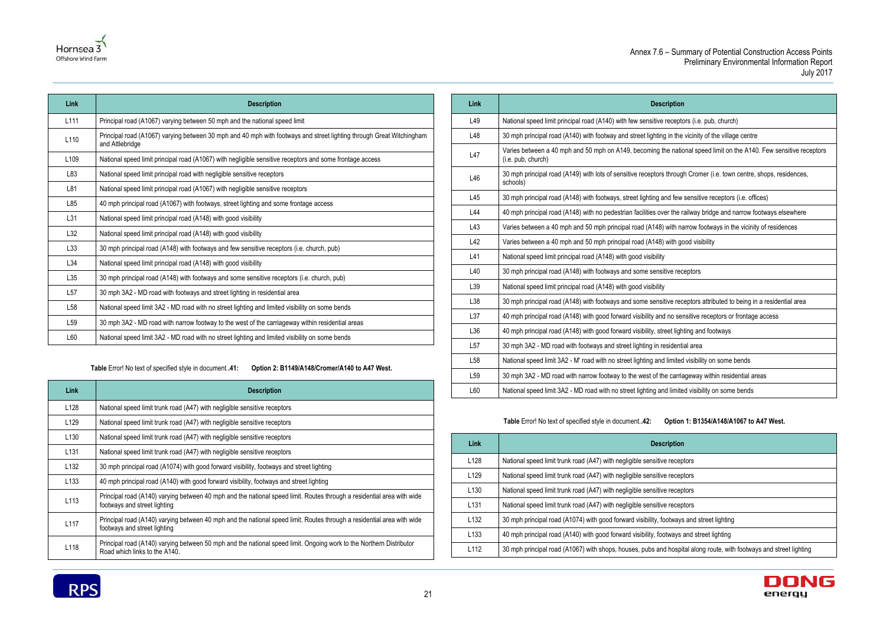| Link | Description |
|---|---|
| L111 | Principal road (A1067) varying between 50 mph and the national speed limit |
| L110 | Principal road (A1067) varying between 30 mph and 40 mph with footways and street lighting through Great Witchingham and Attlebridge |
| L109 | National speed limit principal road (A1067) with negligible sensitive receptors and some frontage access |
| L83 | National speed limit principal road with negligible sensitive receptors |
| L81 | National speed limit principal road (A1067) with negligible sensitive receptors |
| L85 | 40 mph principal road (A1067) with footways, street lighting and some frontage access |
| L31 | National speed limit principal road (A148) with good visibility |
| L32 | National speed limit principal road (A148) with good visibility |
| L33 | 30 mph principal road (A148) with footways and few sensitive receptors (i.e. church, pub) |
| L34 | National speed limit principal road (A148) with good visibility |
| L35 | 30 mph principal road (A148) with footways and some sensitive receptors (i.e. church, pub) |
| L57 | 30 mph 3A2 - MD road with footways and street lighting in residential area |
| L58 | National speed limit 3A2 - MD road with no street lighting and limited visibility on some bends |
| L59 | 30 mph 3A2 - MD road with narrow footway to the west of the carriageway within residential areas |
| L60 | National speed limit 3A2 - MD road with no street lighting and limited visibility on some bends |

**Table** Error! No text of specified style in document.**.41: Option 2: B1149/A148/Cromer/A140 to A47 West.**

| Link | Description |
|---|---|
| L128 | National speed limit trunk road (A47) with negligible sensitive receptors |
| L129 | National speed limit trunk road (A47) with negligible sensitive receptors |
| L130 | National speed limit trunk road (A47) with negligible sensitive receptors |
| L131 | National speed limit trunk road (A47) with negligible sensitive receptors |
| L132 | 30 mph principal road (A1074) with good forward visibility, footways and street lighting |
| L133 | 40 mph principal road (A140) with good forward visibility, footways and street lighting |
| L113 | Principal road (A140) varying between 40 mph and the national speed limit. Routes through a residential area with wide footways and street lighting |
| L117 | Principal road (A140) varying between 40 mph and the national speed limit. Routes through a residential area with wide footways and street lighting |
| L118 | Principal road (A140) varying between 50 mph and the national speed limit. Ongoing work to the Northern Distributor Road which links to the A140. |
| L49 | National speed limit principal road (A140) with few sensitive receptors (i.e. pub, church) |
| L48 | 30 mph principal road (A140) with footway and street lighting in the vicinity of the village centre |
| L47 | Varies between a 40 mph and 50 mph on A149, becoming the national speed limit on the A140. Few sensitive receptors (i.e. pub, church) |
| L46 | 30 mph principal road (A149) with lots of sensitive receptors through Cromer (i.e. town centre, shops, residences, schools) |
| L45 | 30 mph principal road (A148) with footways, street lighting and few sensitive receptors (i.e. offices) |
| L44 | 40 mph principal road (A148) with no pedestrian facilities over the railway bridge and narrow footways elsewhere |
| L43 | Varies between a 40 mph and 50 mph principal road (A148) with narrow footways in the vicinity of residences |
| L42 | Varies between a 40 mph and 50 mph principal road (A148) with good visibility |
| L41 | National speed limit principal road (A148) with good visibility |
| L40 | 30 mph principal road (A148) with footways and some sensitive receptors |
| L39 | National speed limit principal road (A148) with good visibility |
| L38 | 30 mph principal road (A148) with footways and some sensitive receptors attributed to being in a residential area |
| L37 | 40 mph principal road (A148) with good forward visibility and no sensitive receptors or frontage access |
| L36 | 40 mph principal road (A148) with good forward visibility, street lighting and footways |
| L57 | 30 mph 3A2 - MD road with footways and street lighting in residential area |
| L58 | National speed limit 3A2 - M' road with no street lighting and limited visibility on some bends |
| L59 | 30 mph 3A2 - MD road with narrow footway to the west of the carriageway within residential areas |
| L60 | National speed limit 3A2 - MD road with no street lighting and limited visibility on some bends |

**Table** Error! No text of specified style in document.**.42: Option 1: B1354/A148/A1067 to A47 West.**

| Link | Description |
|---|---|
| L128 | National speed limit trunk road (A47) with negligible sensitive receptors |
| L129 | National speed limit trunk road (A47) with negligible sensitive receptors |
| L130 | National speed limit trunk road (A47) with negligible sensitive receptors |
| L131 | National speed limit trunk road (A47) with negligible sensitive receptors |
| L132 | 30 mph principal road (A1074) with good forward visibility, footways and street lighting |
| L133 | 40 mph principal road (A140) with good forward visibility, footways and street lighting |
| L112 | 30 mph principal road (A1067) with shops, houses, pubs and hospital along route, with footways and street lighting |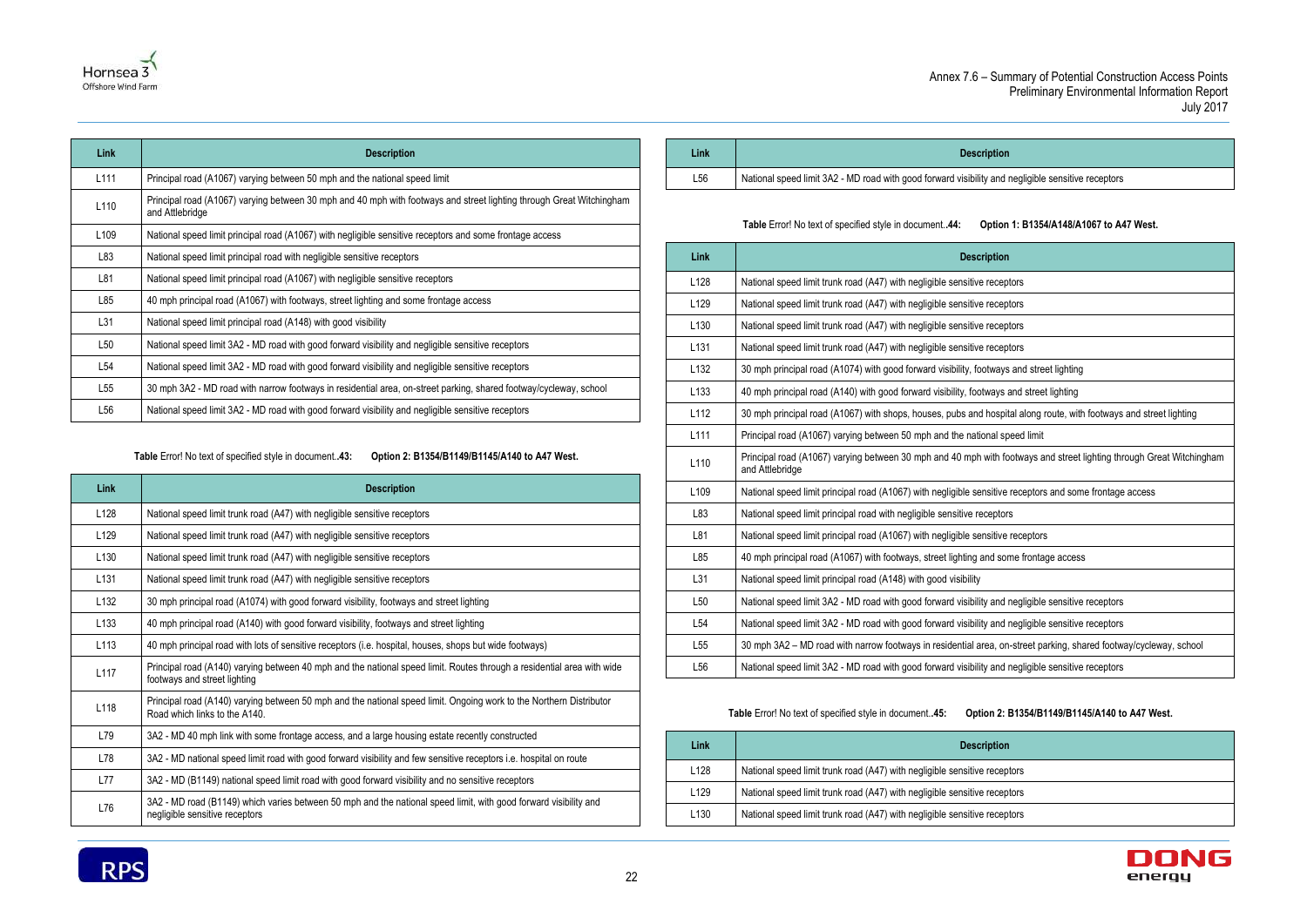| Link | Description |
|---|---|
| L111 | Principal road (A1067) varying between 50 mph and the national speed limit |
| L110 | Principal road (A1067) varying between 30 mph and 40 mph with footways and street lighting through Great Witchingham and Attlebridge |
| L109 | National speed limit principal road (A1067) with negligible sensitive receptors and some frontage access |
| L83 | National speed limit principal road with negligible sensitive receptors |
| L81 | National speed limit principal road (A1067) with negligible sensitive receptors |
| L85 | 40 mph principal road (A1067) with footways, street lighting and some frontage access |
| L31 | National speed limit principal road (A148) with good visibility |
| L50 | National speed limit 3A2 - MD road with good forward visibility and negligible sensitive receptors |
| L54 | National speed limit 3A2 - MD road with good forward visibility and negligible sensitive receptors |
| L55 | 30 mph 3A2 - MD road with narrow footways in residential area, on-street parking, shared footway/cycleway, school |
| L56 | National speed limit 3A2 - MD road with good forward visibility and negligible sensitive receptors |

**Table** Error! No text of specified style in document.**.43: Option 2: B1354/B1149/B1145/A140 to A47 West.**

| Link | Description |
|---|---|
| L128 | National speed limit trunk road (A47) with negligible sensitive receptors |
| L129 | National speed limit trunk road (A47) with negligible sensitive receptors |
| L130 | National speed limit trunk road (A47) with negligible sensitive receptors |
| L131 | National speed limit trunk road (A47) with negligible sensitive receptors |
| L132 | 30 mph principal road (A1074) with good forward visibility, footways and street lighting |
| L133 | 40 mph principal road (A140) with good forward visibility, footways and street lighting |
| L113 | 40 mph principal road with lots of sensitive receptors (i.e. hospital, houses, shops but wide footways) |
| L117 | Principal road (A140) varying between 40 mph and the national speed limit. Routes through a residential area with wide footways and street lighting |
| L118 | Principal road (A140) varying between 50 mph and the national speed limit. Ongoing work to the Northern Distributor Road which links to the A140. |
| L79 | 3A2 - MD 40 mph link with some frontage access, and a large housing estate recently constructed |
| L78 | 3A2 - MD national speed limit road with good forward visibility and few sensitive receptors i.e. hospital on route |
| L77 | 3A2 - MD (B1149) national speed limit road with good forward visibility and no sensitive receptors |
| L76 | 3A2 - MD road (B1149) which varies between 50 mph and the national speed limit, with good forward visibility and negligible sensitive receptors |
| L56 | National speed limit 3A2 - MD road with good forward visibility and negligible sensitive receptors |

**Table** Error! No text of specified style in document.**.44: Option 1: B1354/A148/A1067 to A47 West.**

| Link | Description |
|---|---|
| L128 | National speed limit trunk road (A47) with negligible sensitive receptors |
| L129 | National speed limit trunk road (A47) with negligible sensitive receptors |
| L130 | National speed limit trunk road (A47) with negligible sensitive receptors |
| L131 | National speed limit trunk road (A47) with negligible sensitive receptors |
| L132 | 30 mph principal road (A1074) with good forward visibility, footways and street lighting |
| L133 | 40 mph principal road (A140) with good forward visibility, footways and street lighting |
| L112 | 30 mph principal road (A1067) with shops, houses, pubs and hospital along route, with footways and street lighting |
| L111 | Principal road (A1067) varying between 50 mph and the national speed limit |
| L110 | Principal road (A1067) varying between 30 mph and 40 mph with footways and street lighting through Great Witchingham and Attlebridge |
| L109 | National speed limit principal road (A1067) with negligible sensitive receptors and some frontage access |
| L83 | National speed limit principal road with negligible sensitive receptors |
| L81 | National speed limit principal road (A1067) with negligible sensitive receptors |
| L85 | 40 mph principal road (A1067) with footways, street lighting and some frontage access |
| L31 | National speed limit principal road (A148) with good visibility |
| L50 | National speed limit 3A2 - MD road with good forward visibility and negligible sensitive receptors |
| L54 | National speed limit 3A2 - MD road with good forward visibility and negligible sensitive receptors |
| L55 | 30 mph 3A2 – MD road with narrow footways in residential area, on-street parking, shared footway/cycleway, school |
| L56 | National speed limit 3A2 - MD road with good forward visibility and negligible sensitive receptors |

**Table** Error! No text of specified style in document.**.45: Option 2: B1354/B1149/B1145/A140 to A47 West.**

| Link | Description |
|---|---|
| L128 | National speed limit trunk road (A47) with negligible sensitive receptors |
| L129 | National speed limit trunk road (A47) with negligible sensitive receptors |
| L130 | National speed limit trunk road (A47) with negligible sensitive receptors |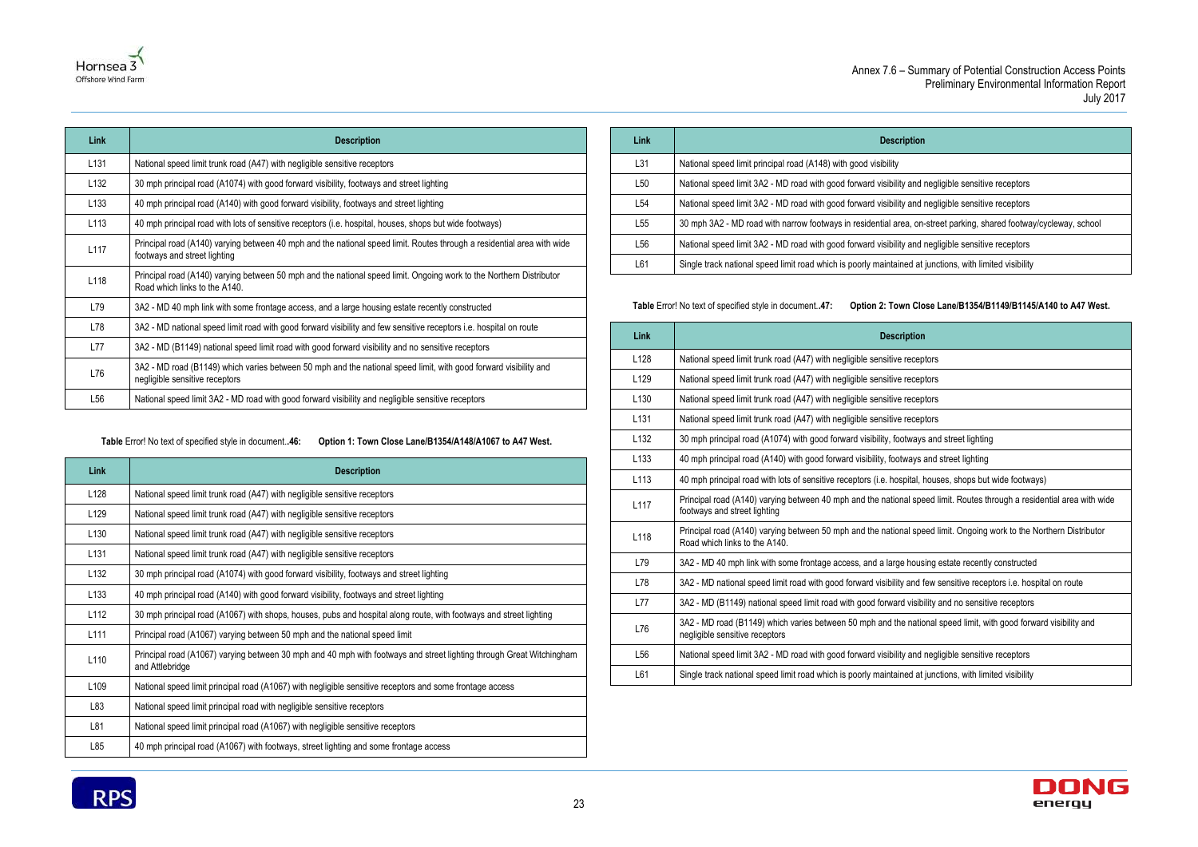| Link | Description |
|---|---|
| L131 | National speed limit trunk road (A47) with negligible sensitive receptors |
| L132 | 30 mph principal road (A1074) with good forward visibility, footways and street lighting |
| L133 | 40 mph principal road (A140) with good forward visibility, footways and street lighting |
| L113 | 40 mph principal road with lots of sensitive receptors (i.e. hospital, houses, shops but wide footways) |
| L117 | Principal road (A140) varying between 40 mph and the national speed limit. Routes through a residential area with wide footways and street lighting |
| L118 | Principal road (A140) varying between 50 mph and the national speed limit. Ongoing work to the Northern Distributor Road which links to the A140. |
| L79 | 3A2 - MD 40 mph link with some frontage access, and a large housing estate recently constructed |
| L78 | 3A2 - MD national speed limit road with good forward visibility and few sensitive receptors i.e. hospital on route |
| L77 | 3A2 - MD (B1149) national speed limit road with good forward visibility and no sensitive receptors |
| L76 | 3A2 - MD road (B1149) which varies between 50 mph and the national speed limit, with good forward visibility and negligible sensitive receptors |
| L56 | National speed limit 3A2 - MD road with good forward visibility and negligible sensitive receptors |
| L31 | National speed limit principal road (A148) with good visibility |
| L50 | National speed limit 3A2 - MD road with good forward visibility and negligible sensitive receptors |
| L54 | National speed limit 3A2 - MD road with good forward visibility and negligible sensitive receptors |
| L55 | 30 mph 3A2 - MD road with narrow footways in residential area, on-street parking, shared footway/cycleway, school |
| L56 | National speed limit 3A2 - MD road with good forward visibility and negligible sensitive receptors |
| L61 | Single track national speed limit road which is poorly maintained at junctions, with limited visibility |

**Table** Error! No text of specified style in document.**.46: Option 1: Town Close Lane/B1354/A148/A1067 to A47 West.**

| Link | Description |
|---|---|
| L128 | National speed limit trunk road (A47) with negligible sensitive receptors |
| L129 | National speed limit trunk road (A47) with negligible sensitive receptors |
| L130 | National speed limit trunk road (A47) with negligible sensitive receptors |
| L131 | National speed limit trunk road (A47) with negligible sensitive receptors |
| L132 | 30 mph principal road (A1074) with good forward visibility, footways and street lighting |
| L133 | 40 mph principal road (A140) with good forward visibility, footways and street lighting |
| L112 | 30 mph principal road (A1067) with shops, houses, pubs and hospital along route, with footways and street lighting |
| L111 | Principal road (A1067) varying between 50 mph and the national speed limit |
| L110 | Principal road (A1067) varying between 30 mph and 40 mph with footways and street lighting through Great Witchingham and Attlebridge |
| L109 | National speed limit principal road (A1067) with negligible sensitive receptors and some frontage access |
| L83 | National speed limit principal road with negligible sensitive receptors |
| L81 | National speed limit principal road (A1067) with negligible sensitive receptors |
| L85 | 40 mph principal road (A1067) with footways, street lighting and some frontage access |

**Table** Error! No text of specified style in document.**.47: Option 2: Town Close Lane/B1354/B1149/B1145/A140 to A47 West.**

| Link | Description |
|---|---|
| L128 | National speed limit trunk road (A47) with negligible sensitive receptors |
| L129 | National speed limit trunk road (A47) with negligible sensitive receptors |
| L130 | National speed limit trunk road (A47) with negligible sensitive receptors |
| L131 | National speed limit trunk road (A47) with negligible sensitive receptors |
| L132 | 30 mph principal road (A1074) with good forward visibility, footways and street lighting |
| L133 | 40 mph principal road (A140) with good forward visibility, footways and street lighting |
| L113 | 40 mph principal road with lots of sensitive receptors (i.e. hospital, houses, shops but wide footways) |
| L117 | Principal road (A140) varying between 40 mph and the national speed limit. Routes through a residential area with wide footways and street lighting |
| L118 | Principal road (A140) varying between 50 mph and the national speed limit. Ongoing work to the Northern Distributor Road which links to the A140. |
| L79 | 3A2 - MD 40 mph link with some frontage access, and a large housing estate recently constructed |
| L78 | 3A2 - MD national speed limit road with good forward visibility and few sensitive receptors i.e. hospital on route |
| L77 | 3A2 - MD (B1149) national speed limit road with good forward visibility and no sensitive receptors |
| L76 | 3A2 - MD road (B1149) which varies between 50 mph and the national speed limit, with good forward visibility and negligible sensitive receptors |
| L56 | National speed limit 3A2 - MD road with good forward visibility and negligible sensitive receptors |
| L61 | Single track national speed limit road which is poorly maintained at junctions, with limited visibility |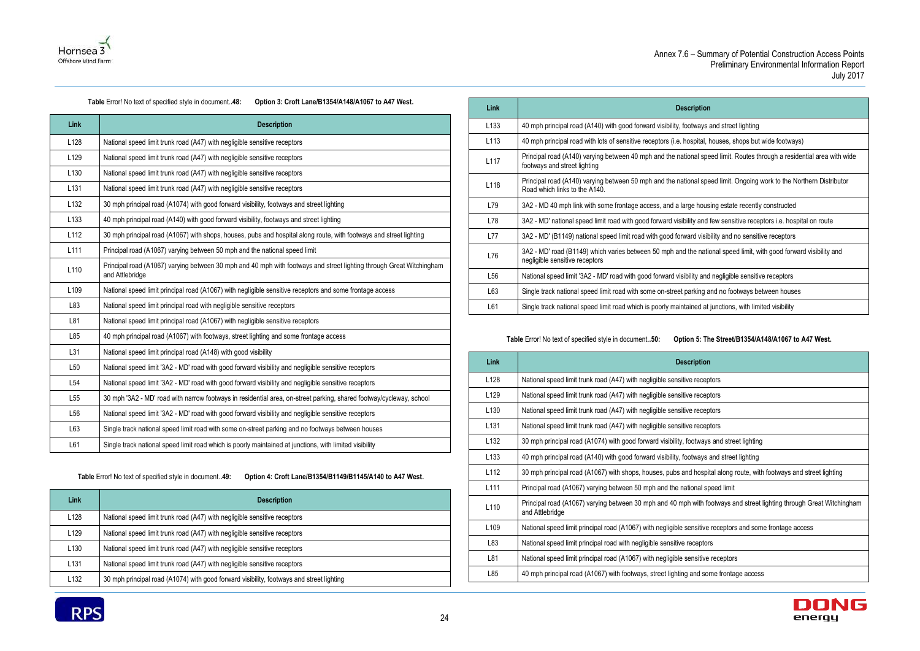**Table** Error! No text of specified style in document.**.48: Option 3: Croft Lane/B1354/A148/A1067 to A47 West.**

| Link | Description |
|---|---|
| L128 | National speed limit trunk road (A47) with negligible sensitive receptors |
| L129 | National speed limit trunk road (A47) with negligible sensitive receptors |
| L130 | National speed limit trunk road (A47) with negligible sensitive receptors |
| L131 | National speed limit trunk road (A47) with negligible sensitive receptors |
| L132 | 30 mph principal road (A1074) with good forward visibility, footways and street lighting |
| L133 | 40 mph principal road (A140) with good forward visibility, footways and street lighting |
| L112 | 30 mph principal road (A1067) with shops, houses, pubs and hospital along route, with footways and street lighting |
| L111 | Principal road (A1067) varying between 50 mph and the national speed limit |
| L110 | Principal road (A1067) varying between 30 mph and 40 mph with footways and street lighting through Great Witchingham and Attlebridge |
| L109 | National speed limit principal road (A1067) with negligible sensitive receptors and some frontage access |
| L83 | National speed limit principal road with negligible sensitive receptors |
| L81 | National speed limit principal road (A1067) with negligible sensitive receptors |
| L85 | 40 mph principal road (A1067) with footways, street lighting and some frontage access |
| L31 | National speed limit principal road (A148) with good visibility |
| L50 | National speed limit '3A2 - MD' road with good forward visibility and negligible sensitive receptors |
| L54 | National speed limit '3A2 - MD' road with good forward visibility and negligible sensitive receptors |
| L55 | 30 mph '3A2 - MD' road with narrow footways in residential area, on-street parking, shared footway/cycleway, school |
| L56 | National speed limit '3A2 - MD' road with good forward visibility and negligible sensitive receptors |
| L63 | Single track national speed limit road with some on-street parking and no footways between houses |
| L61 | Single track national speed limit road which is poorly maintained at junctions, with limited visibility |

**Table** Error! No text of specified style in document.**.49: Option 4: Croft Lane/B1354/B1149/B1145/A140 to A47 West.**

| Link | Description |
|---|---|
| L128 | National speed limit trunk road (A47) with negligible sensitive receptors |
| L129 | National speed limit trunk road (A47) with negligible sensitive receptors |
| L130 | National speed limit trunk road (A47) with negligible sensitive receptors |
| L131 | National speed limit trunk road (A47) with negligible sensitive receptors |
| L132 | 30 mph principal road (A1074) with good forward visibility, footways and street lighting |
| L133 | 40 mph principal road (A140) with good forward visibility, footways and street lighting |
| L113 | 40 mph principal road with lots of sensitive receptors (i.e. hospital, houses, shops but wide footways) |
| L117 | Principal road (A140) varying between 40 mph and the national speed limit. Routes through a residential area with wide footways and street lighting |
| L118 | Principal road (A140) varying between 50 mph and the national speed limit. Ongoing work to the Northern Distributor Road which links to the A140. |
| L79 | 3A2 - MD 40 mph link with some frontage access, and a large housing estate recently constructed |
| L78 | 3A2 - MD' national speed limit road with good forward visibility and few sensitive receptors i.e. hospital on route |
| L77 | 3A2 - MD' (B1149) national speed limit road with good forward visibility and no sensitive receptors |
| L76 | 3A2 - MD' road (B1149) which varies between 50 mph and the national speed limit, with good forward visibility and negligible sensitive receptors |
| L56 | National speed limit '3A2 - MD' road with good forward visibility and negligible sensitive receptors |
| L63 | Single track national speed limit road with some on-street parking and no footways between houses |
| L61 | Single track national speed limit road which is poorly maintained at junctions, with limited visibility |

**Table** Error! No text of specified style in document.**.50: Option 5: The Street/B1354/A148/A1067 to A47 West.**

| Link | Description |
|---|---|
| L128 | National speed limit trunk road (A47) with negligible sensitive receptors |
| L129 | National speed limit trunk road (A47) with negligible sensitive receptors |
| L130 | National speed limit trunk road (A47) with negligible sensitive receptors |
| L131 | National speed limit trunk road (A47) with negligible sensitive receptors |
| L132 | 30 mph principal road (A1074) with good forward visibility, footways and street lighting |
| L133 | 40 mph principal road (A140) with good forward visibility, footways and street lighting |
| L112 | 30 mph principal road (A1067) with shops, houses, pubs and hospital along route, with footways and street lighting |
| L111 | Principal road (A1067) varying between 50 mph and the national speed limit |
| L110 | Principal road (A1067) varying between 30 mph and 40 mph with footways and street lighting through Great Witchingham and Attlebridge |
| L109 | National speed limit principal road (A1067) with negligible sensitive receptors and some frontage access |
| L83 | National speed limit principal road with negligible sensitive receptors |
| L81 | National speed limit principal road (A1067) with negligible sensitive receptors |
| L85 | 40 mph principal road (A1067) with footways, street lighting and some frontage access |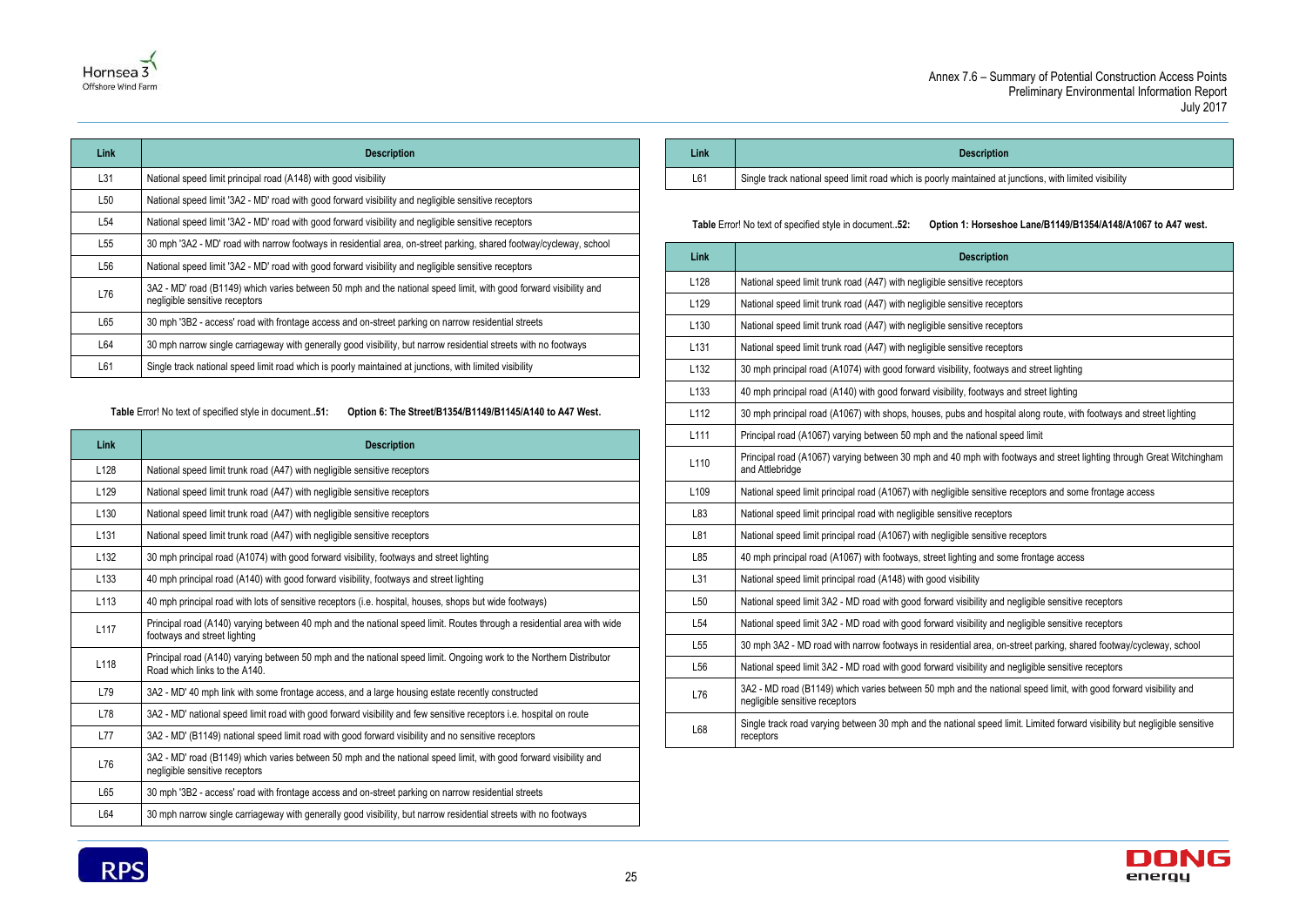| Link | Description |
|---|---|
| L31 | National speed limit principal road (A148) with good visibility |
| L50 | National speed limit '3A2 - MD' road with good forward visibility and negligible sensitive receptors |
| L54 | National speed limit '3A2 - MD' road with good forward visibility and negligible sensitive receptors |
| L55 | 30 mph '3A2 - MD' road with narrow footways in residential area, on-street parking, shared footway/cycleway, school |
| L56 | National speed limit '3A2 - MD' road with good forward visibility and negligible sensitive receptors |
| L76 | 3A2 - MD' road (B1149) which varies between 50 mph and the national speed limit, with good forward visibility and negligible sensitive receptors |
| L65 | 30 mph '3B2 - access' road with frontage access and on-street parking on narrow residential streets |
| L64 | 30 mph narrow single carriageway with generally good visibility, but narrow residential streets with no footways |
| L61 | Single track national speed limit road which is poorly maintained at junctions, with limited visibility |

**Table** Error! No text of specified style in document.**.51: Option 6: The Street/B1354/B1149/B1145/A140 to A47 West.**

| Link | Description |
|---|---|
| L128 | National speed limit trunk road (A47) with negligible sensitive receptors |
| L129 | National speed limit trunk road (A47) with negligible sensitive receptors |
| L130 | National speed limit trunk road (A47) with negligible sensitive receptors |
| L131 | National speed limit trunk road (A47) with negligible sensitive receptors |
| L132 | 30 mph principal road (A1074) with good forward visibility, footways and street lighting |
| L133 | 40 mph principal road (A140) with good forward visibility, footways and street lighting |
| L113 | 40 mph principal road with lots of sensitive receptors (i.e. hospital, houses, shops but wide footways) |
| L117 | Principal road (A140) varying between 40 mph and the national speed limit. Routes through a residential area with wide footways and street lighting |
| L118 | Principal road (A140) varying between 50 mph and the national speed limit. Ongoing work to the Northern Distributor Road which links to the A140. |
| L79 | 3A2 - MD' 40 mph link with some frontage access, and a large housing estate recently constructed |
| L78 | 3A2 - MD' national speed limit road with good forward visibility and few sensitive receptors i.e. hospital on route |
| L77 | 3A2 - MD' (B1149) national speed limit road with good forward visibility and no sensitive receptors |
| L76 | 3A2 - MD' road (B1149) which varies between 50 mph and the national speed limit, with good forward visibility and negligible sensitive receptors |
| L65 | 30 mph '3B2 - access' road with frontage access and on-street parking on narrow residential streets |
| L64 | 30 mph narrow single carriageway with generally good visibility, but narrow residential streets with no footways |

| Link | Description |
|---|---|
| L61 | Single track national speed limit road which is poorly maintained at junctions, with limited visibility |

**Table** Error! No text of specified style in document.**.52: Option 1: Horseshoe Lane/B1149/B1354/A148/A1067 to A47 west.**

| Link | Description |
|---|---|
| L128 | National speed limit trunk road (A47) with negligible sensitive receptors |
| L129 | National speed limit trunk road (A47) with negligible sensitive receptors |
| L130 | National speed limit trunk road (A47) with negligible sensitive receptors |
| L131 | National speed limit trunk road (A47) with negligible sensitive receptors |
| L132 | 30 mph principal road (A1074) with good forward visibility, footways and street lighting |
| L133 | 40 mph principal road (A140) with good forward visibility, footways and street lighting |
| L112 | 30 mph principal road (A1067) with shops, houses, pubs and hospital along route, with footways and street lighting |
| L111 | Principal road (A1067) varying between 50 mph and the national speed limit |
| L110 | Principal road (A1067) varying between 30 mph and 40 mph with footways and street lighting through Great Witchingham and Attlebridge |
| L109 | National speed limit principal road (A1067) with negligible sensitive receptors and some frontage access |
| L83 | National speed limit principal road with negligible sensitive receptors |
| L81 | National speed limit principal road (A1067) with negligible sensitive receptors |
| L85 | 40 mph principal road (A1067) with footways, street lighting and some frontage access |
| L31 | National speed limit principal road (A148) with good visibility |
| L50 | National speed limit 3A2 - MD road with good forward visibility and negligible sensitive receptors |
| L54 | National speed limit 3A2 - MD road with good forward visibility and negligible sensitive receptors |
| L55 | 30 mph 3A2 - MD road with narrow footways in residential area, on-street parking, shared footway/cycleway, school |
| L56 | National speed limit 3A2 - MD road with good forward visibility and negligible sensitive receptors |
| L76 | 3A2 - MD road (B1149) which varies between 50 mph and the national speed limit, with good forward visibility and negligible sensitive receptors |
| L68 | Single track road varying between 30 mph and the national speed limit. Limited forward visibility but negligible sensitive receptors |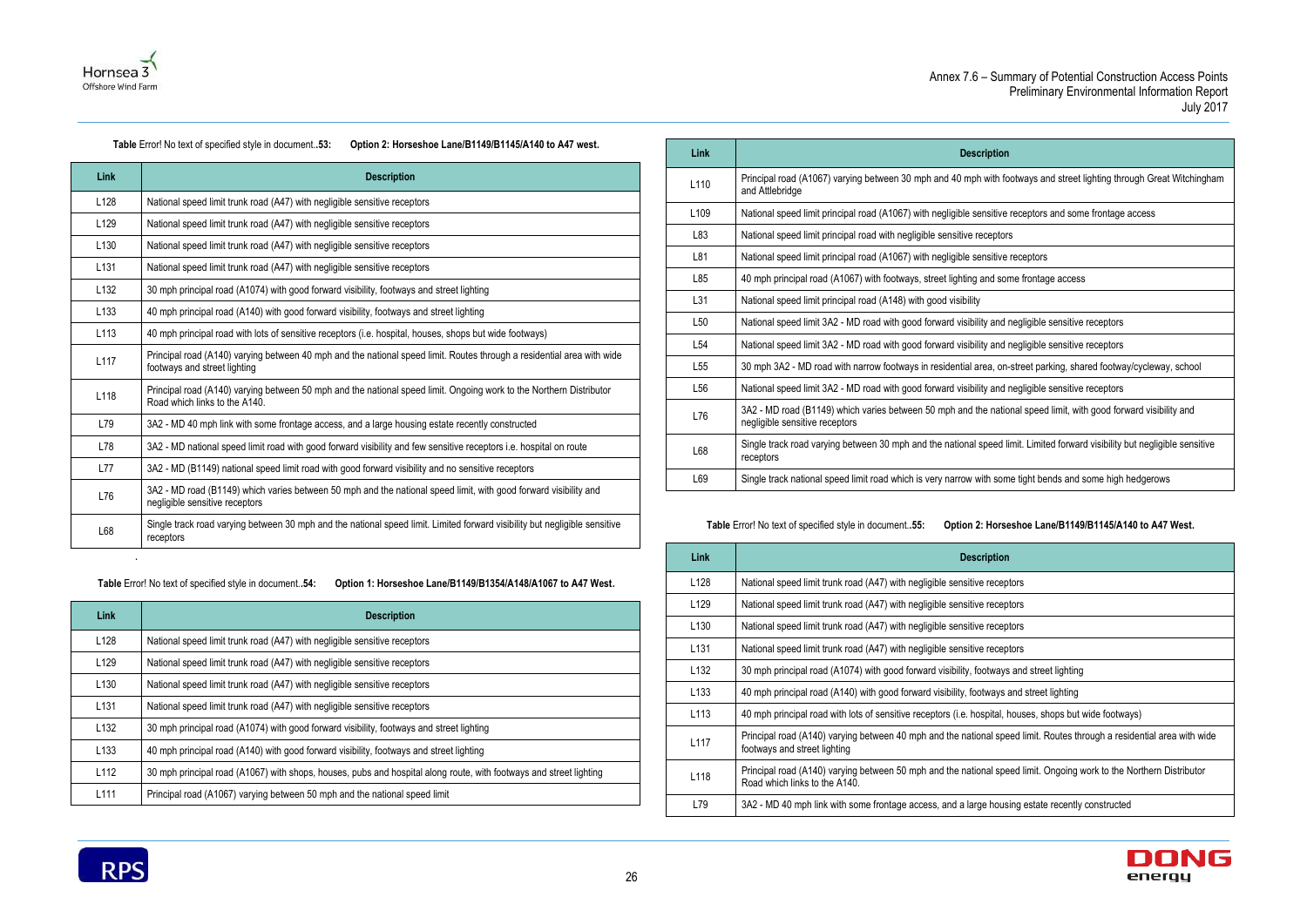**Table** Error! No text of specified style in document.**.53: Option 2: Horseshoe Lane/B1149/B1145/A140 to A47 west.**

| Link | Description |
|---|---|
| L128 | National speed limit trunk road (A47) with negligible sensitive receptors |
| L129 | National speed limit trunk road (A47) with negligible sensitive receptors |
| L130 | National speed limit trunk road (A47) with negligible sensitive receptors |
| L131 | National speed limit trunk road (A47) with negligible sensitive receptors |
| L132 | 30 mph principal road (A1074) with good forward visibility, footways and street lighting |
| L133 | 40 mph principal road (A140) with good forward visibility, footways and street lighting |
| L113 | 40 mph principal road with lots of sensitive receptors (i.e. hospital, houses, shops but wide footways) |
| L117 | Principal road (A140) varying between 40 mph and the national speed limit. Routes through a residential area with wide footways and street lighting |
| L118 | Principal road (A140) varying between 50 mph and the national speed limit. Ongoing work to the Northern Distributor Road which links to the A140. |
| L79 | 3A2 - MD 40 mph link with some frontage access, and a large housing estate recently constructed |
| L78 | 3A2 - MD national speed limit road with good forward visibility and few sensitive receptors i.e. hospital on route |
| L77 | 3A2 - MD (B1149) national speed limit road with good forward visibility and no sensitive receptors |
| L76 | 3A2 - MD road (B1149) which varies between 50 mph and the national speed limit, with good forward visibility and negligible sensitive receptors |
| L68 | Single track road varying between 30 mph and the national speed limit. Limited forward visibility but negligible sensitive receptors |

.

**Table** Error! No text of specified style in document.**.54: Option 1: Horseshoe Lane/B1149/B1354/A148/A1067 to A47 West.**

| Link | Description |
|---|---|
| L128 | National speed limit trunk road (A47) with negligible sensitive receptors |
| L129 | National speed limit trunk road (A47) with negligible sensitive receptors |
| L130 | National speed limit trunk road (A47) with negligible sensitive receptors |
| L131 | National speed limit trunk road (A47) with negligible sensitive receptors |
| L132 | 30 mph principal road (A1074) with good forward visibility, footways and street lighting |
| L133 | 40 mph principal road (A140) with good forward visibility, footways and street lighting |
| L112 | 30 mph principal road (A1067) with shops, houses, pubs and hospital along route, with footways and street lighting |
| L111 | Principal road (A1067) varying between 50 mph and the national speed limit |
| L110 | Principal road (A1067) varying between 30 mph and 40 mph with footways and street lighting through Great Witchingham and Attlebridge |
| L109 | National speed limit principal road (A1067) with negligible sensitive receptors and some frontage access |
| L83 | National speed limit principal road with negligible sensitive receptors |
| L81 | National speed limit principal road (A1067) with negligible sensitive receptors |
| L85 | 40 mph principal road (A1067) with footways, street lighting and some frontage access |
| L31 | National speed limit principal road (A148) with good visibility |
| L50 | National speed limit 3A2 - MD road with good forward visibility and negligible sensitive receptors |
| L54 | National speed limit 3A2 - MD road with good forward visibility and negligible sensitive receptors |
| L55 | 30 mph 3A2 - MD road with narrow footways in residential area, on-street parking, shared footway/cycleway, school |
| L56 | National speed limit 3A2 - MD road with good forward visibility and negligible sensitive receptors |
| L76 | 3A2 - MD road (B1149) which varies between 50 mph and the national speed limit, with good forward visibility and negligible sensitive receptors |
| L68 | Single track road varying between 30 mph and the national speed limit. Limited forward visibility but negligible sensitive receptors |
| L69 | Single track national speed limit road which is very narrow with some tight bends and some high hedgerows |

**Table** Error! No text of specified style in document.**.55: Option 2: Horseshoe Lane/B1149/B1145/A140 to A47 West.**

| Link | Description |
|---|---|
| L128 | National speed limit trunk road (A47) with negligible sensitive receptors |
| L129 | National speed limit trunk road (A47) with negligible sensitive receptors |
| L130 | National speed limit trunk road (A47) with negligible sensitive receptors |
| L131 | National speed limit trunk road (A47) with negligible sensitive receptors |
| L132 | 30 mph principal road (A1074) with good forward visibility, footways and street lighting |
| L133 | 40 mph principal road (A140) with good forward visibility, footways and street lighting |
| L113 | 40 mph principal road with lots of sensitive receptors (i.e. hospital, houses, shops but wide footways) |
| L117 | Principal road (A140) varying between 40 mph and the national speed limit. Routes through a residential area with wide footways and street lighting |
| L118 | Principal road (A140) varying between 50 mph and the national speed limit. Ongoing work to the Northern Distributor Road which links to the A140. |
| L79 | 3A2 - MD 40 mph link with some frontage access, and a large housing estate recently constructed |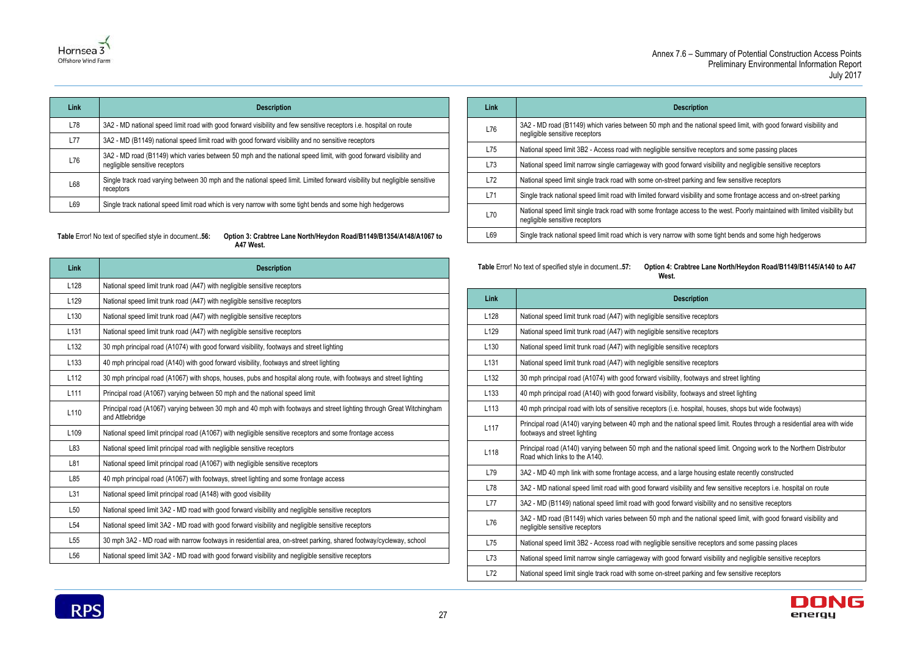| Link | Description |
|---|---|
| L78 | 3A2 - MD national speed limit road with good forward visibility and few sensitive receptors i.e. hospital on route |
| L77 | 3A2 - MD (B1149) national speed limit road with good forward visibility and no sensitive receptors |
| L76 | 3A2 - MD road (B1149) which varies between 50 mph and the national speed limit, with good forward visibility and negligible sensitive receptors |
| L68 | Single track road varying between 30 mph and the national speed limit. Limited forward visibility but negligible sensitive receptors |
| L69 | Single track national speed limit road which is very narrow with some tight bends and some high hedgerows |

**Table** Error! No text of specified style in document..**56: Option 3: Crabtree Lane North/Heydon Road/B1149/B1354/A148/A1067 to A47 West.**

| Link | Description |
|---|---|
| L128 | National speed limit trunk road (A47) with negligible sensitive receptors |
| L129 | National speed limit trunk road (A47) with negligible sensitive receptors |
| L130 | National speed limit trunk road (A47) with negligible sensitive receptors |
| L131 | National speed limit trunk road (A47) with negligible sensitive receptors |
| L132 | 30 mph principal road (A1074) with good forward visibility, footways and street lighting |
| L133 | 40 mph principal road (A140) with good forward visibility, footways and street lighting |
| L112 | 30 mph principal road (A1067) with shops, houses, pubs and hospital along route, with footways and street lighting |
| L111 | Principal road (A1067) varying between 50 mph and the national speed limit |
| L110 | Principal road (A1067) varying between 30 mph and 40 mph with footways and street lighting through Great Witchingham and Attlebridge |
| L109 | National speed limit principal road (A1067) with negligible sensitive receptors and some frontage access |
| L83 | National speed limit principal road with negligible sensitive receptors |
| L81 | National speed limit principal road (A1067) with negligible sensitive receptors |
| L85 | 40 mph principal road (A1067) with footways, street lighting and some frontage access |
| L31 | National speed limit principal road (A148) with good visibility |
| L50 | National speed limit 3A2 - MD road with good forward visibility and negligible sensitive receptors |
| L54 | National speed limit 3A2 - MD road with good forward visibility and negligible sensitive receptors |
| L55 | 30 mph 3A2 - MD road with narrow footways in residential area, on-street parking, shared footway/cycleway, school |
| L56 | National speed limit 3A2 - MD road with good forward visibility and negligible sensitive receptors |

| Link | Description |
|---|---|
| L76 | 3A2 - MD road (B1149) which varies between 50 mph and the national speed limit, with good forward visibility and negligible sensitive receptors |
| L75 | National speed limit 3B2 - Access road with negligible sensitive receptors and some passing places |
| L73 | National speed limit narrow single carriageway with good forward visibility and negligible sensitive receptors |
| L72 | National speed limit single track road with some on-street parking and few sensitive receptors |
| L71 | Single track national speed limit road with limited forward visibility and some frontage access and on-street parking |
| L70 | National speed limit single track road with some frontage access to the west. Poorly maintained with limited visibility but negligible sensitive receptors |
| L69 | Single track national speed limit road which is very narrow with some tight bends and some high hedgerows |

**Table** Error! No text of specified style in document..**57: Option 4: Crabtree Lane North/Heydon Road/B1149/B1145/A140 to A47 West.**

| Link | Description |
|---|---|
| L128 | National speed limit trunk road (A47) with negligible sensitive receptors |
| L129 | National speed limit trunk road (A47) with negligible sensitive receptors |
| L130 | National speed limit trunk road (A47) with negligible sensitive receptors |
| L131 | National speed limit trunk road (A47) with negligible sensitive receptors |
| L132 | 30 mph principal road (A1074) with good forward visibility, footways and street lighting |
| L133 | 40 mph principal road (A140) with good forward visibility, footways and street lighting |
| L113 | 40 mph principal road with lots of sensitive receptors (i.e. hospital, houses, shops but wide footways) |
| L117 | Principal road (A140) varying between 40 mph and the national speed limit. Routes through a residential area with wide footways and street lighting |
| L118 | Principal road (A140) varying between 50 mph and the national speed limit. Ongoing work to the Northern Distributor Road which links to the A140. |
| L79 | 3A2 - MD 40 mph link with some frontage access, and a large housing estate recently constructed |
| L78 | 3A2 - MD national speed limit road with good forward visibility and few sensitive receptors i.e. hospital on route |
| L77 | 3A2 - MD (B1149) national speed limit road with good forward visibility and no sensitive receptors |
| L76 | 3A2 - MD road (B1149) which varies between 50 mph and the national speed limit, with good forward visibility and negligible sensitive receptors |
| L75 | National speed limit 3B2 - Access road with negligible sensitive receptors and some passing places |
| L73 | National speed limit narrow single carriageway with good forward visibility and negligible sensitive receptors |
| L72 | National speed limit single track road with some on-street parking and few sensitive receptors |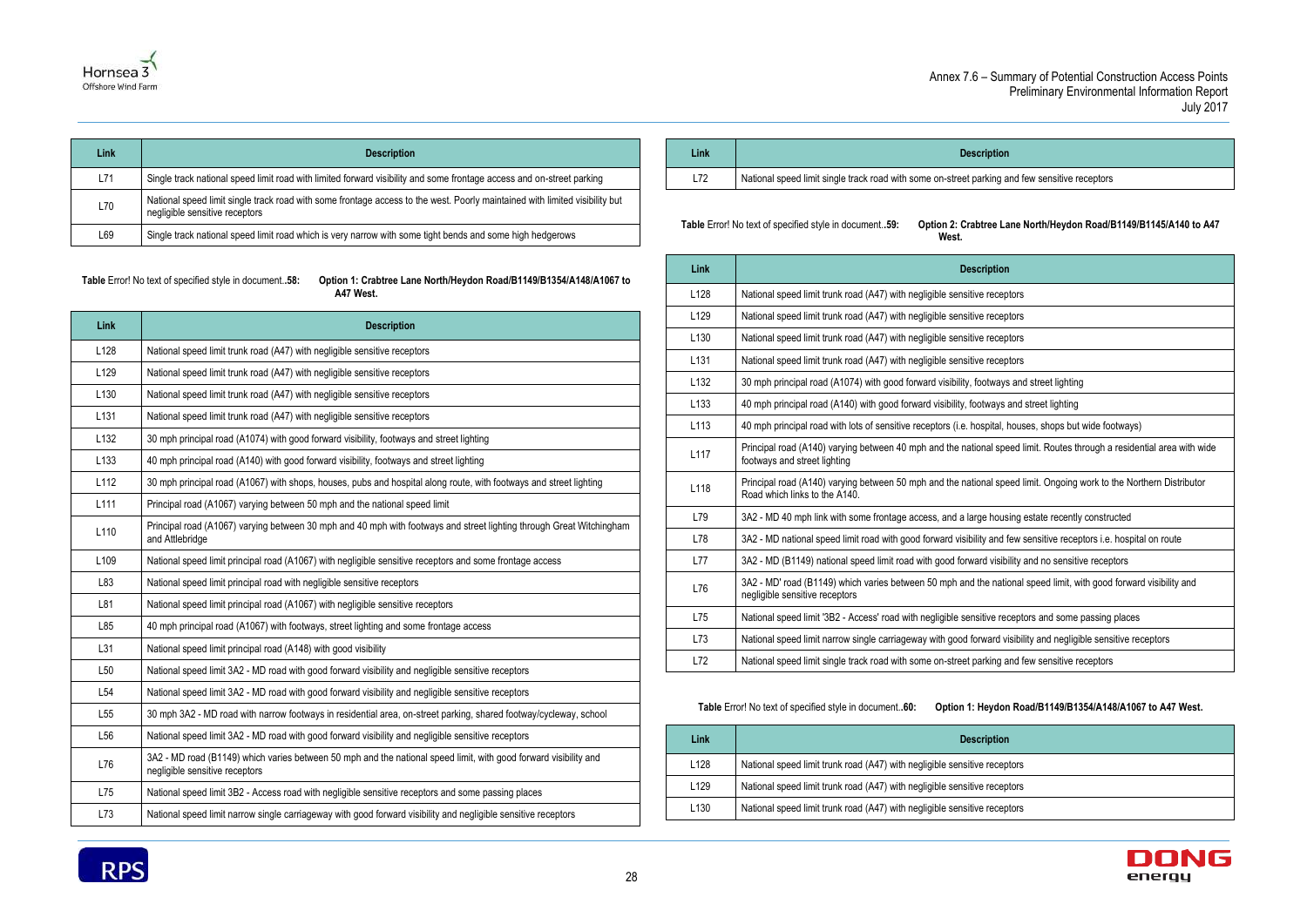| Link | Description |
|---|---|
| L71 | Single track national speed limit road with limited forward visibility and some frontage access and on-street parking |
| L70 | National speed limit single track road with some frontage access to the west. Poorly maintained with limited visibility but negligible sensitive receptors |
| L69 | Single track national speed limit road which is very narrow with some tight bends and some high hedgerows |

**Table** Error! No text of specified style in document.**.58: Option 1: Crabtree Lane North/Heydon Road/B1149/B1354/A148/A1067 to A47 West.**

| Link | Description |
|---|---|
| L128 | National speed limit trunk road (A47) with negligible sensitive receptors |
| L129 | National speed limit trunk road (A47) with negligible sensitive receptors |
| L130 | National speed limit trunk road (A47) with negligible sensitive receptors |
| L131 | National speed limit trunk road (A47) with negligible sensitive receptors |
| L132 | 30 mph principal road (A1074) with good forward visibility, footways and street lighting |
| L133 | 40 mph principal road (A140) with good forward visibility, footways and street lighting |
| L112 | 30 mph principal road (A1067) with shops, houses, pubs and hospital along route, with footways and street lighting |
| L111 | Principal road (A1067) varying between 50 mph and the national speed limit |
| L110 | Principal road (A1067) varying between 30 mph and 40 mph with footways and street lighting through Great Witchingham and Attlebridge |
| L109 | National speed limit principal road (A1067) with negligible sensitive receptors and some frontage access |
| L83 | National speed limit principal road with negligible sensitive receptors |
| L81 | National speed limit principal road (A1067) with negligible sensitive receptors |
| L85 | 40 mph principal road (A1067) with footways, street lighting and some frontage access |
| L31 | National speed limit principal road (A148) with good visibility |
| L50 | National speed limit 3A2 - MD road with good forward visibility and negligible sensitive receptors |
| L54 | National speed limit 3A2 - MD road with good forward visibility and negligible sensitive receptors |
| L55 | 30 mph 3A2 - MD road with narrow footways in residential area, on-street parking, shared footway/cycleway, school |
| L56 | National speed limit 3A2 - MD road with good forward visibility and negligible sensitive receptors |
| L76 | 3A2 - MD road (B1149) which varies between 50 mph and the national speed limit, with good forward visibility and negligible sensitive receptors |
| L75 | National speed limit 3B2 - Access road with negligible sensitive receptors and some passing places |
| L73 | National speed limit narrow single carriageway with good forward visibility and negligible sensitive receptors |

| Link | Description |
|---|---|
| L72 | National speed limit single track road with some on-street parking and few sensitive receptors |

**Table** Error! No text of specified style in document.**.59: Option 2: Crabtree Lane North/Heydon Road/B1149/B1145/A140 to A47 West.**

| Link | Description |
|---|---|
| L128 | National speed limit trunk road (A47) with negligible sensitive receptors |
| L129 | National speed limit trunk road (A47) with negligible sensitive receptors |
| L130 | National speed limit trunk road (A47) with negligible sensitive receptors |
| L131 | National speed limit trunk road (A47) with negligible sensitive receptors |
| L132 | 30 mph principal road (A1074) with good forward visibility, footways and street lighting |
| L133 | 40 mph principal road (A140) with good forward visibility, footways and street lighting |
| L113 | 40 mph principal road with lots of sensitive receptors (i.e. hospital, houses, shops but wide footways) |
| L117 | Principal road (A140) varying between 40 mph and the national speed limit. Routes through a residential area with wide footways and street lighting |
| L118 | Principal road (A140) varying between 50 mph and the national speed limit. Ongoing work to the Northern Distributor Road which links to the A140. |
| L79 | 3A2 - MD 40 mph link with some frontage access, and a large housing estate recently constructed |
| L78 | 3A2 - MD national speed limit road with good forward visibility and few sensitive receptors i.e. hospital on route |
| L77 | 3A2 - MD (B1149) national speed limit road with good forward visibility and no sensitive receptors |
| L76 | 3A2 - MD' road (B1149) which varies between 50 mph and the national speed limit, with good forward visibility and negligible sensitive receptors |
| L75 | National speed limit '3B2 - Access' road with negligible sensitive receptors and some passing places |
| L73 | National speed limit narrow single carriageway with good forward visibility and negligible sensitive receptors |
| L72 | National speed limit single track road with some on-street parking and few sensitive receptors |

**Table** Error! No text of specified style in document.**.60: Option 1: Heydon Road/B1149/B1354/A148/A1067 to A47 West.**

| Link | Description |
|---|---|
| L128 | National speed limit trunk road (A47) with negligible sensitive receptors |
| L129 | National speed limit trunk road (A47) with negligible sensitive receptors |
| L130 | National speed limit trunk road (A47) with negligible sensitive receptors |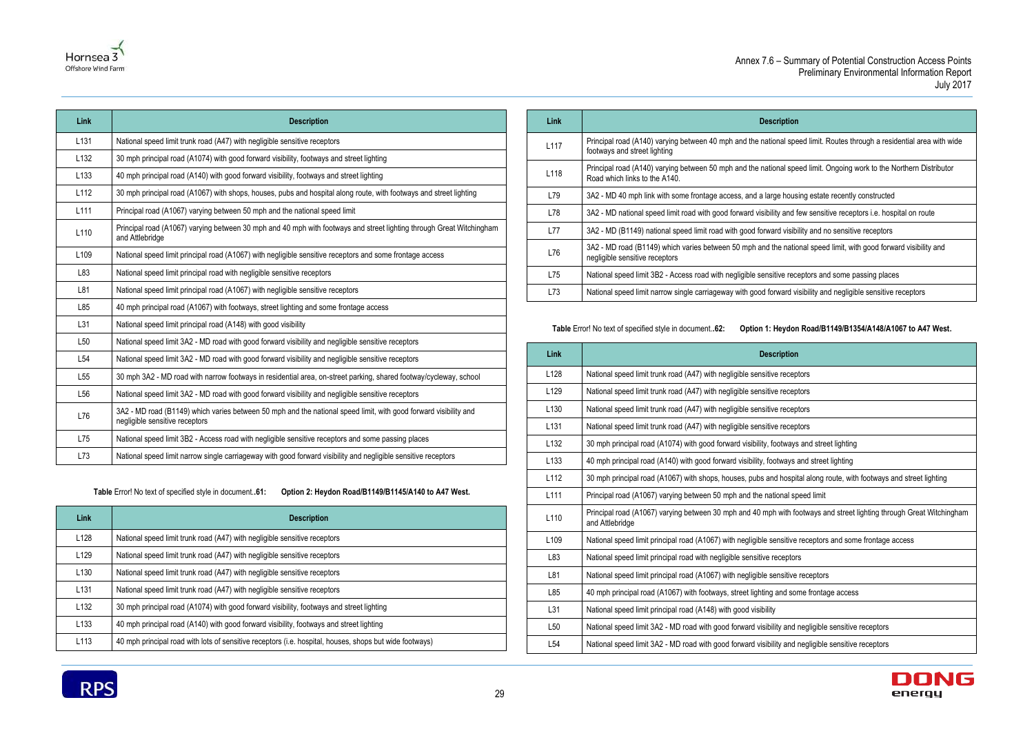| Link | Description |
|---|---|
| L131 | National speed limit trunk road (A47) with negligible sensitive receptors |
| L132 | 30 mph principal road (A1074) with good forward visibility, footways and street lighting |
| L133 | 40 mph principal road (A140) with good forward visibility, footways and street lighting |
| L112 | 30 mph principal road (A1067) with shops, houses, pubs and hospital along route, with footways and street lighting |
| L111 | Principal road (A1067) varying between 50 mph and the national speed limit |
| L110 | Principal road (A1067) varying between 30 mph and 40 mph with footways and street lighting through Great Witchingham and Attlebridge |
| L109 | National speed limit principal road (A1067) with negligible sensitive receptors and some frontage access |
| L83 | National speed limit principal road with negligible sensitive receptors |
| L81 | National speed limit principal road (A1067) with negligible sensitive receptors |
| L85 | 40 mph principal road (A1067) with footways, street lighting and some frontage access |
| L31 | National speed limit principal road (A148) with good visibility |
| L50 | National speed limit 3A2 - MD road with good forward visibility and negligible sensitive receptors |
| L54 | National speed limit 3A2 - MD road with good forward visibility and negligible sensitive receptors |
| L55 | 30 mph 3A2 - MD road with narrow footways in residential area, on-street parking, shared footway/cycleway, school |
| L56 | National speed limit 3A2 - MD road with good forward visibility and negligible sensitive receptors |
| L76 | 3A2 - MD road (B1149) which varies between 50 mph and the national speed limit, with good forward visibility and negligible sensitive receptors |
| L75 | National speed limit 3B2 - Access road with negligible sensitive receptors and some passing places |
| L73 | National speed limit narrow single carriageway with good forward visibility and negligible sensitive receptors |

**Table** Error! No text of specified style in document.**.61: Option 2: Heydon Road/B1149/B1145/A140 to A47 West.**

| Link | Description |
|---|---|
| L128 | National speed limit trunk road (A47) with negligible sensitive receptors |
| L129 | National speed limit trunk road (A47) with negligible sensitive receptors |
| L130 | National speed limit trunk road (A47) with negligible sensitive receptors |
| L131 | National speed limit trunk road (A47) with negligible sensitive receptors |
| L132 | 30 mph principal road (A1074) with good forward visibility, footways and street lighting |
| L133 | 40 mph principal road (A140) with good forward visibility, footways and street lighting |
| L113 | 40 mph principal road with lots of sensitive receptors (i.e. hospital, houses, shops but wide footways) |
| L117 | Principal road (A140) varying between 40 mph and the national speed limit. Routes through a residential area with wide footways and street lighting |
| L118 | Principal road (A140) varying between 50 mph and the national speed limit. Ongoing work to the Northern Distributor Road which links to the A140. |
| L79 | 3A2 - MD 40 mph link with some frontage access, and a large housing estate recently constructed |
| L78 | 3A2 - MD national speed limit road with good forward visibility and few sensitive receptors i.e. hospital on route |
| L77 | 3A2 - MD (B1149) national speed limit road with good forward visibility and no sensitive receptors |
| L76 | 3A2 - MD road (B1149) which varies between 50 mph and the national speed limit, with good forward visibility and negligible sensitive receptors |
| L75 | National speed limit 3B2 - Access road with negligible sensitive receptors and some passing places |
| L73 | National speed limit narrow single carriageway with good forward visibility and negligible sensitive receptors |

**Table** Error! No text of specified style in document.**.62: Option 1: Heydon Road/B1149/B1354/A148/A1067 to A47 West.**

| Link | Description |
|---|---|
| L128 | National speed limit trunk road (A47) with negligible sensitive receptors |
| L129 | National speed limit trunk road (A47) with negligible sensitive receptors |
| L130 | National speed limit trunk road (A47) with negligible sensitive receptors |
| L131 | National speed limit trunk road (A47) with negligible sensitive receptors |
| L132 | 30 mph principal road (A1074) with good forward visibility, footways and street lighting |
| L133 | 40 mph principal road (A140) with good forward visibility, footways and street lighting |
| L112 | 30 mph principal road (A1067) with shops, houses, pubs and hospital along route, with footways and street lighting |
| L111 | Principal road (A1067) varying between 50 mph and the national speed limit |
| L110 | Principal road (A1067) varying between 30 mph and 40 mph with footways and street lighting through Great Witchingham and Attlebridge |
| L109 | National speed limit principal road (A1067) with negligible sensitive receptors and some frontage access |
| L83 | National speed limit principal road with negligible sensitive receptors |
| L81 | National speed limit principal road (A1067) with negligible sensitive receptors |
| L85 | 40 mph principal road (A1067) with footways, street lighting and some frontage access |
| L31 | National speed limit principal road (A148) with good visibility |
| L50 | National speed limit 3A2 - MD road with good forward visibility and negligible sensitive receptors |
| L54 | National speed limit 3A2 - MD road with good forward visibility and negligible sensitive receptors |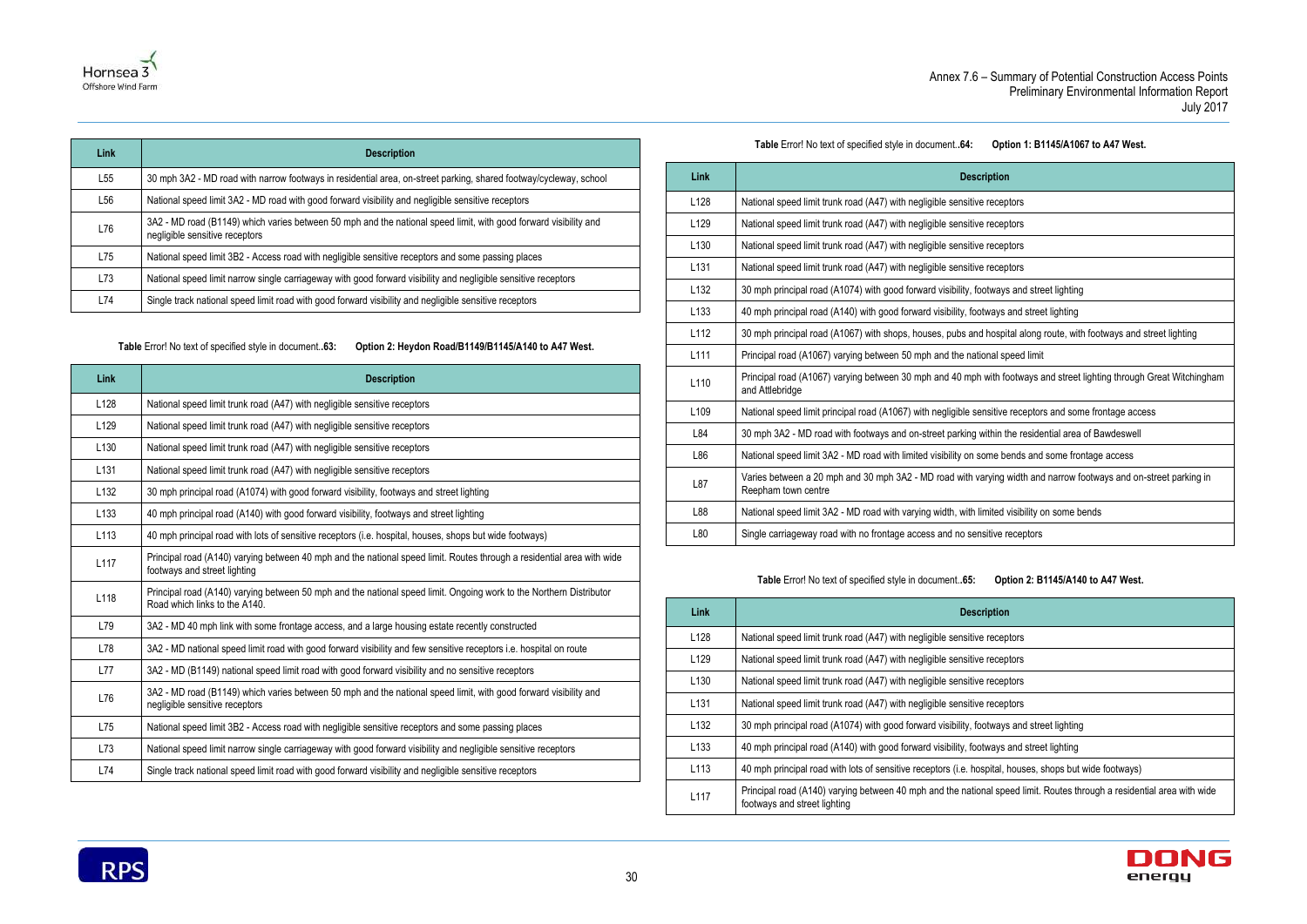| Link | Description |
| --- | --- |
| L55 | 30 mph 3A2 - MD road with narrow footways in residential area, on-street parking, shared footway/cycleway, school |
| L56 | National speed limit 3A2 - MD road with good forward visibility and negligible sensitive receptors |
| L76 | 3A2 - MD road (B1149) which varies between 50 mph and the national speed limit, with good forward visibility and negligible sensitive receptors |
| L75 | National speed limit 3B2 - Access road with negligible sensitive receptors and some passing places |
| L73 | National speed limit narrow single carriageway with good forward visibility and negligible sensitive receptors |
| L74 | Single track national speed limit road with good forward visibility and negligible sensitive receptors |

**Table** Error! No text of specified style in document.**.63: Option 2: Heydon Road/B1149/B1145/A140 to A47 West.**

| Link | Description |
| --- | --- |
| L128 | National speed limit trunk road (A47) with negligible sensitive receptors |
| L129 | National speed limit trunk road (A47) with negligible sensitive receptors |
| L130 | National speed limit trunk road (A47) with negligible sensitive receptors |
| L131 | National speed limit trunk road (A47) with negligible sensitive receptors |
| L132 | 30 mph principal road (A1074) with good forward visibility, footways and street lighting |
| L133 | 40 mph principal road (A140) with good forward visibility, footways and street lighting |
| L113 | 40 mph principal road with lots of sensitive receptors (i.e. hospital, houses, shops but wide footways) |
| L117 | Principal road (A140) varying between 40 mph and the national speed limit. Routes through a residential area with wide footways and street lighting |
| L118 | Principal road (A140) varying between 50 mph and the national speed limit. Ongoing work to the Northern Distributor Road which links to the A140. |
| L79 | 3A2 - MD 40 mph link with some frontage access, and a large housing estate recently constructed |
| L78 | 3A2 - MD national speed limit road with good forward visibility and few sensitive receptors i.e. hospital on route |
| L77 | 3A2 - MD (B1149) national speed limit road with good forward visibility and no sensitive receptors |
| L76 | 3A2 - MD road (B1149) which varies between 50 mph and the national speed limit, with good forward visibility and negligible sensitive receptors |
| L75 | National speed limit 3B2 - Access road with negligible sensitive receptors and some passing places |
| L73 | National speed limit narrow single carriageway with good forward visibility and negligible sensitive receptors |
| L74 | Single track national speed limit road with good forward visibility and negligible sensitive receptors |

**Table** Error! No text of specified style in document.**.64: Option 1: B1145/A1067 to A47 West.**

| Link | Description |
| --- | --- |
| L128 | National speed limit trunk road (A47) with negligible sensitive receptors |
| L129 | National speed limit trunk road (A47) with negligible sensitive receptors |
| L130 | National speed limit trunk road (A47) with negligible sensitive receptors |
| L131 | National speed limit trunk road (A47) with negligible sensitive receptors |
| L132 | 30 mph principal road (A1074) with good forward visibility, footways and street lighting |
| L133 | 40 mph principal road (A140) with good forward visibility, footways and street lighting |
| L112 | 30 mph principal road (A1067) with shops, houses, pubs and hospital along route, with footways and street lighting |
| L111 | Principal road (A1067) varying between 50 mph and the national speed limit |
| L110 | Principal road (A1067) varying between 30 mph and 40 mph with footways and street lighting through Great Witchingham and Attlebridge |
| L109 | National speed limit principal road (A1067) with negligible sensitive receptors and some frontage access |
| L84 | 30 mph 3A2 - MD road with footways and on-street parking within the residential area of Bawdeswell |
| L86 | National speed limit 3A2 - MD road with limited visibility on some bends and some frontage access |
| L87 | Varies between a 20 mph and 30 mph 3A2 - MD road with varying width and narrow footways and on-street parking in Reepham town centre |
| L88 | National speed limit 3A2 - MD road with varying width, with limited visibility on some bends |
| L80 | Single carriageway road with no frontage access and no sensitive receptors |

**Table** Error! No text of specified style in document.**.65: Option 2: B1145/A140 to A47 West.**

| Link | Description |
| --- | --- |
| L128 | National speed limit trunk road (A47) with negligible sensitive receptors |
| L129 | National speed limit trunk road (A47) with negligible sensitive receptors |
| L130 | National speed limit trunk road (A47) with negligible sensitive receptors |
| L131 | National speed limit trunk road (A47) with negligible sensitive receptors |
| L132 | 30 mph principal road (A1074) with good forward visibility, footways and street lighting |
| L133 | 40 mph principal road (A140) with good forward visibility, footways and street lighting |
| L113 | 40 mph principal road with lots of sensitive receptors (i.e. hospital, houses, shops but wide footways) |
| L117 | Principal road (A140) varying between 40 mph and the national speed limit. Routes through a residential area with wide footways and street lighting |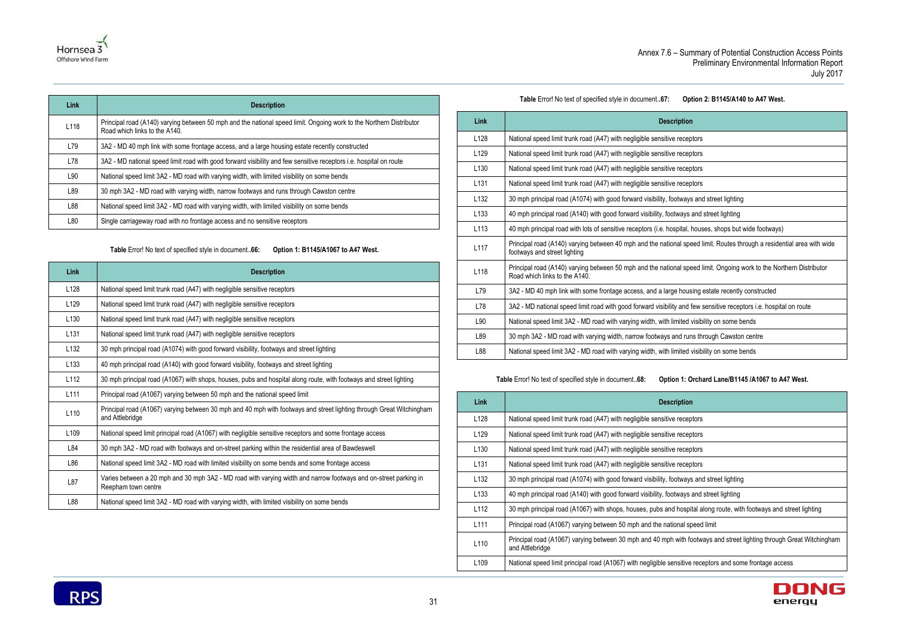| Link | Description |
|---|---|
| L118 | Principal road (A140) varying between 50 mph and the national speed limit. Ongoing work to the Northern Distributor Road which links to the A140. |
| L79 | 3A2 - MD 40 mph link with some frontage access, and a large housing estate recently constructed |
| L78 | 3A2 - MD national speed limit road with good forward visibility and few sensitive receptors i.e. hospital on route |
| L90 | National speed limit 3A2 - MD road with varying width, with limited visibility on some bends |
| L89 | 30 mph 3A2 - MD road with varying width, narrow footways and runs through Cawston centre |
| L88 | National speed limit 3A2 - MD road with varying width, with limited visibility on some bends |
| L80 | Single carriageway road with no frontage access and no sensitive receptors |

**Table** Error! No text of specified style in document.**.66: Option 1: B1145/A1067 to A47 West.**

| Link | Description |
|---|---|
| L128 | National speed limit trunk road (A47) with negligible sensitive receptors |
| L129 | National speed limit trunk road (A47) with negligible sensitive receptors |
| L130 | National speed limit trunk road (A47) with negligible sensitive receptors |
| L131 | National speed limit trunk road (A47) with negligible sensitive receptors |
| L132 | 30 mph principal road (A1074) with good forward visibility, footways and street lighting |
| L133 | 40 mph principal road (A140) with good forward visibility, footways and street lighting |
| L112 | 30 mph principal road (A1067) with shops, houses, pubs and hospital along route, with footways and street lighting |
| L111 | Principal road (A1067) varying between 50 mph and the national speed limit |
| L110 | Principal road (A1067) varying between 30 mph and 40 mph with footways and street lighting through Great Witchingham and Attlebridge |
| L109 | National speed limit principal road (A1067) with negligible sensitive receptors and some frontage access |
| L84 | 30 mph 3A2 - MD road with footways and on-street parking within the residential area of Bawdeswell |
| L86 | National speed limit 3A2 - MD road with limited visibility on some bends and some frontage access |
| L87 | Varies between a 20 mph and 30 mph 3A2 - MD road with varying width and narrow footways and on-street parking in Reepham town centre |
| L88 | National speed limit 3A2 - MD road with varying width, with limited visibility on some bends |

**Table** Error! No text of specified style in document.**.67: Option 2: B1145/A140 to A47 West.**

| Link | Description |
|---|---|
| L128 | National speed limit trunk road (A47) with negligible sensitive receptors |
| L129 | National speed limit trunk road (A47) with negligible sensitive receptors |
| L130 | National speed limit trunk road (A47) with negligible sensitive receptors |
| L131 | National speed limit trunk road (A47) with negligible sensitive receptors |
| L132 | 30 mph principal road (A1074) with good forward visibility, footways and street lighting |
| L133 | 40 mph principal road (A140) with good forward visibility, footways and street lighting |
| L113 | 40 mph principal road with lots of sensitive receptors (i.e. hospital, houses, shops but wide footways) |
| L117 | Principal road (A140) varying between 40 mph and the national speed limit. Routes through a residential area with wide footways and street lighting |
| L118 | Principal road (A140) varying between 50 mph and the national speed limit. Ongoing work to the Northern Distributor Road which links to the A140. |
| L79 | 3A2 - MD 40 mph link with some frontage access, and a large housing estate recently constructed |
| L78 | 3A2 - MD national speed limit road with good forward visibility and few sensitive receptors i.e. hospital on route |
| L90 | National speed limit 3A2 - MD road with varying width, with limited visibility on some bends |
| L89 | 30 mph 3A2 - MD road with varying width, narrow footways and runs through Cawston centre |
| L88 | National speed limit 3A2 - MD road with varying width, with limited visibility on some bends |

**Table** Error! No text of specified style in document.**.68: Option 1: Orchard Lane/B1145 /A1067 to A47 West.**

| Link | Description |
|---|---|
| L128 | National speed limit trunk road (A47) with negligible sensitive receptors |
| L129 | National speed limit trunk road (A47) with negligible sensitive receptors |
| L130 | National speed limit trunk road (A47) with negligible sensitive receptors |
| L131 | National speed limit trunk road (A47) with negligible sensitive receptors |
| L132 | 30 mph principal road (A1074) with good forward visibility, footways and street lighting |
| L133 | 40 mph principal road (A140) with good forward visibility, footways and street lighting |
| L112 | 30 mph principal road (A1067) with shops, houses, pubs and hospital along route, with footways and street lighting |
| L111 | Principal road (A1067) varying between 50 mph and the national speed limit |
| L110 | Principal road (A1067) varying between 30 mph and 40 mph with footways and street lighting through Great Witchingham and Attlebridge |
| L109 | National speed limit principal road (A1067) with negligible sensitive receptors and some frontage access |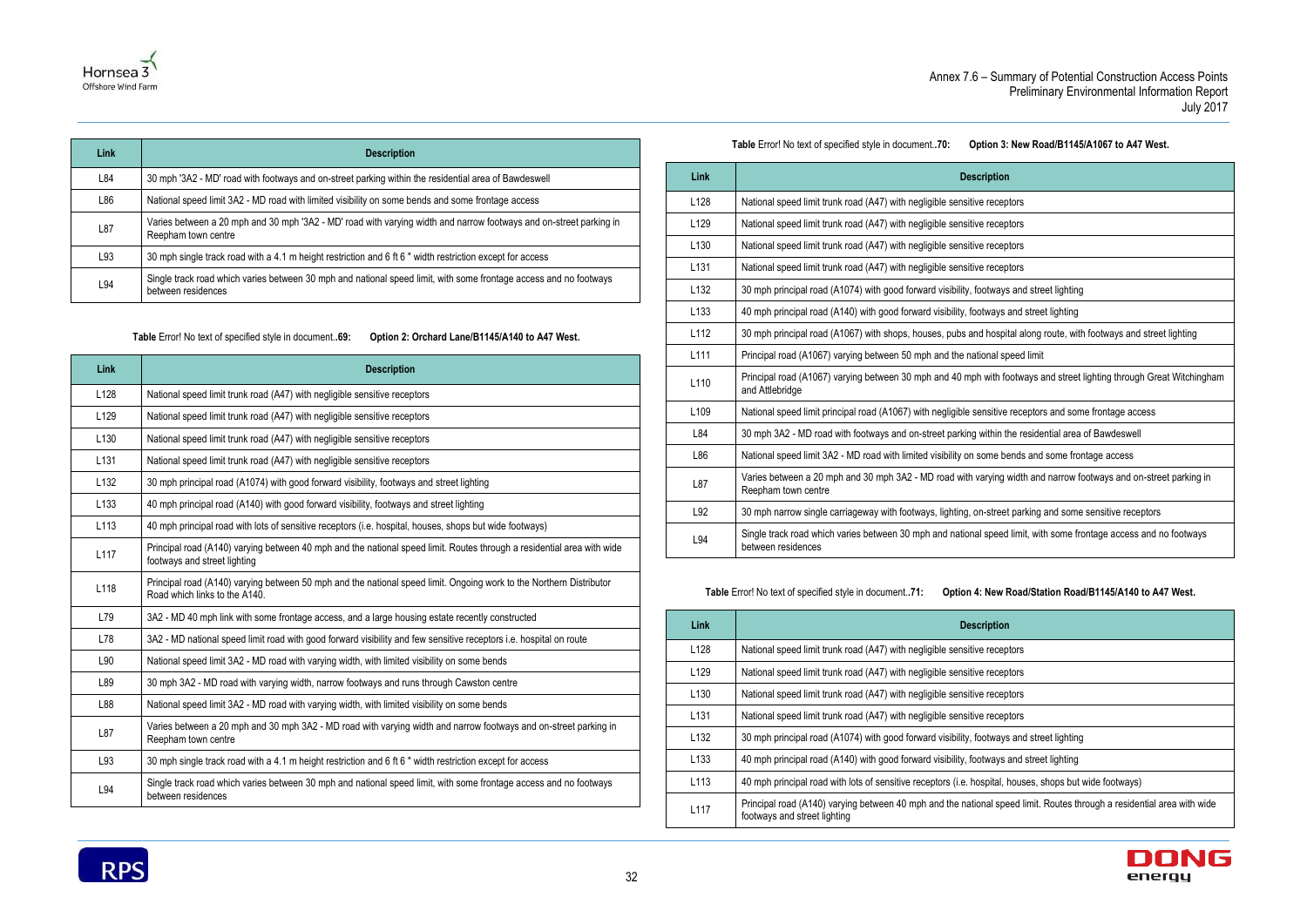| Link | Description |
|---|---|
| L84 | 30 mph '3A2 - MD' road with footways and on-street parking within the residential area of Bawdeswell |
| L86 | National speed limit 3A2 - MD road with limited visibility on some bends and some frontage access |
| L87 | Varies between a 20 mph and 30 mph '3A2 - MD' road with varying width and narrow footways and on-street parking in Reepham town centre |
| L93 | 30 mph single track road with a 4.1 m height restriction and 6 ft 6 " width restriction except for access |
| L94 | Single track road which varies between 30 mph and national speed limit, with some frontage access and no footways between residences |

**Table** Error! No text of specified style in document.**.69: Option 2: Orchard Lane/B1145/A140 to A47 West.**

| Link | Description |
|---|---|
| L128 | National speed limit trunk road (A47) with negligible sensitive receptors |
| L129 | National speed limit trunk road (A47) with negligible sensitive receptors |
| L130 | National speed limit trunk road (A47) with negligible sensitive receptors |
| L131 | National speed limit trunk road (A47) with negligible sensitive receptors |
| L132 | 30 mph principal road (A1074) with good forward visibility, footways and street lighting |
| L133 | 40 mph principal road (A140) with good forward visibility, footways and street lighting |
| L113 | 40 mph principal road with lots of sensitive receptors (i.e. hospital, houses, shops but wide footways) |
| L117 | Principal road (A140) varying between 40 mph and the national speed limit. Routes through a residential area with wide footways and street lighting |
| L118 | Principal road (A140) varying between 50 mph and the national speed limit. Ongoing work to the Northern Distributor Road which links to the A140. |
| L79 | 3A2 - MD 40 mph link with some frontage access, and a large housing estate recently constructed |
| L78 | 3A2 - MD national speed limit road with good forward visibility and few sensitive receptors i.e. hospital on route |
| L90 | National speed limit 3A2 - MD road with varying width, with limited visibility on some bends |
| L89 | 30 mph 3A2 - MD road with varying width, narrow footways and runs through Cawston centre |
| L88 | National speed limit 3A2 - MD road with varying width, with limited visibility on some bends |
| L87 | Varies between a 20 mph and 30 mph 3A2 - MD road with varying width and narrow footways and on-street parking in Reepham town centre |
| L93 | 30 mph single track road with a 4.1 m height restriction and 6 ft 6 " width restriction except for access |
| L94 | Single track road which varies between 30 mph and national speed limit, with some frontage access and no footways between residences |

**Table** Error! No text of specified style in document.**.70: Option 3: New Road/B1145/A1067 to A47 West.**

| Link | Description |
|---|---|
| L128 | National speed limit trunk road (A47) with negligible sensitive receptors |
| L129 | National speed limit trunk road (A47) with negligible sensitive receptors |
| L130 | National speed limit trunk road (A47) with negligible sensitive receptors |
| L131 | National speed limit trunk road (A47) with negligible sensitive receptors |
| L132 | 30 mph principal road (A1074) with good forward visibility, footways and street lighting |
| L133 | 40 mph principal road (A140) with good forward visibility, footways and street lighting |
| L112 | 30 mph principal road (A1067) with shops, houses, pubs and hospital along route, with footways and street lighting |
| L111 | Principal road (A1067) varying between 50 mph and the national speed limit |
| L110 | Principal road (A1067) varying between 30 mph and 40 mph with footways and street lighting through Great Witchingham and Attlebridge |
| L109 | National speed limit principal road (A1067) with negligible sensitive receptors and some frontage access |
| L84 | 30 mph 3A2 - MD road with footways and on-street parking within the residential area of Bawdeswell |
| L86 | National speed limit 3A2 - MD road with limited visibility on some bends and some frontage access |
| L87 | Varies between a 20 mph and 30 mph 3A2 - MD road with varying width and narrow footways and on-street parking in Reepham town centre |
| L92 | 30 mph narrow single carriageway with footways, lighting, on-street parking and some sensitive receptors |
| L94 | Single track road which varies between 30 mph and national speed limit, with some frontage access and no footways between residences |

**Table** Error! No text of specified style in document.**.71: Option 4: New Road/Station Road/B1145/A140 to A47 West.**

| Link | Description |
|---|---|
| L128 | National speed limit trunk road (A47) with negligible sensitive receptors |
| L129 | National speed limit trunk road (A47) with negligible sensitive receptors |
| L130 | National speed limit trunk road (A47) with negligible sensitive receptors |
| L131 | National speed limit trunk road (A47) with negligible sensitive receptors |
| L132 | 30 mph principal road (A1074) with good forward visibility, footways and street lighting |
| L133 | 40 mph principal road (A140) with good forward visibility, footways and street lighting |
| L113 | 40 mph principal road with lots of sensitive receptors (i.e. hospital, houses, shops but wide footways) |
| L117 | Principal road (A140) varying between 40 mph and the national speed limit. Routes through a residential area with wide footways and street lighting |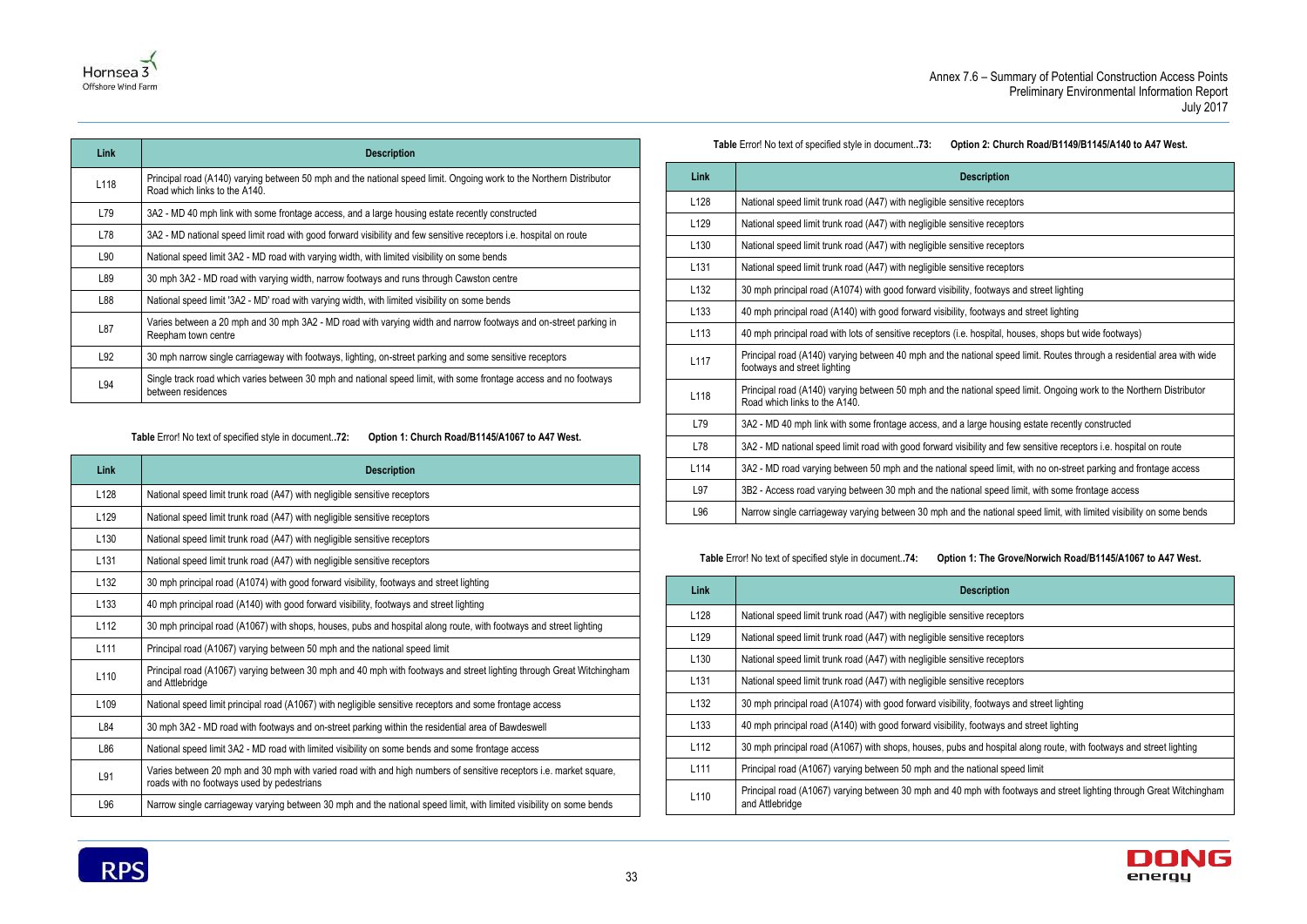| Link | Description |
|---|---|
| L118 | Principal road (A140) varying between 50 mph and the national speed limit. Ongoing work to the Northern Distributor Road which links to the A140. |
| L79 | 3A2 - MD 40 mph link with some frontage access, and a large housing estate recently constructed |
| L78 | 3A2 - MD national speed limit road with good forward visibility and few sensitive receptors i.e. hospital on route |
| L90 | National speed limit 3A2 - MD road with varying width, with limited visibility on some bends |
| L89 | 30 mph 3A2 - MD road with varying width, narrow footways and runs through Cawston centre |
| L88 | National speed limit '3A2 - MD' road with varying width, with limited visibility on some bends |
| L87 | Varies between a 20 mph and 30 mph 3A2 - MD road with varying width and narrow footways and on-street parking in Reepham town centre |
| L92 | 30 mph narrow single carriageway with footways, lighting, on-street parking and some sensitive receptors |
| L94 | Single track road which varies between 30 mph and national speed limit, with some frontage access and no footways between residences |

**Table** Error! No text of specified style in document.**.72: Option 1: Church Road/B1145/A1067 to A47 West.**

| Link | Description |
|---|---|
| L128 | National speed limit trunk road (A47) with negligible sensitive receptors |
| L129 | National speed limit trunk road (A47) with negligible sensitive receptors |
| L130 | National speed limit trunk road (A47) with negligible sensitive receptors |
| L131 | National speed limit trunk road (A47) with negligible sensitive receptors |
| L132 | 30 mph principal road (A1074) with good forward visibility, footways and street lighting |
| L133 | 40 mph principal road (A140) with good forward visibility, footways and street lighting |
| L112 | 30 mph principal road (A1067) with shops, houses, pubs and hospital along route, with footways and street lighting |
| L111 | Principal road (A1067) varying between 50 mph and the national speed limit |
| L110 | Principal road (A1067) varying between 30 mph and 40 mph with footways and street lighting through Great Witchingham and Attlebridge |
| L109 | National speed limit principal road (A1067) with negligible sensitive receptors and some frontage access |
| L84 | 30 mph 3A2 - MD road with footways and on-street parking within the residential area of Bawdeswell |
| L86 | National speed limit 3A2 - MD road with limited visibility on some bends and some frontage access |
| L91 | Varies between 20 mph and 30 mph with varied road with and high numbers of sensitive receptors i.e. market square, roads with no footways used by pedestrians |
| L96 | Narrow single carriageway varying between 30 mph and the national speed limit, with limited visibility on some bends |

**Table** Error! No text of specified style in document.**.73: Option 2: Church Road/B1149/B1145/A140 to A47 West.**

| Link | Description |
|---|---|
| L128 | National speed limit trunk road (A47) with negligible sensitive receptors |
| L129 | National speed limit trunk road (A47) with negligible sensitive receptors |
| L130 | National speed limit trunk road (A47) with negligible sensitive receptors |
| L131 | National speed limit trunk road (A47) with negligible sensitive receptors |
| L132 | 30 mph principal road (A1074) with good forward visibility, footways and street lighting |
| L133 | 40 mph principal road (A140) with good forward visibility, footways and street lighting |
| L113 | 40 mph principal road with lots of sensitive receptors (i.e. hospital, houses, shops but wide footways) |
| L117 | Principal road (A140) varying between 40 mph and the national speed limit. Routes through a residential area with wide footways and street lighting |
| L118 | Principal road (A140) varying between 50 mph and the national speed limit. Ongoing work to the Northern Distributor Road which links to the A140. |
| L79 | 3A2 - MD 40 mph link with some frontage access, and a large housing estate recently constructed |
| L78 | 3A2 - MD national speed limit road with good forward visibility and few sensitive receptors i.e. hospital on route |
| L114 | 3A2 - MD road varying between 50 mph and the national speed limit, with no on-street parking and frontage access |
| L97 | 3B2 - Access road varying between 30 mph and the national speed limit, with some frontage access |
| L96 | Narrow single carriageway varying between 30 mph and the national speed limit, with limited visibility on some bends |

**Table** Error! No text of specified style in document.**.74: Option 1: The Grove/Norwich Road/B1145/A1067 to A47 West.**

| Link | Description |
|---|---|
| L128 | National speed limit trunk road (A47) with negligible sensitive receptors |
| L129 | National speed limit trunk road (A47) with negligible sensitive receptors |
| L130 | National speed limit trunk road (A47) with negligible sensitive receptors |
| L131 | National speed limit trunk road (A47) with negligible sensitive receptors |
| L132 | 30 mph principal road (A1074) with good forward visibility, footways and street lighting |
| L133 | 40 mph principal road (A140) with good forward visibility, footways and street lighting |
| L112 | 30 mph principal road (A1067) with shops, houses, pubs and hospital along route, with footways and street lighting |
| L111 | Principal road (A1067) varying between 50 mph and the national speed limit |
| L110 | Principal road (A1067) varying between 30 mph and 40 mph with footways and street lighting through Great Witchingham and Attlebridge |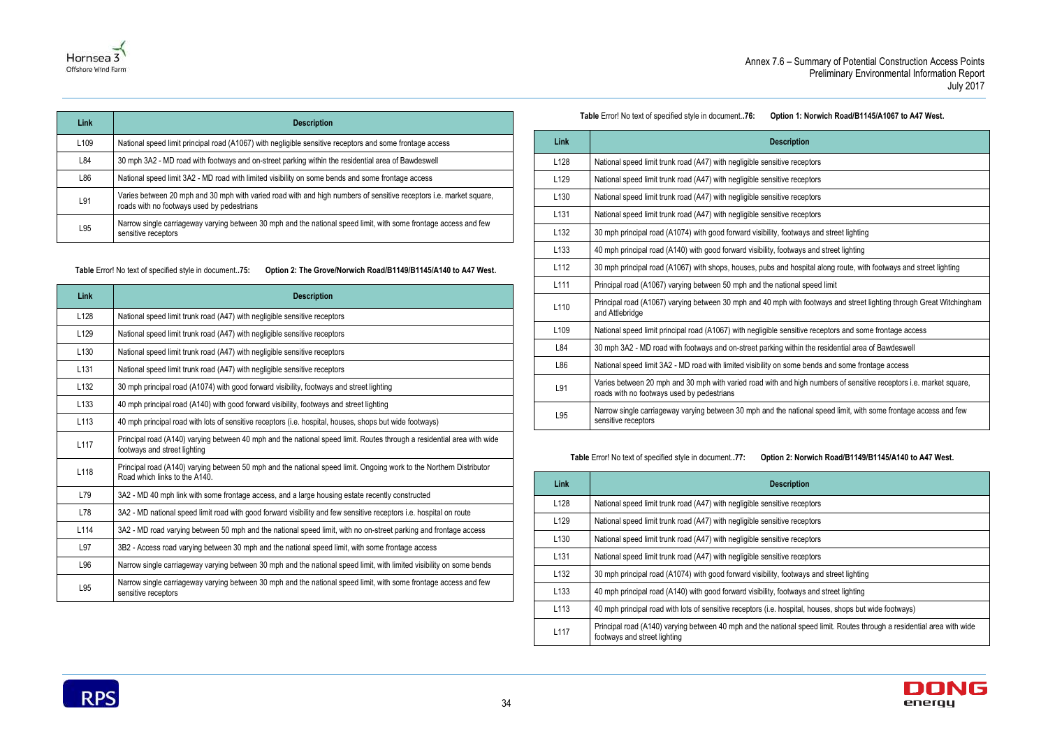| Link | Description |
|---|---|
| L109 | National speed limit principal road (A1067) with negligible sensitive receptors and some frontage access |
| L84 | 30 mph 3A2 - MD road with footways and on-street parking within the residential area of Bawdeswell |
| L86 | National speed limit 3A2 - MD road with limited visibility on some bends and some frontage access |
| L91 | Varies between 20 mph and 30 mph with varied road with and high numbers of sensitive receptors i.e. market square, roads with no footways used by pedestrians |
| L95 | Narrow single carriageway varying between 30 mph and the national speed limit, with some frontage access and few sensitive receptors |

**Table** Error! No text of specified style in document.**.75: Option 2: The Grove/Norwich Road/B1149/B1145/A140 to A47 West.**

| Link | Description |
|---|---|
| L128 | National speed limit trunk road (A47) with negligible sensitive receptors |
| L129 | National speed limit trunk road (A47) with negligible sensitive receptors |
| L130 | National speed limit trunk road (A47) with negligible sensitive receptors |
| L131 | National speed limit trunk road (A47) with negligible sensitive receptors |
| L132 | 30 mph principal road (A1074) with good forward visibility, footways and street lighting |
| L133 | 40 mph principal road (A140) with good forward visibility, footways and street lighting |
| L113 | 40 mph principal road with lots of sensitive receptors (i.e. hospital, houses, shops but wide footways) |
| L117 | Principal road (A140) varying between 40 mph and the national speed limit. Routes through a residential area with wide footways and street lighting |
| L118 | Principal road (A140) varying between 50 mph and the national speed limit. Ongoing work to the Northern Distributor Road which links to the A140. |
| L79 | 3A2 - MD 40 mph link with some frontage access, and a large housing estate recently constructed |
| L78 | 3A2 - MD national speed limit road with good forward visibility and few sensitive receptors i.e. hospital on route |
| L114 | 3A2 - MD road varying between 50 mph and the national speed limit, with no on-street parking and frontage access |
| L97 | 3B2 - Access road varying between 30 mph and the national speed limit, with some frontage access |
| L96 | Narrow single carriageway varying between 30 mph and the national speed limit, with limited visibility on some bends |
| L95 | Narrow single carriageway varying between 30 mph and the national speed limit, with some frontage access and few sensitive receptors |

**Table** Error! No text of specified style in document.**.76: Option 1: Norwich Road/B1145/A1067 to A47 West.**

| Link | Description |
|---|---|
| L128 | National speed limit trunk road (A47) with negligible sensitive receptors |
| L129 | National speed limit trunk road (A47) with negligible sensitive receptors |
| L130 | National speed limit trunk road (A47) with negligible sensitive receptors |
| L131 | National speed limit trunk road (A47) with negligible sensitive receptors |
| L132 | 30 mph principal road (A1074) with good forward visibility, footways and street lighting |
| L133 | 40 mph principal road (A140) with good forward visibility, footways and street lighting |
| L112 | 30 mph principal road (A1067) with shops, houses, pubs and hospital along route, with footways and street lighting |
| L111 | Principal road (A1067) varying between 50 mph and the national speed limit |
| L110 | Principal road (A1067) varying between 30 mph and 40 mph with footways and street lighting through Great Witchingham and Attlebridge |
| L109 | National speed limit principal road (A1067) with negligible sensitive receptors and some frontage access |
| L84 | 30 mph 3A2 - MD road with footways and on-street parking within the residential area of Bawdeswell |
| L86 | National speed limit 3A2 - MD road with limited visibility on some bends and some frontage access |
| L91 | Varies between 20 mph and 30 mph with varied road with and high numbers of sensitive receptors i.e. market square, roads with no footways used by pedestrians |
| L95 | Narrow single carriageway varying between 30 mph and the national speed limit, with some frontage access and few sensitive receptors |

**Table** Error! No text of specified style in document.**.77: Option 2: Norwich Road/B1149/B1145/A140 to A47 West.**

| Link | Description |
|---|---|
| L128 | National speed limit trunk road (A47) with negligible sensitive receptors |
| L129 | National speed limit trunk road (A47) with negligible sensitive receptors |
| L130 | National speed limit trunk road (A47) with negligible sensitive receptors |
| L131 | National speed limit trunk road (A47) with negligible sensitive receptors |
| L132 | 30 mph principal road (A1074) with good forward visibility, footways and street lighting |
| L133 | 40 mph principal road (A140) with good forward visibility, footways and street lighting |
| L113 | 40 mph principal road with lots of sensitive receptors (i.e. hospital, houses, shops but wide footways) |
| L117 | Principal road (A140) varying between 40 mph and the national speed limit. Routes through a residential area with wide footways and street lighting |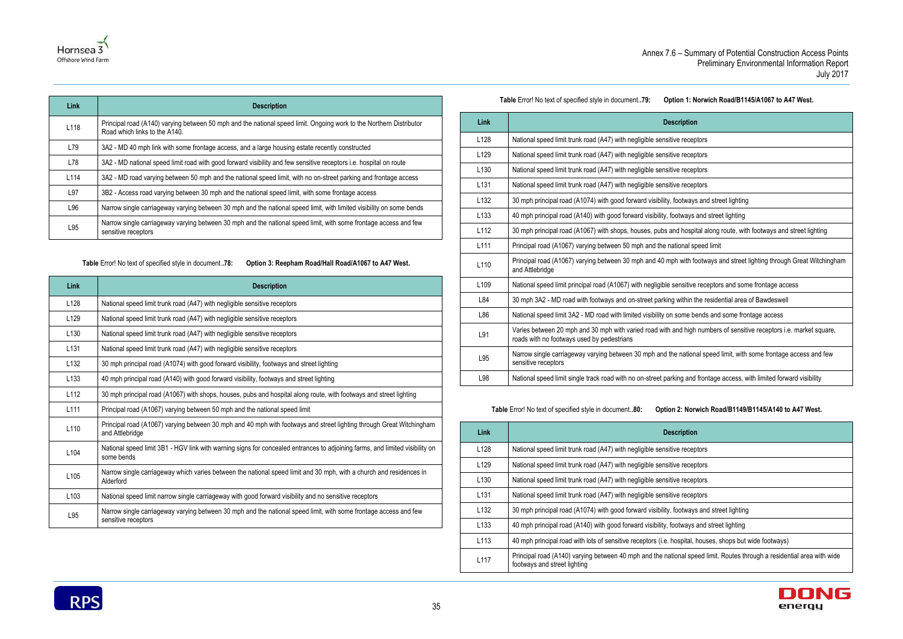| Link | Description |
| --- | --- |
| L118 | Principal road (A140) varying between 50 mph and the national speed limit. Ongoing work to the Northern Distributor Road which links to the A140. |
| L79 | 3A2 - MD 40 mph link with some frontage access, and a large housing estate recently constructed |
| L78 | 3A2 - MD national speed limit road with good forward visibility and few sensitive receptors i.e. hospital on route |
| L114 | 3A2 - MD road varying between 50 mph and the national speed limit, with no on-street parking and frontage access |
| L97 | 3B2 - Access road varying between 30 mph and the national speed limit, with some frontage access |
| L96 | Narrow single carriageway varying between 30 mph and the national speed limit, with limited visibility on some bends |
| L95 | Narrow single carriageway varying between 30 mph and the national speed limit, with some frontage access and few sensitive receptors |

**Table** Error! No text of specified style in document.**.78: Option 3: Reepham Road/Hall Road/A1067 to A47 West.**

| Link | Description |
| --- | --- |
| L128 | National speed limit trunk road (A47) with negligible sensitive receptors |
| L129 | National speed limit trunk road (A47) with negligible sensitive receptors |
| L130 | National speed limit trunk road (A47) with negligible sensitive receptors |
| L131 | National speed limit trunk road (A47) with negligible sensitive receptors |
| L132 | 30 mph principal road (A1074) with good forward visibility, footways and street lighting |
| L133 | 40 mph principal road (A140) with good forward visibility, footways and street lighting |
| L112 | 30 mph principal road (A1067) with shops, houses, pubs and hospital along route, with footways and street lighting |
| L111 | Principal road (A1067) varying between 50 mph and the national speed limit |
| L110 | Principal road (A1067) varying between 30 mph and 40 mph with footways and street lighting through Great Witchingham and Attlebridge |
| L104 | National speed limit 3B1 - HGV link with warning signs for concealed entrances to adjoining farms, and limited visibility on some bends |
| L105 | Narrow single carriageway which varies between the national speed limit and 30 mph, with a church and residences in Alderford |
| L103 | National speed limit narrow single carriageway with good forward visibility and no sensitive receptors |
| L95 | Narrow single carriageway varying between 30 mph and the national speed limit, with some frontage access and few sensitive receptors |

**Table** Error! No text of specified style in document.**.79: Option 1: Norwich Road/B1145/A1067 to A47 West.**

| Link | Description |
| --- | --- |
| L128 | National speed limit trunk road (A47) with negligible sensitive receptors |
| L129 | National speed limit trunk road (A47) with negligible sensitive receptors |
| L130 | National speed limit trunk road (A47) with negligible sensitive receptors |
| L131 | National speed limit trunk road (A47) with negligible sensitive receptors |
| L132 | 30 mph principal road (A1074) with good forward visibility, footways and street lighting |
| L133 | 40 mph principal road (A140) with good forward visibility, footways and street lighting |
| L112 | 30 mph principal road (A1067) with shops, houses, pubs and hospital along route, with footways and street lighting |
| L111 | Principal road (A1067) varying between 50 mph and the national speed limit |
| L110 | Principal road (A1067) varying between 30 mph and 40 mph with footways and street lighting through Great Witchingham and Attlebridge |
| L109 | National speed limit principal road (A1067) with negligible sensitive receptors and some frontage access |
| L84 | 30 mph 3A2 - MD road with footways and on-street parking within the residential area of Bawdeswell |
| L86 | National speed limit 3A2 - MD road with limited visibility on some bends and some frontage access |
| L91 | Varies between 20 mph and 30 mph with varied road with and high numbers of sensitive receptors i.e. market square, roads with no footways used by pedestrians |
| L95 | Narrow single carriageway varying between 30 mph and the national speed limit, with some frontage access and few sensitive receptors |
| L98 | National speed limit single track road with no on-street parking and frontage access, with limited forward visibility |

**Table** Error! No text of specified style in document.**.80: Option 2: Norwich Road/B1149/B1145/A140 to A47 West.**

| Link | Description |
| --- | --- |
| L128 | National speed limit trunk road (A47) with negligible sensitive receptors |
| L129 | National speed limit trunk road (A47) with negligible sensitive receptors |
| L130 | National speed limit trunk road (A47) with negligible sensitive receptors |
| L131 | National speed limit trunk road (A47) with negligible sensitive receptors |
| L132 | 30 mph principal road (A1074) with good forward visibility, footways and street lighting |
| L133 | 40 mph principal road (A140) with good forward visibility, footways and street lighting |
| L113 | 40 mph principal road with lots of sensitive receptors (i.e. hospital, houses, shops but wide footways) |
| L117 | Principal road (A140) varying between 40 mph and the national speed limit. Routes through a residential area with wide footways and street lighting |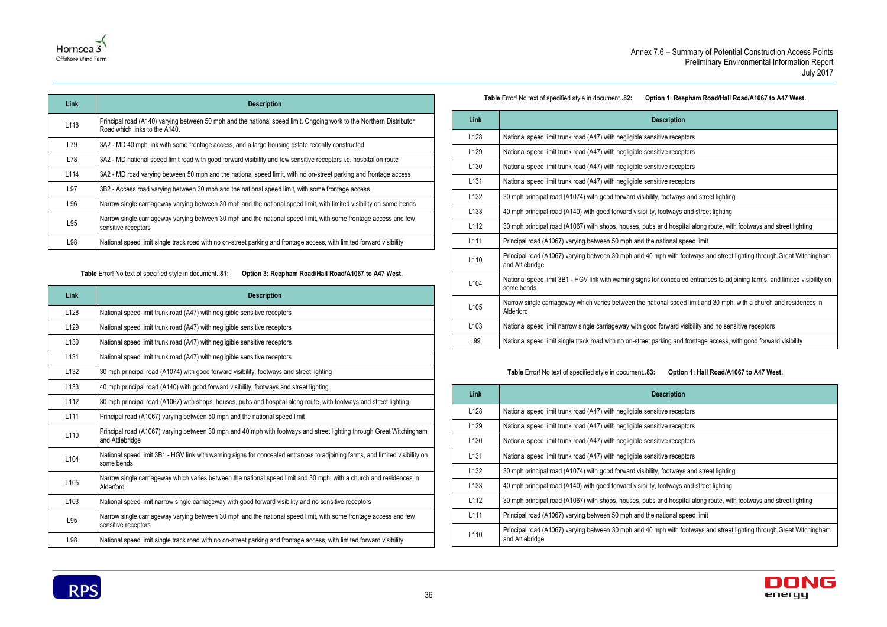| Link | Description |
|---|---|
| L118 | Principal road (A140) varying between 50 mph and the national speed limit. Ongoing work to the Northern Distributor Road which links to the A140. |
| L79 | 3A2 - MD 40 mph link with some frontage access, and a large housing estate recently constructed |
| L78 | 3A2 - MD national speed limit road with good forward visibility and few sensitive receptors i.e. hospital on route |
| L114 | 3A2 - MD road varying between 50 mph and the national speed limit, with no on-street parking and frontage access |
| L97 | 3B2 - Access road varying between 30 mph and the national speed limit, with some frontage access |
| L96 | Narrow single carriageway varying between 30 mph and the national speed limit, with limited visibility on some bends |
| L95 | Narrow single carriageway varying between 30 mph and the national speed limit, with some frontage access and few sensitive receptors |
| L98 | National speed limit single track road with no on-street parking and frontage access, with limited forward visibility |

**Table** Error! No text of specified style in document.**.81: Option 3: Reepham Road/Hall Road/A1067 to A47 West.**

| Link | Description |
|---|---|
| L128 | National speed limit trunk road (A47) with negligible sensitive receptors |
| L129 | National speed limit trunk road (A47) with negligible sensitive receptors |
| L130 | National speed limit trunk road (A47) with negligible sensitive receptors |
| L131 | National speed limit trunk road (A47) with negligible sensitive receptors |
| L132 | 30 mph principal road (A1074) with good forward visibility, footways and street lighting |
| L133 | 40 mph principal road (A140) with good forward visibility, footways and street lighting |
| L112 | 30 mph principal road (A1067) with shops, houses, pubs and hospital along route, with footways and street lighting |
| L111 | Principal road (A1067) varying between 50 mph and the national speed limit |
| L110 | Principal road (A1067) varying between 30 mph and 40 mph with footways and street lighting through Great Witchingham and Attlebridge |
| L104 | National speed limit 3B1 - HGV link with warning signs for concealed entrances to adjoining farms, and limited visibility on some bends |
| L105 | Narrow single carriageway which varies between the national speed limit and 30 mph, with a church and residences in Alderford |
| L103 | National speed limit narrow single carriageway with good forward visibility and no sensitive receptors |
| L95 | Narrow single carriageway varying between 30 mph and the national speed limit, with some frontage access and few sensitive receptors |
| L98 | National speed limit single track road with no on-street parking and frontage access, with limited forward visibility |

**Table** Error! No text of specified style in document.**.82: Option 1: Reepham Road/Hall Road/A1067 to A47 West.**

| Link | Description |
|---|---|
| L128 | National speed limit trunk road (A47) with negligible sensitive receptors |
| L129 | National speed limit trunk road (A47) with negligible sensitive receptors |
| L130 | National speed limit trunk road (A47) with negligible sensitive receptors |
| L131 | National speed limit trunk road (A47) with negligible sensitive receptors |
| L132 | 30 mph principal road (A1074) with good forward visibility, footways and street lighting |
| L133 | 40 mph principal road (A140) with good forward visibility, footways and street lighting |
| L112 | 30 mph principal road (A1067) with shops, houses, pubs and hospital along route, with footways and street lighting |
| L111 | Principal road (A1067) varying between 50 mph and the national speed limit |
| L110 | Principal road (A1067) varying between 30 mph and 40 mph with footways and street lighting through Great Witchingham and Attlebridge |
| L104 | National speed limit 3B1 - HGV link with warning signs for concealed entrances to adjoining farms, and limited visibility on some bends |
| L105 | Narrow single carriageway which varies between the national speed limit and 30 mph, with a church and residences in Alderford |
| L103 | National speed limit narrow single carriageway with good forward visibility and no sensitive receptors |
| L99 | National speed limit single track road with no on-street parking and frontage access, with good forward visibility |

**Table** Error! No text of specified style in document.**.83: Option 1: Hall Road/A1067 to A47 West.**

| Link | Description |
|---|---|
| L128 | National speed limit trunk road (A47) with negligible sensitive receptors |
| L129 | National speed limit trunk road (A47) with negligible sensitive receptors |
| L130 | National speed limit trunk road (A47) with negligible sensitive receptors |
| L131 | National speed limit trunk road (A47) with negligible sensitive receptors |
| L132 | 30 mph principal road (A1074) with good forward visibility, footways and street lighting |
| L133 | 40 mph principal road (A140) with good forward visibility, footways and street lighting |
| L112 | 30 mph principal road (A1067) with shops, houses, pubs and hospital along route, with footways and street lighting |
| L111 | Principal road (A1067) varying between 50 mph and the national speed limit |
| L110 | Principal road (A1067) varying between 30 mph and 40 mph with footways and street lighting through Great Witchingham and Attlebridge |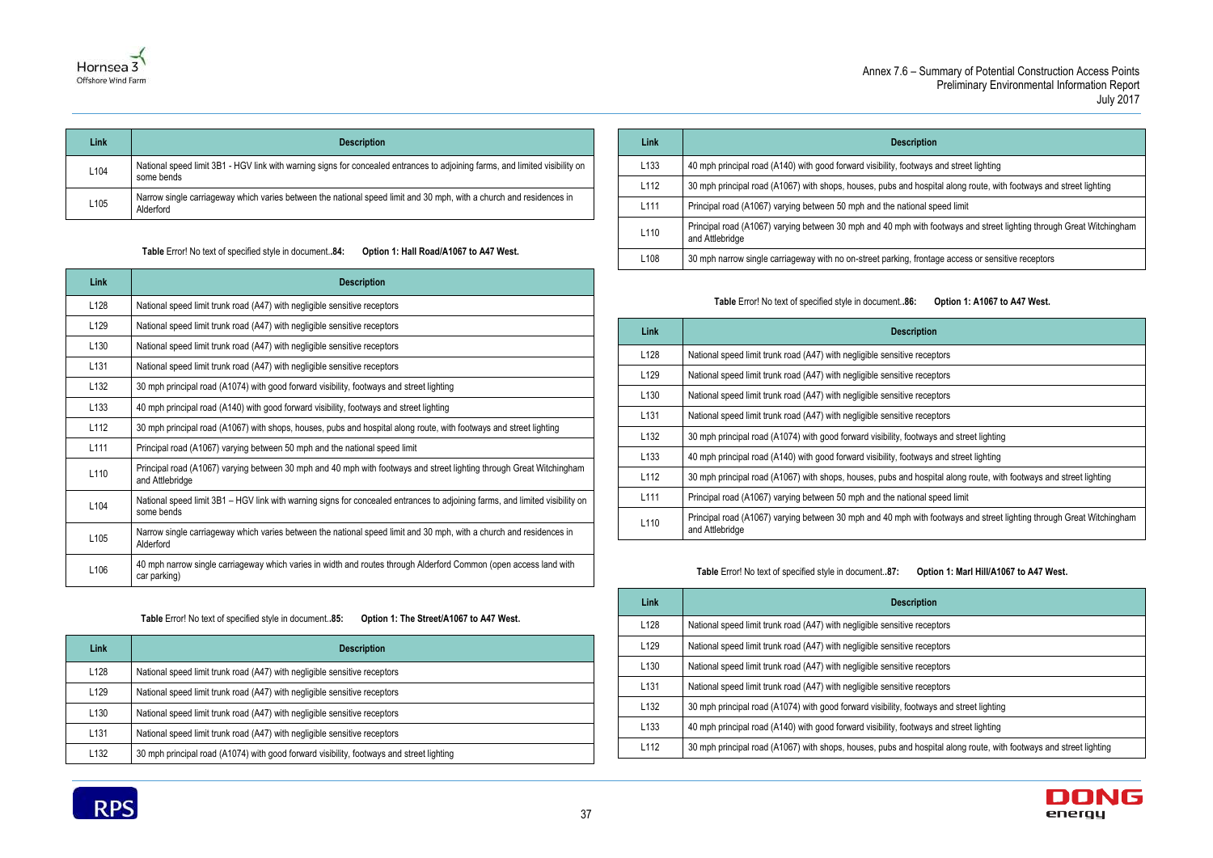| Link | Description |
|---|---|
| L104 | National speed limit 3B1 - HGV link with warning signs for concealed entrances to adjoining farms, and limited visibility on some bends |
| L105 | Narrow single carriageway which varies between the national speed limit and 30 mph, with a church and residences in Alderford |

**Table** Error! No text of specified style in document.**.84: Option 1: Hall Road/A1067 to A47 West.**

| Link | Description |
|---|---|
| L128 | National speed limit trunk road (A47) with negligible sensitive receptors |
| L129 | National speed limit trunk road (A47) with negligible sensitive receptors |
| L130 | National speed limit trunk road (A47) with negligible sensitive receptors |
| L131 | National speed limit trunk road (A47) with negligible sensitive receptors |
| L132 | 30 mph principal road (A1074) with good forward visibility, footways and street lighting |
| L133 | 40 mph principal road (A140) with good forward visibility, footways and street lighting |
| L112 | 30 mph principal road (A1067) with shops, houses, pubs and hospital along route, with footways and street lighting |
| L111 | Principal road (A1067) varying between 50 mph and the national speed limit |
| L110 | Principal road (A1067) varying between 30 mph and 40 mph with footways and street lighting through Great Witchingham and Attlebridge |
| L104 | National speed limit 3B1 – HGV link with warning signs for concealed entrances to adjoining farms, and limited visibility on some bends |
| L105 | Narrow single carriageway which varies between the national speed limit and 30 mph, with a church and residences in Alderford |
| L106 | 40 mph narrow single carriageway which varies in width and routes through Alderford Common (open access land with car parking) |

**Table** Error! No text of specified style in document.**.85: Option 1: The Street/A1067 to A47 West.**

| Link | Description |
|---|---|
| L128 | National speed limit trunk road (A47) with negligible sensitive receptors |
| L129 | National speed limit trunk road (A47) with negligible sensitive receptors |
| L130 | National speed limit trunk road (A47) with negligible sensitive receptors |
| L131 | National speed limit trunk road (A47) with negligible sensitive receptors |
| L132 | 30 mph principal road (A1074) with good forward visibility, footways and street lighting |
| L133 | 40 mph principal road (A140) with good forward visibility, footways and street lighting |
| L112 | 30 mph principal road (A1067) with shops, houses, pubs and hospital along route, with footways and street lighting |
| L111 | Principal road (A1067) varying between 50 mph and the national speed limit |
| L110 | Principal road (A1067) varying between 30 mph and 40 mph with footways and street lighting through Great Witchingham and Attlebridge |
| L108 | 30 mph narrow single carriageway with no on-street parking, frontage access or sensitive receptors |

**Table** Error! No text of specified style in document.**.86: Option 1: A1067 to A47 West.**

| Link | Description |
|---|---|
| L128 | National speed limit trunk road (A47) with negligible sensitive receptors |
| L129 | National speed limit trunk road (A47) with negligible sensitive receptors |
| L130 | National speed limit trunk road (A47) with negligible sensitive receptors |
| L131 | National speed limit trunk road (A47) with negligible sensitive receptors |
| L132 | 30 mph principal road (A1074) with good forward visibility, footways and street lighting |
| L133 | 40 mph principal road (A140) with good forward visibility, footways and street lighting |
| L112 | 30 mph principal road (A1067) with shops, houses, pubs and hospital along route, with footways and street lighting |
| L111 | Principal road (A1067) varying between 50 mph and the national speed limit |
| L110 | Principal road (A1067) varying between 30 mph and 40 mph with footways and street lighting through Great Witchingham and Attlebridge |

**Table** Error! No text of specified style in document.**.87: Option 1: Marl Hill/A1067 to A47 West.**

| Link | Description |
|---|---|
| L128 | National speed limit trunk road (A47) with negligible sensitive receptors |
| L129 | National speed limit trunk road (A47) with negligible sensitive receptors |
| L130 | National speed limit trunk road (A47) with negligible sensitive receptors |
| L131 | National speed limit trunk road (A47) with negligible sensitive receptors |
| L132 | 30 mph principal road (A1074) with good forward visibility, footways and street lighting |
| L133 | 40 mph principal road (A140) with good forward visibility, footways and street lighting |
| L112 | 30 mph principal road (A1067) with shops, houses, pubs and hospital along route, with footways and street lighting |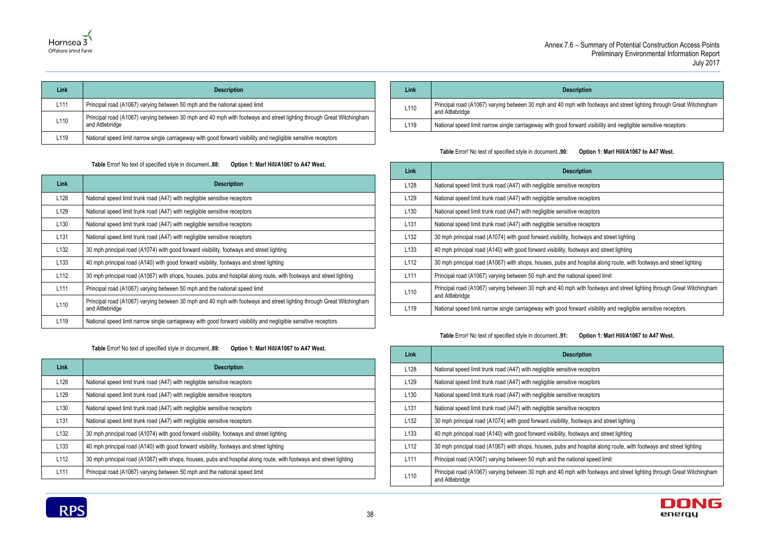| Link | Description |
| --- | --- |
| L111 | Principal road (A1067) varying between 50 mph and the national speed limit |
| L110 | Principal road (A1067) varying between 30 mph and 40 mph with footways and street lighting through Great Witchingham and Attlebridge |
| L119 | National speed limit narrow single carriageway with good forward visibility and negligible sensitive receptors |

**Table** Error! No text of specified style in document.**.88: Option 1: Marl Hill/A1067 to A47 West.**

| Link | Description |
| --- | --- |
| L128 | National speed limit trunk road (A47) with negligible sensitive receptors |
| L129 | National speed limit trunk road (A47) with negligible sensitive receptors |
| L130 | National speed limit trunk road (A47) with negligible sensitive receptors |
| L131 | National speed limit trunk road (A47) with negligible sensitive receptors |
| L132 | 30 mph principal road (A1074) with good forward visibility, footways and street lighting |
| L133 | 40 mph principal road (A140) with good forward visibility, footways and street lighting |
| L112 | 30 mph principal road (A1067) with shops, houses, pubs and hospital along route, with footways and street lighting |
| L111 | Principal road (A1067) varying between 50 mph and the national speed limit |
| L110 | Principal road (A1067) varying between 30 mph and 40 mph with footways and street lighting through Great Witchingham and Attlebridge |
| L119 | National speed limit narrow single carriageway with good forward visibility and negligible sensitive receptors |

**Table** Error! No text of specified style in document.**.89: Option 1: Marl Hill/A1067 to A47 West.**

| Link | Description |
| --- | --- |
| L128 | National speed limit trunk road (A47) with negligible sensitive receptors |
| L129 | National speed limit trunk road (A47) with negligible sensitive receptors |
| L130 | National speed limit trunk road (A47) with negligible sensitive receptors |
| L131 | National speed limit trunk road (A47) with negligible sensitive receptors |
| L132 | 30 mph principal road (A1074) with good forward visibility, footways and street lighting |
| L133 | 40 mph principal road (A140) with good forward visibility, footways and street lighting |
| L112 | 30 mph principal road (A1067) with shops, houses, pubs and hospital along route, with footways and street lighting |
| L111 | Principal road (A1067) varying between 50 mph and the national speed limit |
| L110 | Principal road (A1067) varying between 30 mph and 40 mph with footways and street lighting through Great Witchingham and Attlebridge |
| L119 | National speed limit narrow single carriageway with good forward visibility and negligible sensitive receptors |

**Table** Error! No text of specified style in document.**.90: Option 1: Marl Hill/A1067 to A47 West.**

| Link | Description |
| --- | --- |
| L128 | National speed limit trunk road (A47) with negligible sensitive receptors |
| L129 | National speed limit trunk road (A47) with negligible sensitive receptors |
| L130 | National speed limit trunk road (A47) with negligible sensitive receptors |
| L131 | National speed limit trunk road (A47) with negligible sensitive receptors |
| L132 | 30 mph principal road (A1074) with good forward visibility, footways and street lighting |
| L133 | 40 mph principal road (A140) with good forward visibility, footways and street lighting |
| L112 | 30 mph principal road (A1067) with shops, houses, pubs and hospital along route, with footways and street lighting |
| L111 | Principal road (A1067) varying between 50 mph and the national speed limit |
| L110 | Principal road (A1067) varying between 30 mph and 40 mph with footways and street lighting through Great Witchingham and Attlebridge |
| L119 | National speed limit narrow single carriageway with good forward visibility and negligible sensitive receptors |

**Table** Error! No text of specified style in document.**.91: Option 1: Marl Hill/A1067 to A47 West.**

| Link | Description |
| --- | --- |
| L128 | National speed limit trunk road (A47) with negligible sensitive receptors |
| L129 | National speed limit trunk road (A47) with negligible sensitive receptors |
| L130 | National speed limit trunk road (A47) with negligible sensitive receptors |
| L131 | National speed limit trunk road (A47) with negligible sensitive receptors |
| L132 | 30 mph principal road (A1074) with good forward visibility, footways and street lighting |
| L133 | 40 mph principal road (A140) with good forward visibility, footways and street lighting |
| L112 | 30 mph principal road (A1067) with shops, houses, pubs and hospital along route, with footways and street lighting |
| L111 | Principal road (A1067) varying between 50 mph and the national speed limit |
| L110 | Principal road (A1067) varying between 30 mph and 40 mph with footways and street lighting through Great Witchingham and Attlebridge |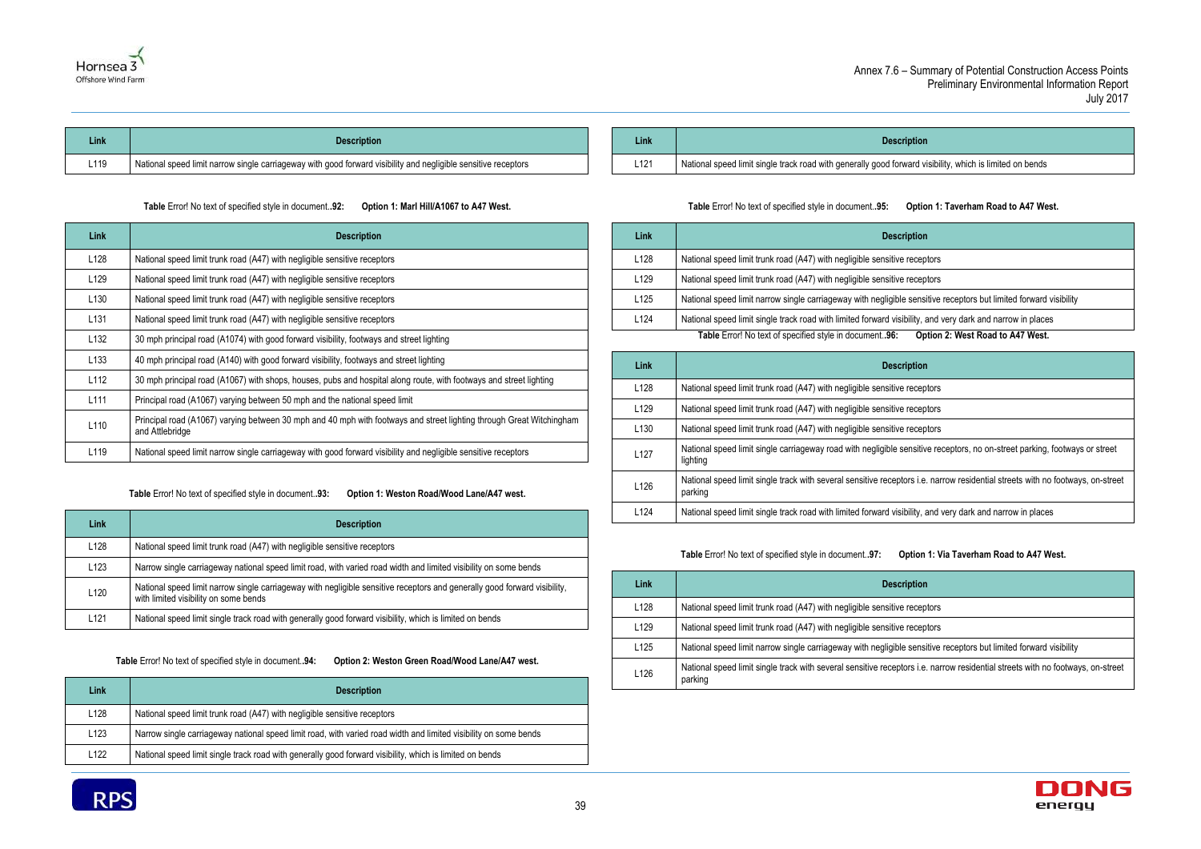| Link | Description |
|---|---|
| L119 | National speed limit narrow single carriageway with good forward visibility and negligible sensitive receptors |

**Table** Error! No text of specified style in document..**92: Option 1: Marl Hill/A1067 to A47 West.**

| Link | Description |
|---|---|
| L128 | National speed limit trunk road (A47) with negligible sensitive receptors |
| L129 | National speed limit trunk road (A47) with negligible sensitive receptors |
| L130 | National speed limit trunk road (A47) with negligible sensitive receptors |
| L131 | National speed limit trunk road (A47) with negligible sensitive receptors |
| L132 | 30 mph principal road (A1074) with good forward visibility, footways and street lighting |
| L133 | 40 mph principal road (A140) with good forward visibility, footways and street lighting |
| L112 | 30 mph principal road (A1067) with shops, houses, pubs and hospital along route, with footways and street lighting |
| L111 | Principal road (A1067) varying between 50 mph and the national speed limit |
| L110 | Principal road (A1067) varying between 30 mph and 40 mph with footways and street lighting through Great Witchingham and Attlebridge |
| L119 | National speed limit narrow single carriageway with good forward visibility and negligible sensitive receptors |

**Table** Error! No text of specified style in document..**93: Option 1: Weston Road/Wood Lane/A47 west.**

| Link | Description |
|---|---|
| L128 | National speed limit trunk road (A47) with negligible sensitive receptors |
| L123 | Narrow single carriageway national speed limit road, with varied road width and limited visibility on some bends |
| L120 | National speed limit narrow single carriageway with negligible sensitive receptors and generally good forward visibility, with limited visibility on some bends |
| L121 | National speed limit single track road with generally good forward visibility, which is limited on bends |

**Table** Error! No text of specified style in document..**94: Option 2: Weston Green Road/Wood Lane/A47 west.**

| Link | Description |
|---|---|
| L128 | National speed limit trunk road (A47) with negligible sensitive receptors |
| L123 | Narrow single carriageway national speed limit road, with varied road width and limited visibility on some bends |
| L122 | National speed limit single track road with generally good forward visibility, which is limited on bends |
| L121 | National speed limit single track road with generally good forward visibility, which is limited on bends |

**Table** Error! No text of specified style in document..**95: Option 1: Taverham Road to A47 West.**

| Link | Description |
|---|---|
| L128 | National speed limit trunk road (A47) with negligible sensitive receptors |
| L129 | National speed limit trunk road (A47) with negligible sensitive receptors |
| L125 | National speed limit narrow single carriageway with negligible sensitive receptors but limited forward visibility |
| L124 | National speed limit single track road with limited forward visibility, and very dark and narrow in places |

**Table** Error! No text of specified style in document..**96: Option 2: West Road to A47 West.**

| Link | Description |
|---|---|
| L128 | National speed limit trunk road (A47) with negligible sensitive receptors |
| L129 | National speed limit trunk road (A47) with negligible sensitive receptors |
| L130 | National speed limit trunk road (A47) with negligible sensitive receptors |
| L127 | National speed limit single carriageway road with negligible sensitive receptors, no on-street parking, footways or street lighting |
| L126 | National speed limit single track with several sensitive receptors i.e. narrow residential streets with no footways, on-street parking |
| L124 | National speed limit single track road with limited forward visibility, and very dark and narrow in places |

**Table** Error! No text of specified style in document..**97: Option 1: Via Taverham Road to A47 West.**

| Link | Description |
|---|---|
| L128 | National speed limit trunk road (A47) with negligible sensitive receptors |
| L129 | National speed limit trunk road (A47) with negligible sensitive receptors |
| L125 | National speed limit narrow single carriageway with negligible sensitive receptors but limited forward visibility |
| L126 | National speed limit single track with several sensitive receptors i.e. narrow residential streets with no footways, on-street parking |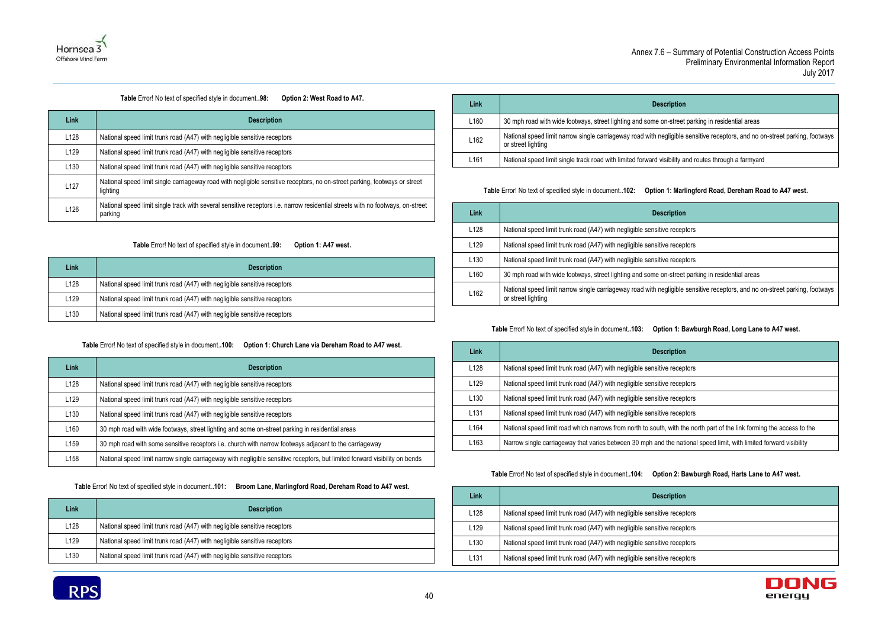**Table** Error! No text of specified style in document.**.98: Option 2: West Road to A47.**

| Link | Description |
|---|---|
| L128 | National speed limit trunk road (A47) with negligible sensitive receptors |
| L129 | National speed limit trunk road (A47) with negligible sensitive receptors |
| L130 | National speed limit trunk road (A47) with negligible sensitive receptors |
| L127 | National speed limit single carriageway road with negligible sensitive receptors, no on-street parking, footways or street lighting |
| L126 | National speed limit single track with several sensitive receptors i.e. narrow residential streets with no footways, on-street parking |

**Table** Error! No text of specified style in document.**.99: Option 1: A47 west.**

| Link | Description |
|---|---|
| L128 | National speed limit trunk road (A47) with negligible sensitive receptors |
| L129 | National speed limit trunk road (A47) with negligible sensitive receptors |
| L130 | National speed limit trunk road (A47) with negligible sensitive receptors |

**Table** Error! No text of specified style in document.**.100: Option 1: Church Lane via Dereham Road to A47 west.**

| Link | Description |
|---|---|
| L128 | National speed limit trunk road (A47) with negligible sensitive receptors |
| L129 | National speed limit trunk road (A47) with negligible sensitive receptors |
| L130 | National speed limit trunk road (A47) with negligible sensitive receptors |
| L160 | 30 mph road with wide footways, street lighting and some on-street parking in residential areas |
| L159 | 30 mph road with some sensitive receptors i.e. church with narrow footways adjacent to the carriageway |
| L158 | National speed limit narrow single carriageway with negligible sensitive receptors, but limited forward visibility on bends |

**Table** Error! No text of specified style in document.**.101: Broom Lane, Marlingford Road, Dereham Road to A47 west.**

| Link | Description |
|---|---|
| L128 | National speed limit trunk road (A47) with negligible sensitive receptors |
| L129 | National speed limit trunk road (A47) with negligible sensitive receptors |
| L130 | National speed limit trunk road (A47) with negligible sensitive receptors |
| L160 | 30 mph road with wide footways, street lighting and some on-street parking in residential areas |
| L162 | National speed limit narrow single carriageway road with negligible sensitive receptors, and no on-street parking, footways or street lighting |
| L161 | National speed limit single track road with limited forward visibility and routes through a farmyard |

**Table** Error! No text of specified style in document.**.102: Option 1: Marlingford Road, Dereham Road to A47 west.**

| Link | Description |
|---|---|
| L128 | National speed limit trunk road (A47) with negligible sensitive receptors |
| L129 | National speed limit trunk road (A47) with negligible sensitive receptors |
| L130 | National speed limit trunk road (A47) with negligible sensitive receptors |
| L160 | 30 mph road with wide footways, street lighting and some on-street parking in residential areas |
| L162 | National speed limit narrow single carriageway road with negligible sensitive receptors, and no on-street parking, footways or street lighting |

**Table** Error! No text of specified style in document.**.103: Option 1: Bawburgh Road, Long Lane to A47 west.**

| Link | Description |
|---|---|
| L128 | National speed limit trunk road (A47) with negligible sensitive receptors |
| L129 | National speed limit trunk road (A47) with negligible sensitive receptors |
| L130 | National speed limit trunk road (A47) with negligible sensitive receptors |
| L131 | National speed limit trunk road (A47) with negligible sensitive receptors |
| L164 | National speed limit road which narrows from north to south, with the north part of the link forming the access to the |
| L163 | Narrow single carriageway that varies between 30 mph and the national speed limit, with limited forward visibility |

**Table** Error! No text of specified style in document.**.104: Option 2: Bawburgh Road, Harts Lane to A47 west.**

| Link | Description |
|---|---|
| L128 | National speed limit trunk road (A47) with negligible sensitive receptors |
| L129 | National speed limit trunk road (A47) with negligible sensitive receptors |
| L130 | National speed limit trunk road (A47) with negligible sensitive receptors |
| L131 | National speed limit trunk road (A47) with negligible sensitive receptors |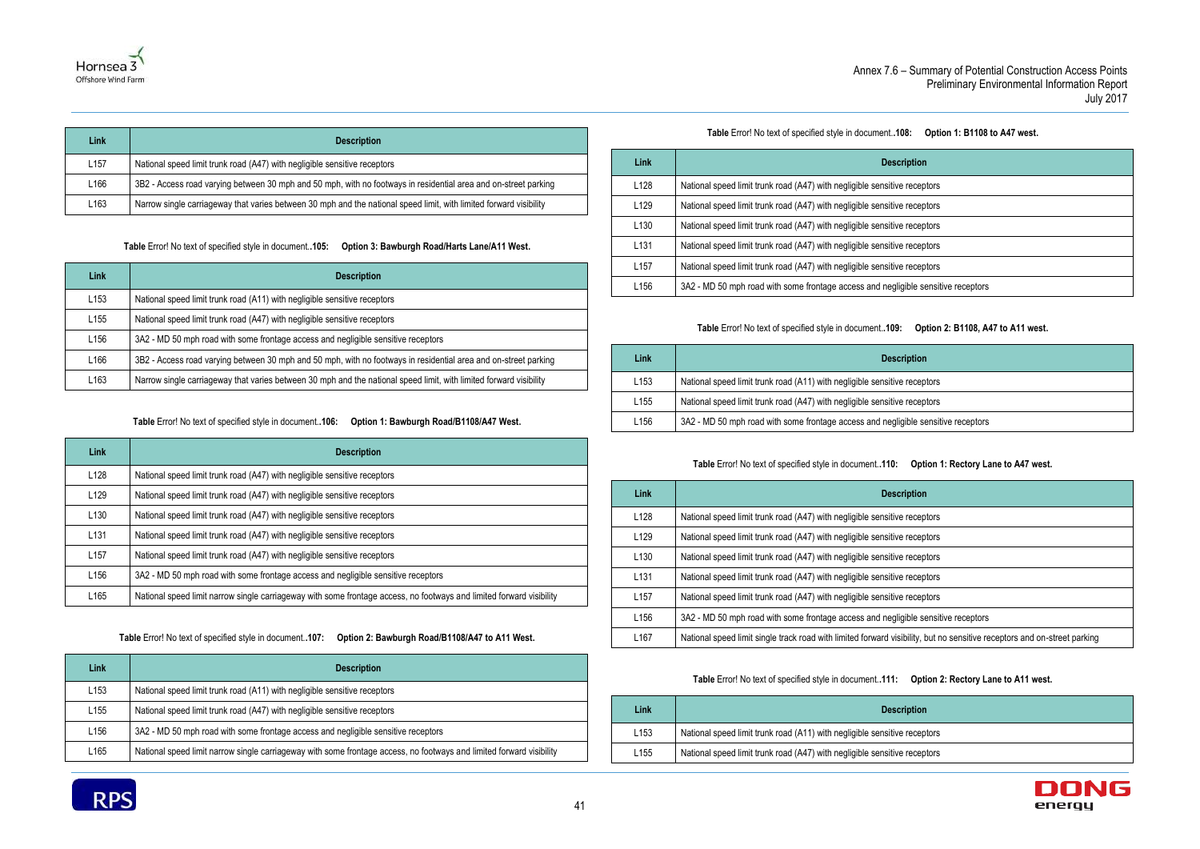| Link | Description |
| --- | --- |
| L157 | National speed limit trunk road (A47) with negligible sensitive receptors |
| L166 | 3B2 - Access road varying between 30 mph and 50 mph, with no footways in residential area and on-street parking |
| L163 | Narrow single carriageway that varies between 30 mph and the national speed limit, with limited forward visibility |

**Table** Error! No text of specified style in document.**.105: Option 3: Bawburgh Road/Harts Lane/A11 West.**

| Link | Description |
| --- | --- |
| L153 | National speed limit trunk road (A11) with negligible sensitive receptors |
| L155 | National speed limit trunk road (A47) with negligible sensitive receptors |
| L156 | 3A2 - MD 50 mph road with some frontage access and negligible sensitive receptors |
| L166 | 3B2 - Access road varying between 30 mph and 50 mph, with no footways in residential area and on-street parking |
| L163 | Narrow single carriageway that varies between 30 mph and the national speed limit, with limited forward visibility |

**Table** Error! No text of specified style in document.**.106: Option 1: Bawburgh Road/B1108/A47 West.**

| Link | Description |
| --- | --- |
| L128 | National speed limit trunk road (A47) with negligible sensitive receptors |
| L129 | National speed limit trunk road (A47) with negligible sensitive receptors |
| L130 | National speed limit trunk road (A47) with negligible sensitive receptors |
| L131 | National speed limit trunk road (A47) with negligible sensitive receptors |
| L157 | National speed limit trunk road (A47) with negligible sensitive receptors |
| L156 | 3A2 - MD 50 mph road with some frontage access and negligible sensitive receptors |
| L165 | National speed limit narrow single carriageway with some frontage access, no footways and limited forward visibility |

**Table** Error! No text of specified style in document.**.107: Option 2: Bawburgh Road/B1108/A47 to A11 West.**

| Link | Description |
| --- | --- |
| L153 | National speed limit trunk road (A11) with negligible sensitive receptors |
| L155 | National speed limit trunk road (A47) with negligible sensitive receptors |
| L156 | 3A2 - MD 50 mph road with some frontage access and negligible sensitive receptors |
| L165 | National speed limit narrow single carriageway with some frontage access, no footways and limited forward visibility |

**Table** Error! No text of specified style in document.**.108: Option 1: B1108 to A47 west.**

| Link | Description |
| --- | --- |
| L128 | National speed limit trunk road (A47) with negligible sensitive receptors |
| L129 | National speed limit trunk road (A47) with negligible sensitive receptors |
| L130 | National speed limit trunk road (A47) with negligible sensitive receptors |
| L131 | National speed limit trunk road (A47) with negligible sensitive receptors |
| L157 | National speed limit trunk road (A47) with negligible sensitive receptors |
| L156 | 3A2 - MD 50 mph road with some frontage access and negligible sensitive receptors |

**Table** Error! No text of specified style in document.**.109: Option 2: B1108, A47 to A11 west.**

| Link | Description |
| --- | --- |
| L153 | National speed limit trunk road (A11) with negligible sensitive receptors |
| L155 | National speed limit trunk road (A47) with negligible sensitive receptors |
| L156 | 3A2 - MD 50 mph road with some frontage access and negligible sensitive receptors |

**Table** Error! No text of specified style in document.**.110: Option 1: Rectory Lane to A47 west.**

| Link | Description |
| --- | --- |
| L128 | National speed limit trunk road (A47) with negligible sensitive receptors |
| L129 | National speed limit trunk road (A47) with negligible sensitive receptors |
| L130 | National speed limit trunk road (A47) with negligible sensitive receptors |
| L131 | National speed limit trunk road (A47) with negligible sensitive receptors |
| L157 | National speed limit trunk road (A47) with negligible sensitive receptors |
| L156 | 3A2 - MD 50 mph road with some frontage access and negligible sensitive receptors |
| L167 | National speed limit single track road with limited forward visibility, but no sensitive receptors and on-street parking |

**Table** Error! No text of specified style in document.**.111: Option 2: Rectory Lane to A11 west.**

| Link | Description |
| --- | --- |
| L153 | National speed limit trunk road (A11) with negligible sensitive receptors |
| L155 | National speed limit trunk road (A47) with negligible sensitive receptors |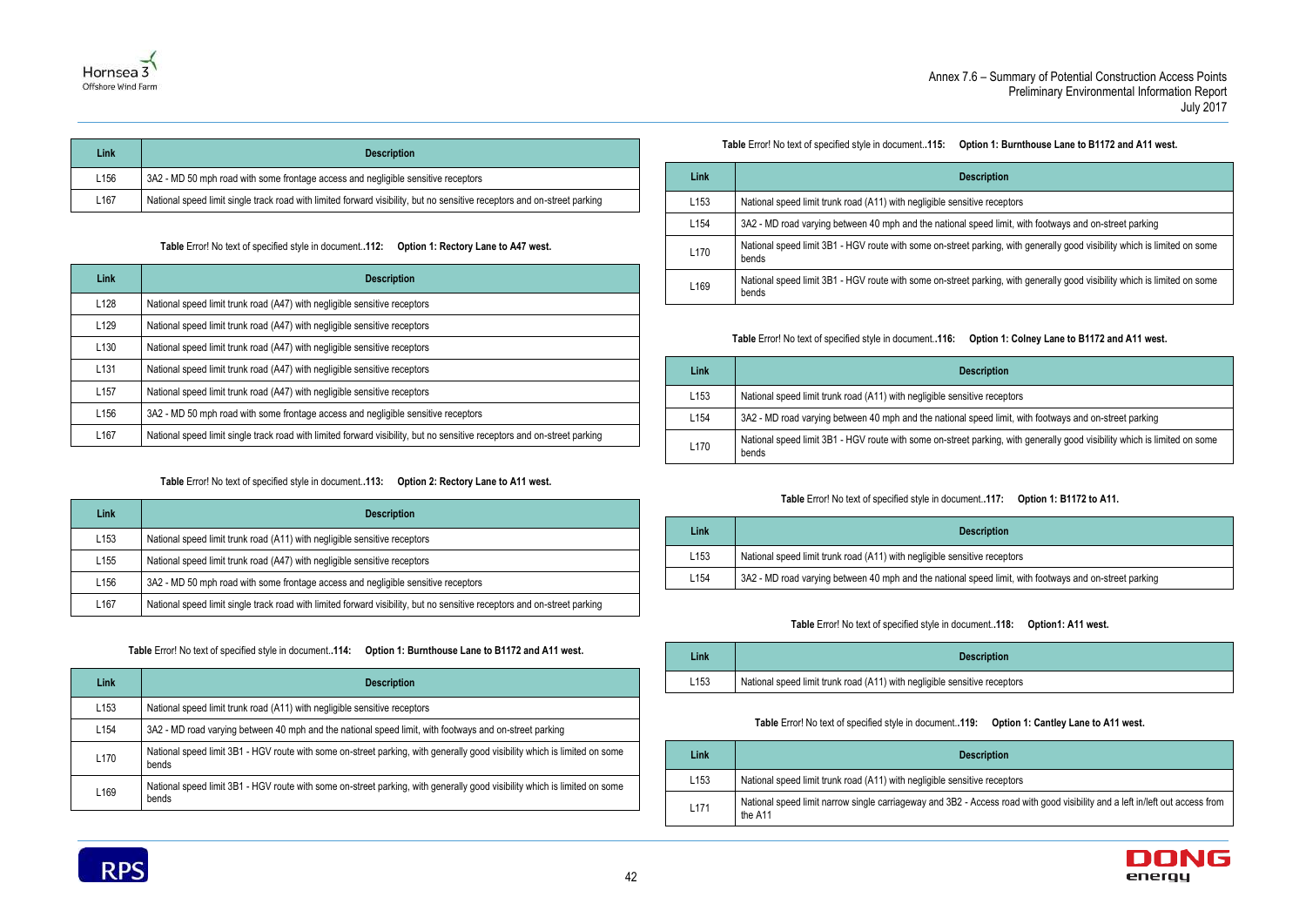| Link | Description |
|---|---|
| L156 | 3A2 - MD 50 mph road with some frontage access and negligible sensitive receptors |
| L167 | National speed limit single track road with limited forward visibility, but no sensitive receptors and on-street parking |

Table Error! No text of specified style in document..**112: Option 1: Rectory Lane to A47 west.**

| Link | Description |
|---|---|
| L128 | National speed limit trunk road (A47) with negligible sensitive receptors |
| L129 | National speed limit trunk road (A47) with negligible sensitive receptors |
| L130 | National speed limit trunk road (A47) with negligible sensitive receptors |
| L131 | National speed limit trunk road (A47) with negligible sensitive receptors |
| L157 | National speed limit trunk road (A47) with negligible sensitive receptors |
| L156 | 3A2 - MD 50 mph road with some frontage access and negligible sensitive receptors |
| L167 | National speed limit single track road with limited forward visibility, but no sensitive receptors and on-street parking |

Table Error! No text of specified style in document..**113: Option 2: Rectory Lane to A11 west.**

| Link | Description |
|---|---|
| L153 | National speed limit trunk road (A11) with negligible sensitive receptors |
| L155 | National speed limit trunk road (A47) with negligible sensitive receptors |
| L156 | 3A2 - MD 50 mph road with some frontage access and negligible sensitive receptors |
| L167 | National speed limit single track road with limited forward visibility, but no sensitive receptors and on-street parking |

Table Error! No text of specified style in document..**114: Option 1: Burnthouse Lane to B1172 and A11 west.**

| Link | Description |
|---|---|
| L153 | National speed limit trunk road (A11) with negligible sensitive receptors |
| L154 | 3A2 - MD road varying between 40 mph and the national speed limit, with footways and on-street parking |
| L170 | National speed limit 3B1 - HGV route with some on-street parking, with generally good visibility which is limited on some bends |
| L169 | National speed limit 3B1 - HGV route with some on-street parking, with generally good visibility which is limited on some bends |

Table Error! No text of specified style in document..**115: Option 1: Burnthouse Lane to B1172 and A11 west.**

| Link | Description |
|---|---|
| L153 | National speed limit trunk road (A11) with negligible sensitive receptors |
| L154 | 3A2 - MD road varying between 40 mph and the national speed limit, with footways and on-street parking |
| L170 | National speed limit 3B1 - HGV route with some on-street parking, with generally good visibility which is limited on some bends |
| L169 | National speed limit 3B1 - HGV route with some on-street parking, with generally good visibility which is limited on some bends |

Table Error! No text of specified style in document..**116: Option 1: Colney Lane to B1172 and A11 west.**

| Link | Description |
|---|---|
| L153 | National speed limit trunk road (A11) with negligible sensitive receptors |
| L154 | 3A2 - MD road varying between 40 mph and the national speed limit, with footways and on-street parking |
| L170 | National speed limit 3B1 - HGV route with some on-street parking, with generally good visibility which is limited on some bends |

Table Error! No text of specified style in document..**117: Option 1: B1172 to A11.**

| Link | Description |
|---|---|
| L153 | National speed limit trunk road (A11) with negligible sensitive receptors |
| L154 | 3A2 - MD road varying between 40 mph and the national speed limit, with footways and on-street parking |

Table Error! No text of specified style in document..**118: Option1: A11 west.**

| Link | Description |
|---|---|
| L153 | National speed limit trunk road (A11) with negligible sensitive receptors |

Table Error! No text of specified style in document..**119: Option 1: Cantley Lane to A11 west.**

| Link | Description |
|---|---|
| L153 | National speed limit trunk road (A11) with negligible sensitive receptors |
| L171 | National speed limit narrow single carriageway and 3B2 - Access road with good visibility and a left in/left out access from the A11 |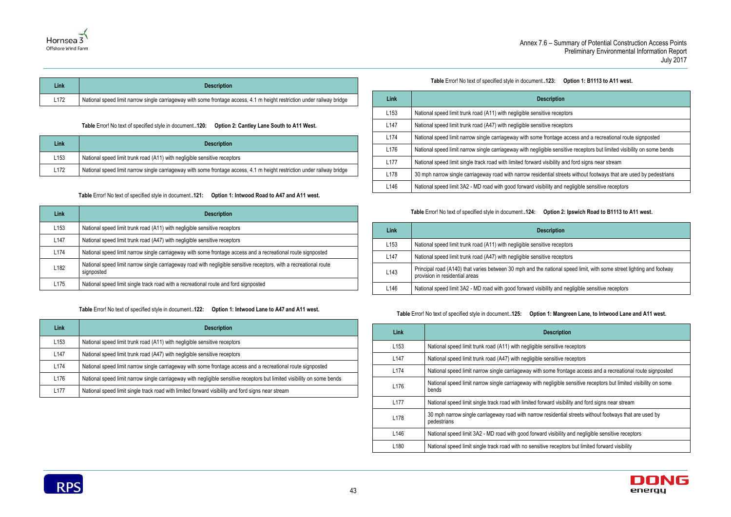| Link | Description |
|---|---|
| L172 | National speed limit narrow single carriageway with some frontage access, 4.1 m height restriction under railway bridge |

**Table** Error! No text of specified style in document.**.120: Option 2: Cantley Lane South to A11 West.**

| Link | Description |
|---|---|
| L153 | National speed limit trunk road (A11) with negligible sensitive receptors |
| L172 | National speed limit narrow single carriageway with some frontage access, 4.1 m height restriction under railway bridge |

**Table** Error! No text of specified style in document.**.121: Option 1: Intwood Road to A47 and A11 west.**

| Link | Description |
|---|---|
| L153 | National speed limit trunk road (A11) with negligible sensitive receptors |
| L147 | National speed limit trunk road (A47) with negligible sensitive receptors |
| L174 | National speed limit narrow single carriageway with some frontage access and a recreational route signposted |
| L182 | National speed limit narrow single carriageway road with negligible sensitive receptors, with a recreational route signposted |
| L175 | National speed limit single track road with a recreational route and ford signposted |

**Table** Error! No text of specified style in document.**.122: Option 1: Intwood Lane to A47 and A11 west.**

| Link | Description |
|---|---|
| L153 | National speed limit trunk road (A11) with negligible sensitive receptors |
| L147 | National speed limit trunk road (A47) with negligible sensitive receptors |
| L174 | National speed limit narrow single carriageway with some frontage access and a recreational route signposted |
| L176 | National speed limit narrow single carriageway with negligible sensitive receptors but limited visibility on some bends |
| L177 | National speed limit single track road with limited forward visibility and ford signs near stream |

**Table** Error! No text of specified style in document.**.123: Option 1: B1113 to A11 west.**

| Link | Description |
|---|---|
| L153 | National speed limit trunk road (A11) with negligible sensitive receptors |
| L147 | National speed limit trunk road (A47) with negligible sensitive receptors |
| L174 | National speed limit narrow single carriageway with some frontage access and a recreational route signposted |
| L176 | National speed limit narrow single carriageway with negligible sensitive receptors but limited visibility on some bends |
| L177 | National speed limit single track road with limited forward visibility and ford signs near stream |
| L178 | 30 mph narrow single carriageway road with narrow residential streets without footways that are used by pedestrians |
| L146 | National speed limit 3A2 - MD road with good forward visibility and negligible sensitive receptors |

**Table** Error! No text of specified style in document.**.124: Option 2: Ipswich Road to B1113 to A11 west.**

| Link | Description |
|---|---|
| L153 | National speed limit trunk road (A11) with negligible sensitive receptors |
| L147 | National speed limit trunk road (A47) with negligible sensitive receptors |
| L143 | Principal road (A140) that varies between 30 mph and the national speed limit, with some street lighting and footway provision in residential areas |
| L146 | National speed limit 3A2 - MD road with good forward visibility and negligible sensitive receptors |

**Table** Error! No text of specified style in document.**.125: Option 1: Mangreen Lane, to Intwood Lane and A11 west.**

| Link | Description |
|---|---|
| L153 | National speed limit trunk road (A11) with negligible sensitive receptors |
| L147 | National speed limit trunk road (A47) with negligible sensitive receptors |
| L174 | National speed limit narrow single carriageway with some frontage access and a recreational route signposted |
| L176 | National speed limit narrow single carriageway with negligible sensitive receptors but limited visibility on some bends |
| L177 | National speed limit single track road with limited forward visibility and ford signs near stream |
| L178 | 30 mph narrow single carriageway road with narrow residential streets without footways that are used by pedestrians |
| L146 | National speed limit 3A2 - MD road with good forward visibility and negligible sensitive receptors |
| L180 | National speed limit single track road with no sensitive receptors but limited forward visibility |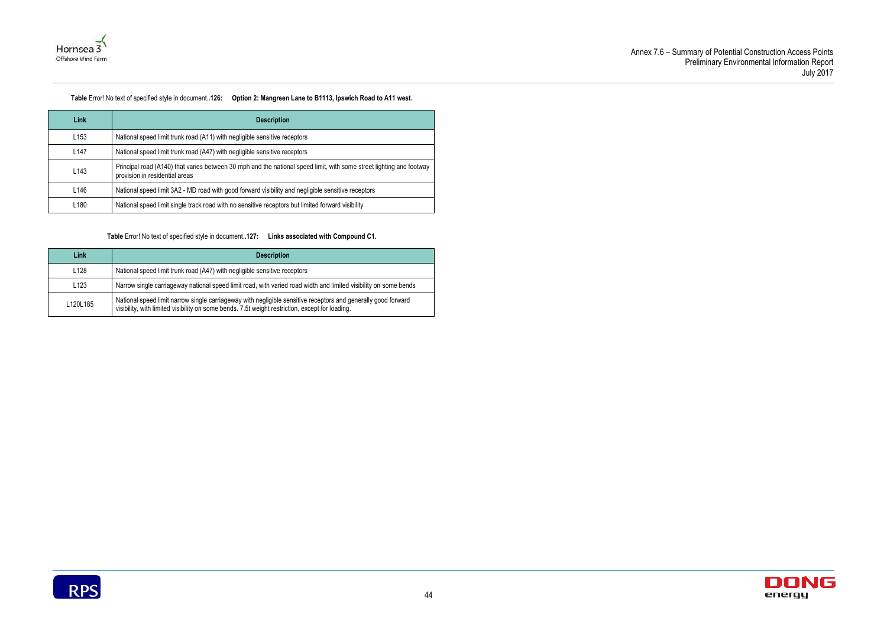**Table** Error! No text of specified style in document.**.126: Option 2: Mangreen Lane to B1113, Ipswich Road to A11 west.**

| Link | Description |
|---|---|
| L153 | National speed limit trunk road (A11) with negligible sensitive receptors |
| L147 | National speed limit trunk road (A47) with negligible sensitive receptors |
| L143 | Principal road (A140) that varies between 30 mph and the national speed limit, with some street lighting and footway provision in residential areas |
| L146 | National speed limit 3A2 - MD road with good forward visibility and negligible sensitive receptors |
| L180 | National speed limit single track road with no sensitive receptors but limited forward visibility |

**Table** Error! No text of specified style in document.**.127: Links associated with Compound C1.**

| Link | Description |
|---|---|
| L128 | National speed limit trunk road (A47) with negligible sensitive receptors |
| L123 | Narrow single carriageway national speed limit road, with varied road width and limited visibility on some bends |
| L120L185 | National speed limit narrow single carriageway with negligible sensitive receptors and generally good forward visibility, with limited visibility on some bends. 7.5t weight restriction, except for loading. |